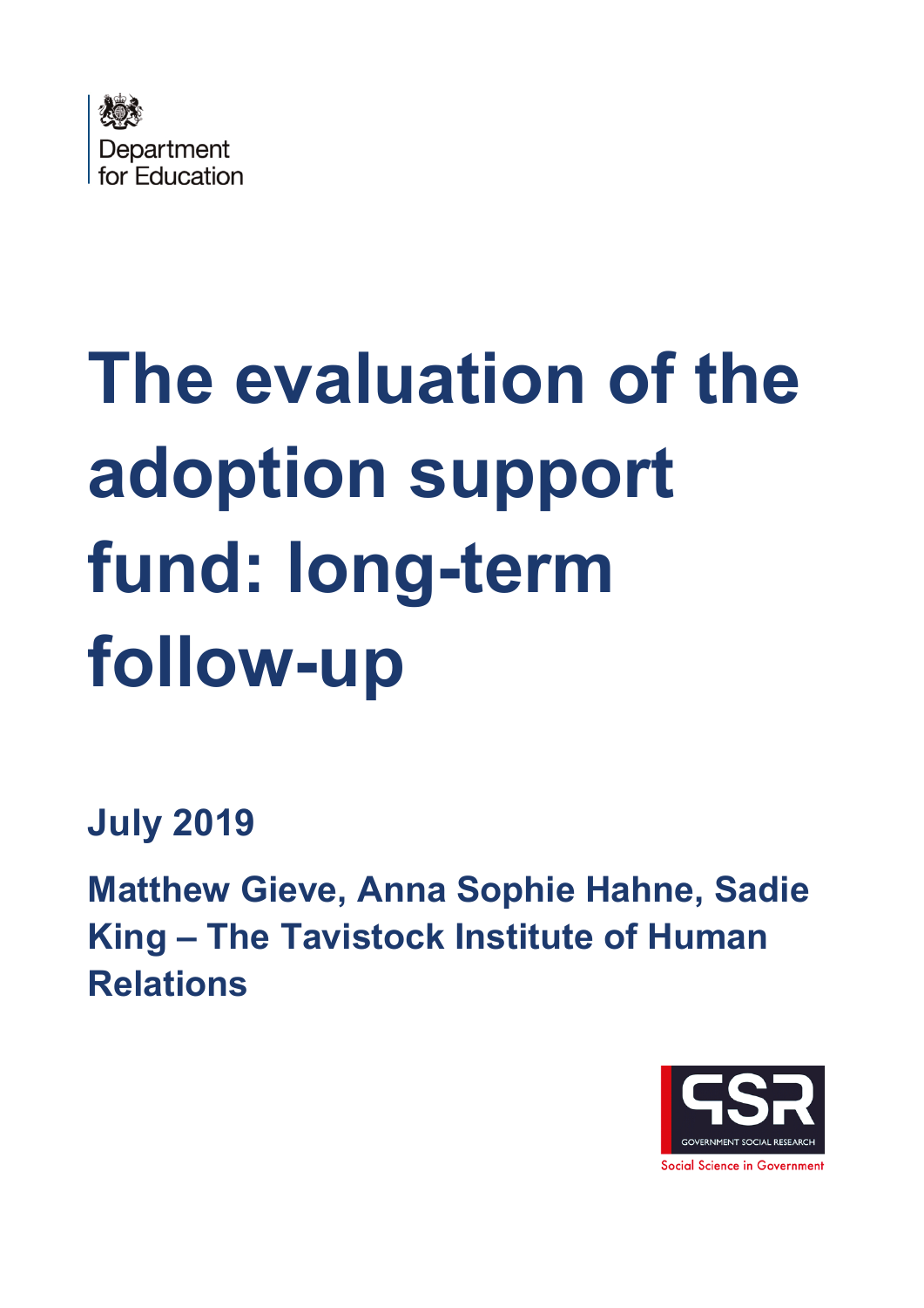Department for Education

# The evaluation of the adoption support fund: long-term follow-up

**July 2019**

**Matthew Gieve, Anna Sophie Hahne, Sadie King – The Tavistock Institute of Human Relations**

GSR
GOVERNMENT SOCIAL RESEARCH
Social Science in Government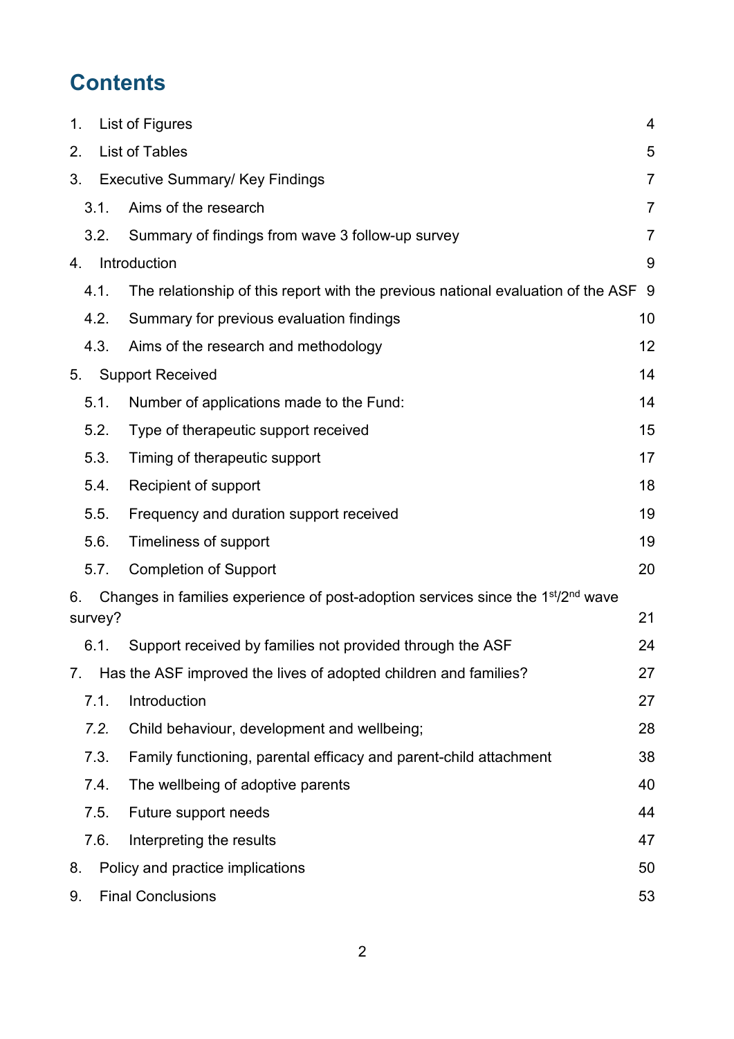# Contents

1. List of Figures 4
2. List of Tables 5
3. Executive Summary/ Key Findings 7
   - 3.1. Aims of the research 7
   - 3.2. Summary of findings from wave 3 follow-up survey 7
4. Introduction 9
   - 4.1. The relationship of this report with the previous national evaluation of the ASF 9
   - 4.2. Summary for previous evaluation findings 10
   - 4.3. Aims of the research and methodology 12
5. Support Received 14
   - 5.1. Number of applications made to the Fund: 14
   - 5.2. Type of therapeutic support received 15
   - 5.3. Timing of therapeutic support 17
   - 5.4. Recipient of support 18
   - 5.5. Frequency and duration support received 19
   - 5.6. Timeliness of support 19
   - 5.7. Completion of Support 20
6. Changes in families experience of post-adoption services since the 1st/2nd wave survey? 21
   - 6.1. Support received by families not provided through the ASF 24
7. Has the ASF improved the lives of adopted children and families? 27
   - 7.1. Introduction 27
   - *7.2.* Child behaviour, development and wellbeing; 28
   - 7.3. Family functioning, parental efficacy and parent-child attachment 38
   - 7.4. The wellbeing of adoptive parents 40
   - 7.5. Future support needs 44
   - 7.6. Interpreting the results 47
8. Policy and practice implications 50
9. Final Conclusions 53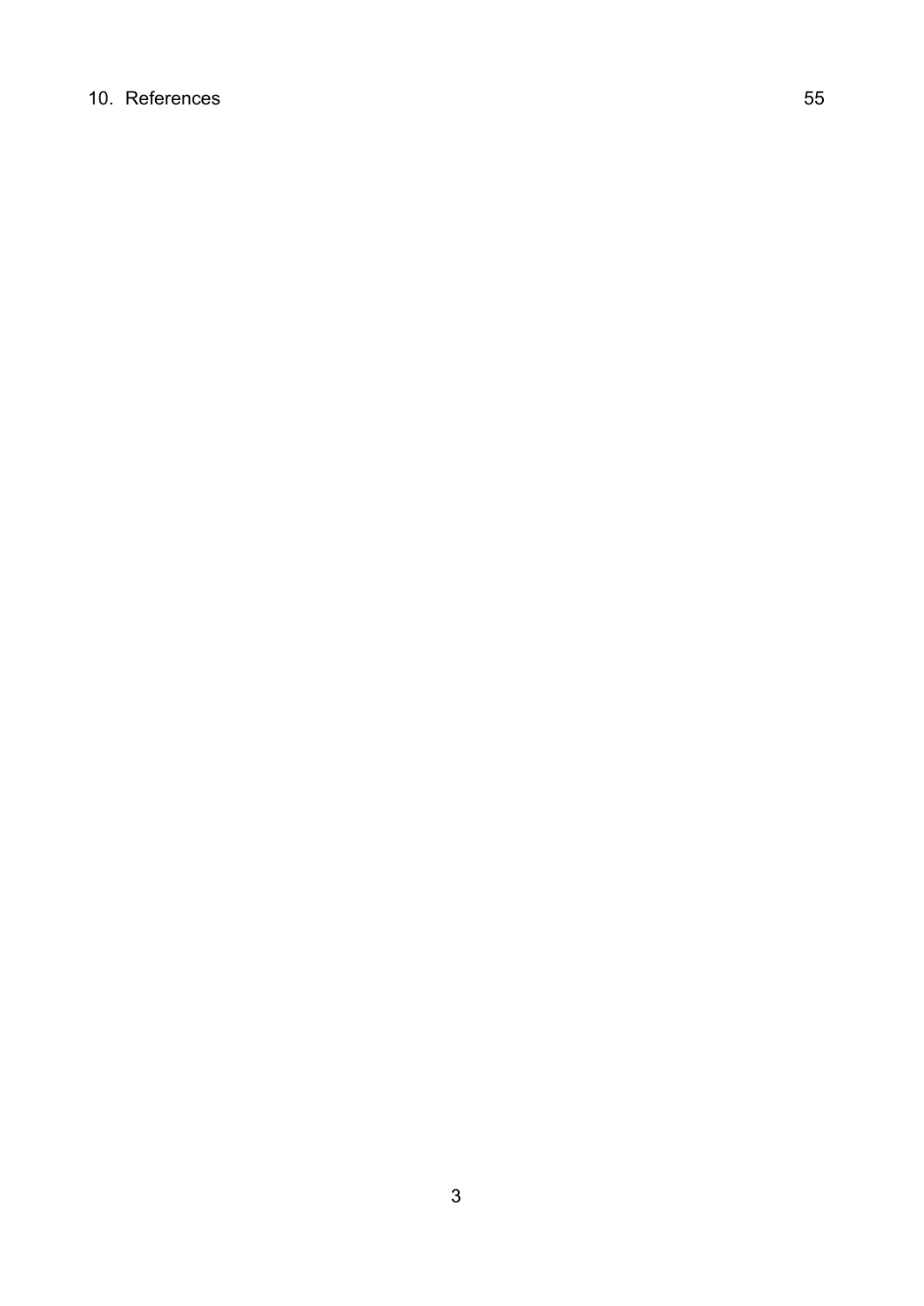10. References 55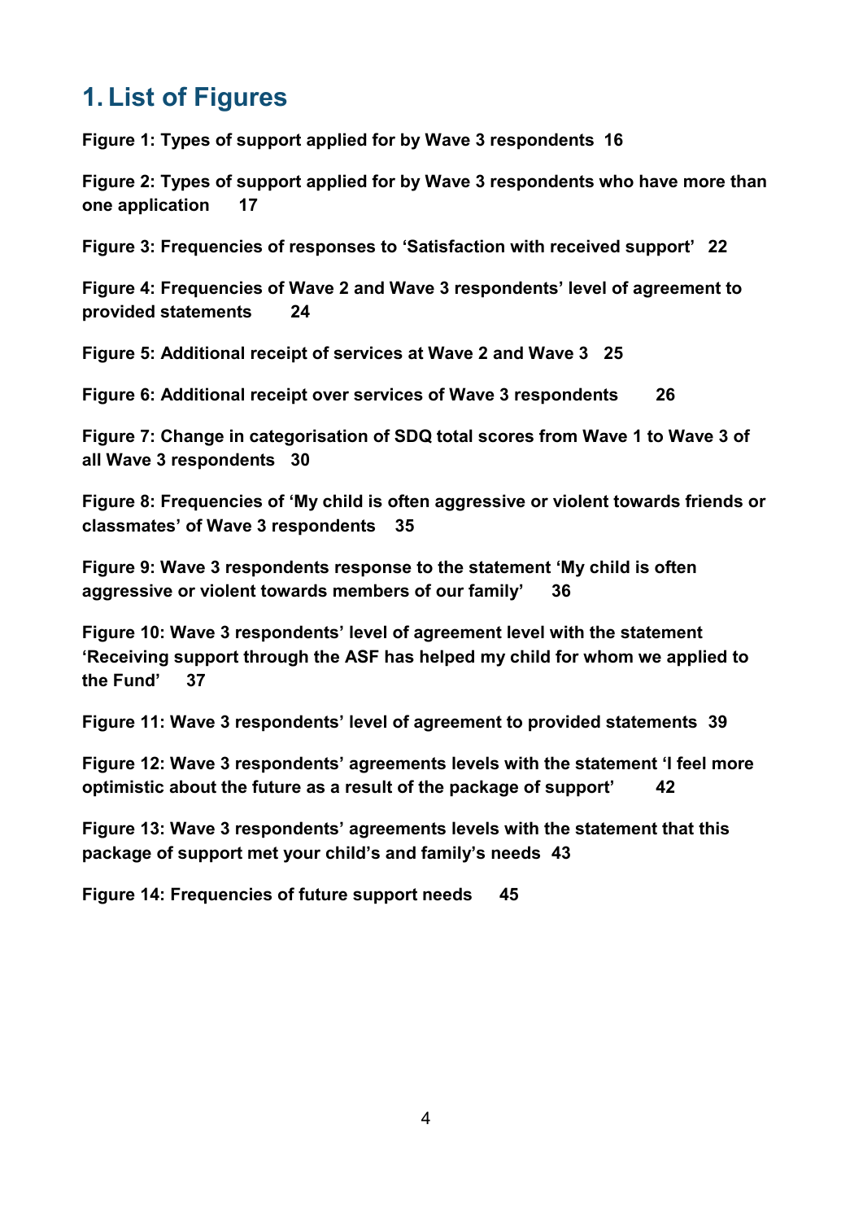# 1. List of Figures

**Figure 1: Types of support applied for by Wave 3 respondents 16**

**Figure 2: Types of support applied for by Wave 3 respondents who have more than one application 17**

**Figure 3: Frequencies of responses to 'Satisfaction with received support' 22**

**Figure 4: Frequencies of Wave 2 and Wave 3 respondents' level of agreement to provided statements 24**

**Figure 5: Additional receipt of services at Wave 2 and Wave 3 25**

**Figure 6: Additional receipt over services of Wave 3 respondents 26**

**Figure 7: Change in categorisation of SDQ total scores from Wave 1 to Wave 3 of all Wave 3 respondents 30**

**Figure 8: Frequencies of 'My child is often aggressive or violent towards friends or classmates' of Wave 3 respondents 35**

**Figure 9: Wave 3 respondents response to the statement 'My child is often aggressive or violent towards members of our family' 36**

**Figure 10: Wave 3 respondents' level of agreement level with the statement 'Receiving support through the ASF has helped my child for whom we applied to the Fund' 37**

**Figure 11: Wave 3 respondents' level of agreement to provided statements 39**

**Figure 12: Wave 3 respondents' agreements levels with the statement 'I feel more optimistic about the future as a result of the package of support' 42**

**Figure 13: Wave 3 respondents' agreements levels with the statement that this package of support met your child's and family's needs 43**

**Figure 14: Frequencies of future support needs 45**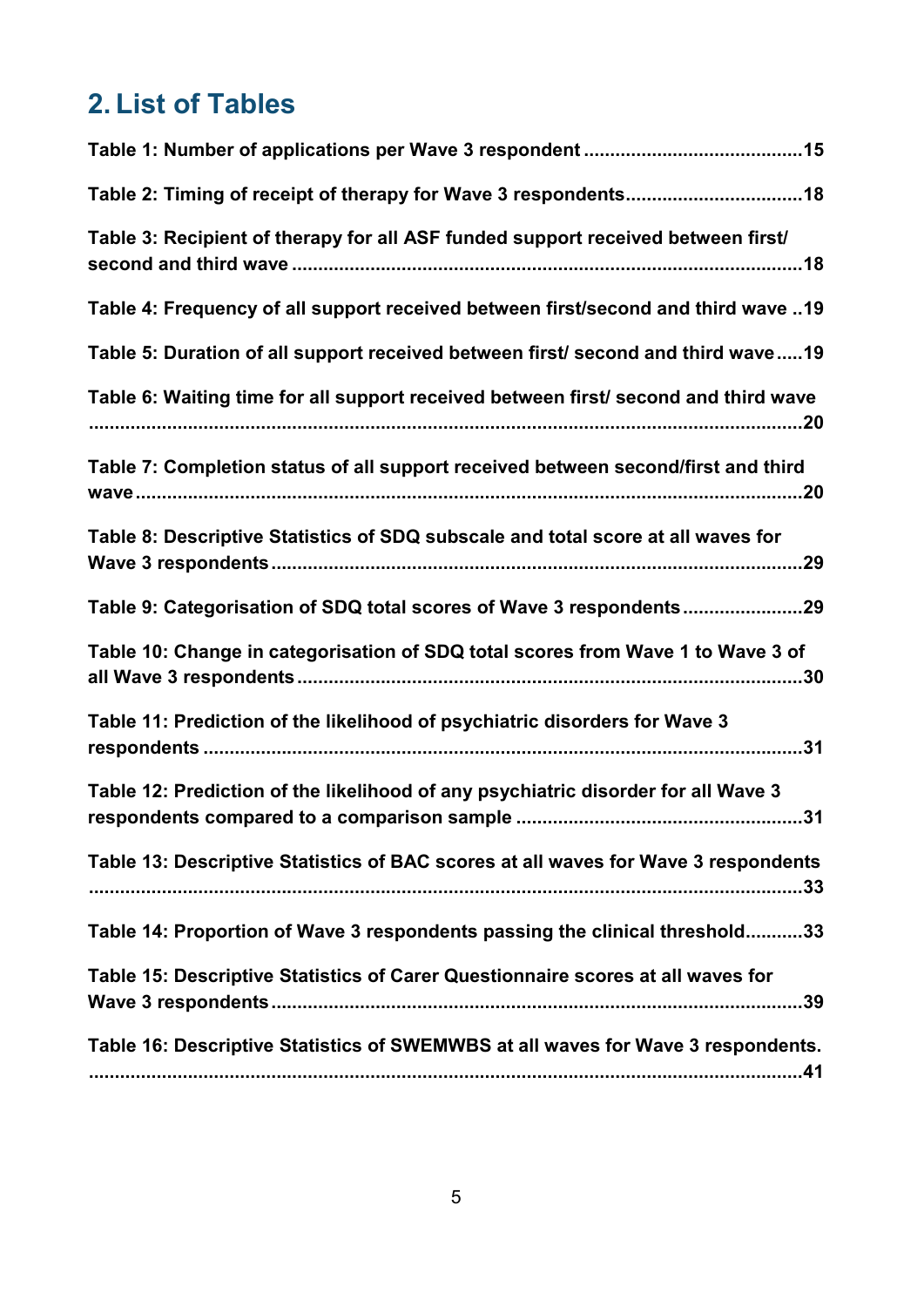## 2. List of Tables

**Table 1: Number of applications per Wave 3 respondent ..........................................15**

**Table 2: Timing of receipt of therapy for Wave 3 respondents.................................18**

**Table 3: Recipient of therapy for all ASF funded support received between first/ second and third wave ..................................................................................................18**

**Table 4: Frequency of all support received between first/second and third wave ..19**

**Table 5: Duration of all support received between first/ second and third wave.....19**

**Table 6: Waiting time for all support received between first/ second and third wave .........................................................................................................................20**

**Table 7: Completion status of all support received between second/first and third wave................................................................................................................20**

**Table 8: Descriptive Statistics of SDQ subscale and total score at all waves for Wave 3 respondents.....................................................................................................29**

**Table 9: Categorisation of SDQ total scores of Wave 3 respondents.......................29**

**Table 10: Change in categorisation of SDQ total scores from Wave 1 to Wave 3 of all Wave 3 respondents.................................................................................................30**

**Table 11: Prediction of the likelihood of psychiatric disorders for Wave 3 respondents ..................................................................................................................31**

**Table 12: Prediction of the likelihood of any psychiatric disorder for all Wave 3 respondents compared to a comparison sample ......................................................31**

**Table 13: Descriptive Statistics of BAC scores at all waves for Wave 3 respondents .........................................................................................................................33**

**Table 14: Proportion of Wave 3 respondents passing the clinical threshold...........33**

**Table 15: Descriptive Statistics of Carer Questionnaire scores at all waves for Wave 3 respondents.....................................................................................................39**

**Table 16: Descriptive Statistics of SWEMWBS at all waves for Wave 3 respondents. .........................................................................................................................41**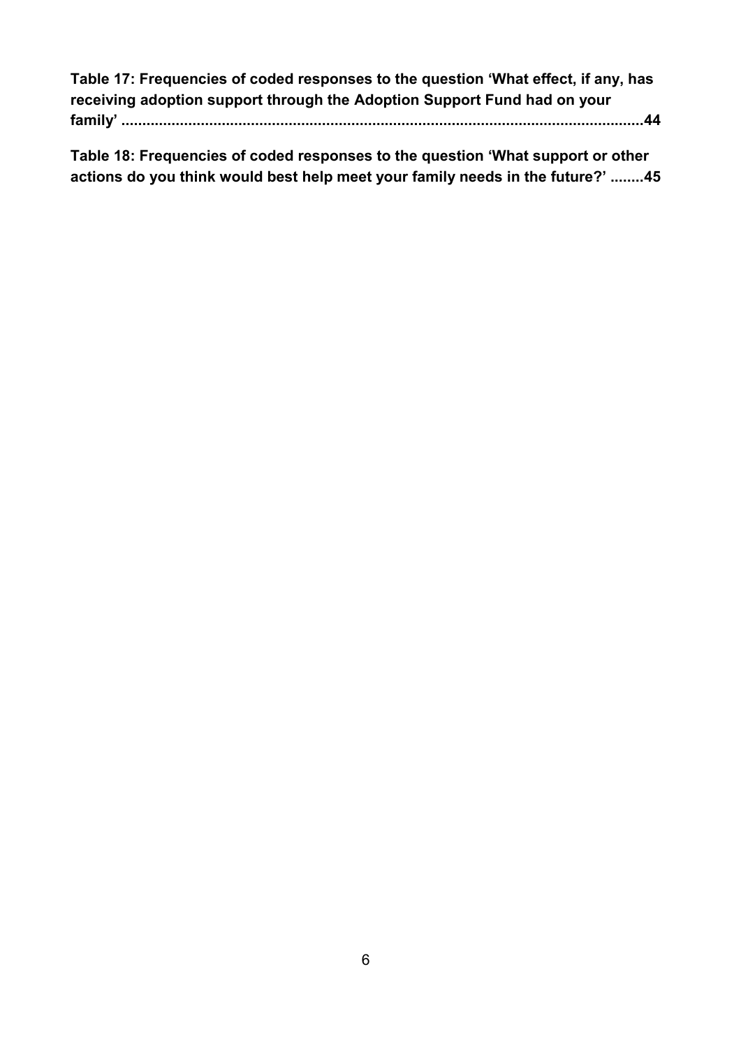**Table 17: Frequencies of coded responses to the question 'What effect, if any, has receiving adoption support through the Adoption Support Fund had on your family' ............................................................................................................44**

**Table 18: Frequencies of coded responses to the question 'What support or other actions do you think would best help meet your family needs in the future?' ........45**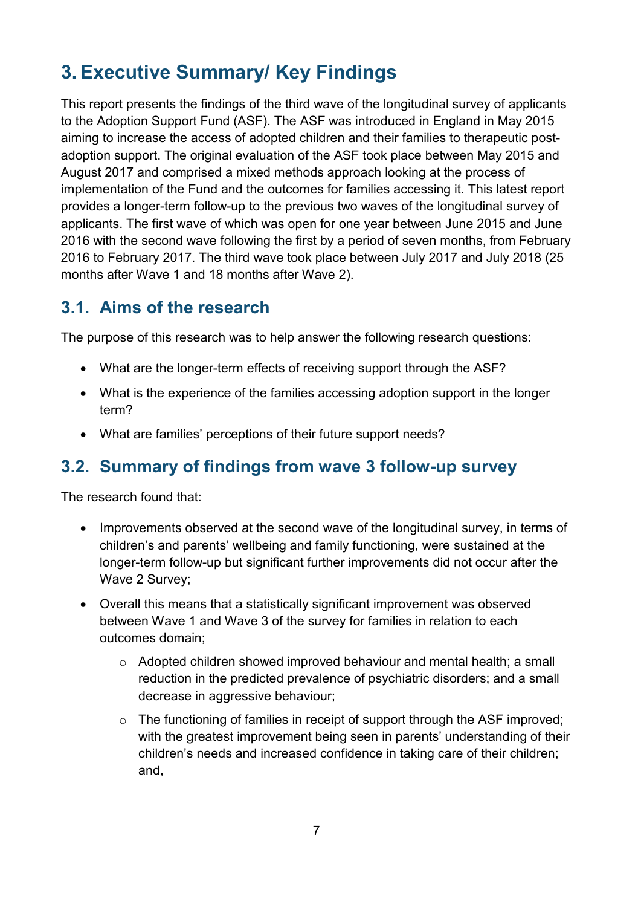# 3. Executive Summary/ Key Findings

This report presents the findings of the third wave of the longitudinal survey of applicants to the Adoption Support Fund (ASF). The ASF was introduced in England in May 2015 aiming to increase the access of adopted children and their families to therapeutic post-adoption support. The original evaluation of the ASF took place between May 2015 and August 2017 and comprised a mixed methods approach looking at the process of implementation of the Fund and the outcomes for families accessing it. This latest report provides a longer-term follow-up to the previous two waves of the longitudinal survey of applicants. The first wave of which was open for one year between June 2015 and June 2016 with the second wave following the first by a period of seven months, from February 2016 to February 2017. The third wave took place between July 2017 and July 2018 (25 months after Wave 1 and 18 months after Wave 2).

## 3.1. Aims of the research

The purpose of this research was to help answer the following research questions:

- What are the longer-term effects of receiving support through the ASF?
- What is the experience of the families accessing adoption support in the longer term?
- What are families' perceptions of their future support needs?

## 3.2. Summary of findings from wave 3 follow-up survey

The research found that:

- Improvements observed at the second wave of the longitudinal survey, in terms of children's and parents' wellbeing and family functioning, were sustained at the longer-term follow-up but significant further improvements did not occur after the Wave 2 Survey;
- Overall this means that a statistically significant improvement was observed between Wave 1 and Wave 3 of the survey for families in relation to each outcomes domain;
  - Adopted children showed improved behaviour and mental health; a small reduction in the predicted prevalence of psychiatric disorders; and a small decrease in aggressive behaviour;
  - The functioning of families in receipt of support through the ASF improved; with the greatest improvement being seen in parents' understanding of their children's needs and increased confidence in taking care of their children; and,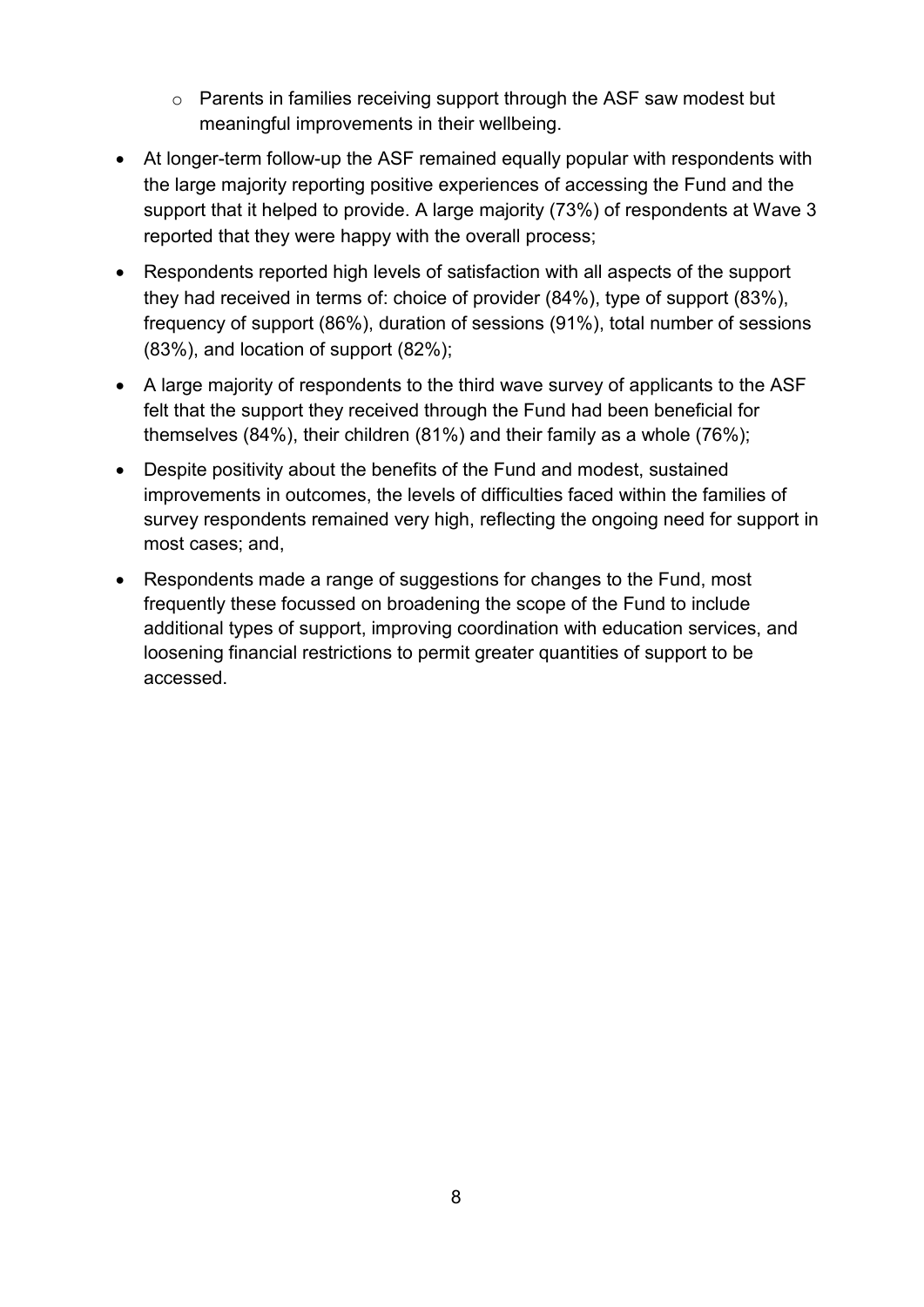- Parents in families receiving support through the ASF saw modest but meaningful improvements in their wellbeing.

- At longer-term follow-up the ASF remained equally popular with respondents with the large majority reporting positive experiences of accessing the Fund and the support that it helped to provide. A large majority (73%) of respondents at Wave 3 reported that they were happy with the overall process;
- Respondents reported high levels of satisfaction with all aspects of the support they had received in terms of: choice of provider (84%), type of support (83%), frequency of support (86%), duration of sessions (91%), total number of sessions (83%), and location of support (82%);
- A large majority of respondents to the third wave survey of applicants to the ASF felt that the support they received through the Fund had been beneficial for themselves (84%), their children (81%) and their family as a whole (76%);
- Despite positivity about the benefits of the Fund and modest, sustained improvements in outcomes, the levels of difficulties faced within the families of survey respondents remained very high, reflecting the ongoing need for support in most cases; and,
- Respondents made a range of suggestions for changes to the Fund, most frequently these focussed on broadening the scope of the Fund to include additional types of support, improving coordination with education services, and loosening financial restrictions to permit greater quantities of support to be accessed.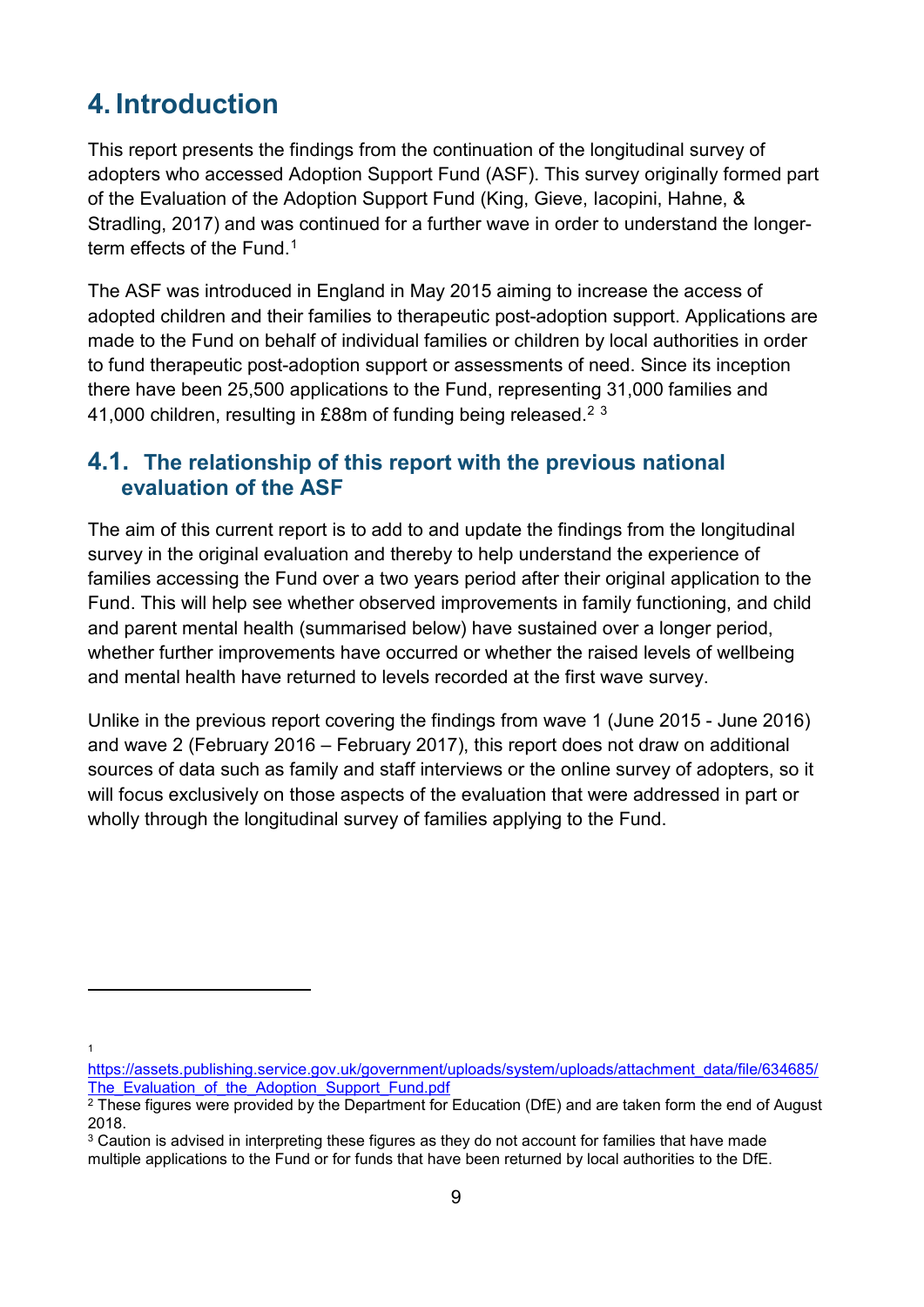# 4. Introduction

This report presents the findings from the continuation of the longitudinal survey of adopters who accessed Adoption Support Fund (ASF). This survey originally formed part of the Evaluation of the Adoption Support Fund (King, Gieve, Iacopini, Hahne, & Stradling, 2017) and was continued for a further wave in order to understand the longer-term effects of the Fund.[1]

The ASF was introduced in England in May 2015 aiming to increase the access of adopted children and their families to therapeutic post-adoption support. Applications are made to the Fund on behalf of individual families or children by local authorities in order to fund therapeutic post-adoption support or assessments of need. Since its inception there have been 25,500 applications to the Fund, representing 31,000 families and 41,000 children, resulting in £88m of funding being released.[2] [3]

## 4.1. The relationship of this report with the previous national evaluation of the ASF

The aim of this current report is to add to and update the findings from the longitudinal survey in the original evaluation and thereby to help understand the experience of families accessing the Fund over a two years period after their original application to the Fund. This will help see whether observed improvements in family functioning, and child and parent mental health (summarised below) have sustained over a longer period, whether further improvements have occurred or whether the raised levels of wellbeing and mental health have returned to levels recorded at the first wave survey.

Unlike in the previous report covering the findings from wave 1 (June 2015 - June 2016) and wave 2 (February 2016 – February 2017), this report does not draw on additional sources of data such as family and staff interviews or the online survey of adopters, so it will focus exclusively on those aspects of the evaluation that were addressed in part or wholly through the longitudinal survey of families applying to the Fund.

---

[1] https://assets.publishing.service.gov.uk/government/uploads/system/uploads/attachment_data/file/634685/The_Evaluation_of_the_Adoption_Support_Fund.pdf

[2] These figures were provided by the Department for Education (DfE) and are taken form the end of August 2018.

[3] Caution is advised in interpreting these figures as they do not account for families that have made multiple applications to the Fund or for funds that have been returned by local authorities to the DfE.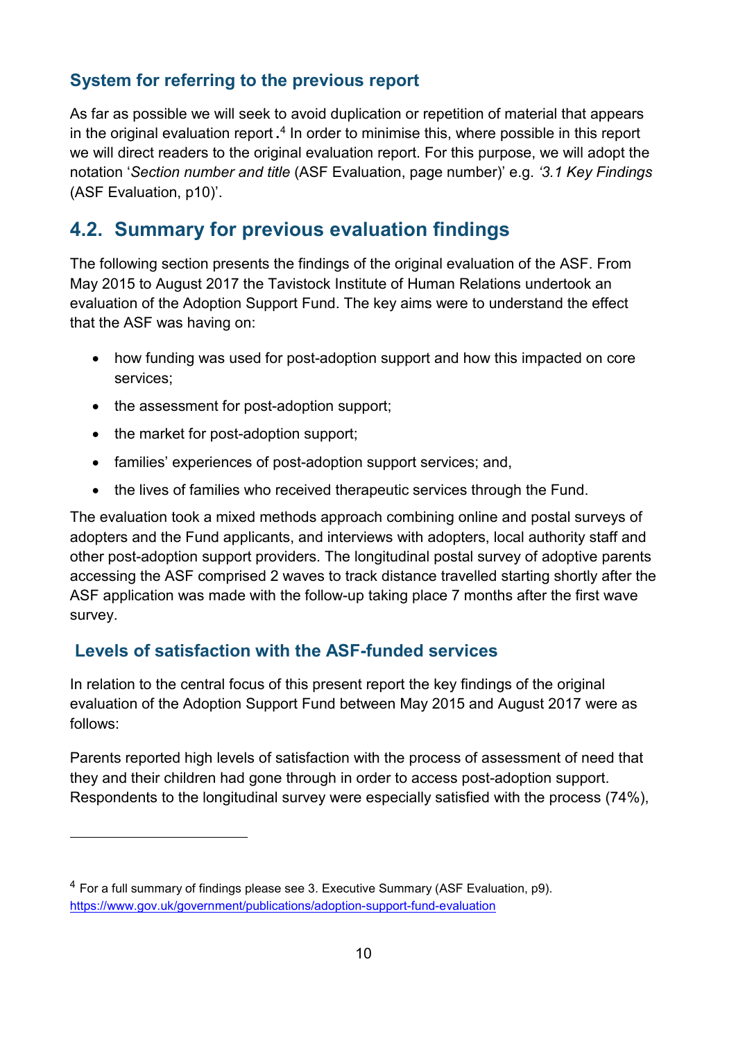### System for referring to the previous report

As far as possible we will seek to avoid duplication or repetition of material that appears in the original evaluation report.[4] In order to minimise this, where possible in this report we will direct readers to the original evaluation report. For this purpose, we will adopt the notation '*Section number and title* (ASF Evaluation, page number)' e.g. *'3.1 Key Findings* (ASF Evaluation, p10)'.

## 4.2. Summary for previous evaluation findings

The following section presents the findings of the original evaluation of the ASF. From May 2015 to August 2017 the Tavistock Institute of Human Relations undertook an evaluation of the Adoption Support Fund. The key aims were to understand the effect that the ASF was having on:

- how funding was used for post-adoption support and how this impacted on core services;
- the assessment for post-adoption support;
- the market for post-adoption support;
- families' experiences of post-adoption support services; and,
- the lives of families who received therapeutic services through the Fund.

The evaluation took a mixed methods approach combining online and postal surveys of adopters and the Fund applicants, and interviews with adopters, local authority staff and other post-adoption support providers. The longitudinal postal survey of adoptive parents accessing the ASF comprised 2 waves to track distance travelled starting shortly after the ASF application was made with the follow-up taking place 7 months after the first wave survey.

### Levels of satisfaction with the ASF-funded services

In relation to the central focus of this present report the key findings of the original evaluation of the Adoption Support Fund between May 2015 and August 2017 were as follows:

Parents reported high levels of satisfaction with the process of assessment of need that they and their children had gone through in order to access post-adoption support. Respondents to the longitudinal survey were especially satisfied with the process (74%),

---

[4] For a full summary of findings please see 3. Executive Summary (ASF Evaluation, p9). https://www.gov.uk/government/publications/adoption-support-fund-evaluation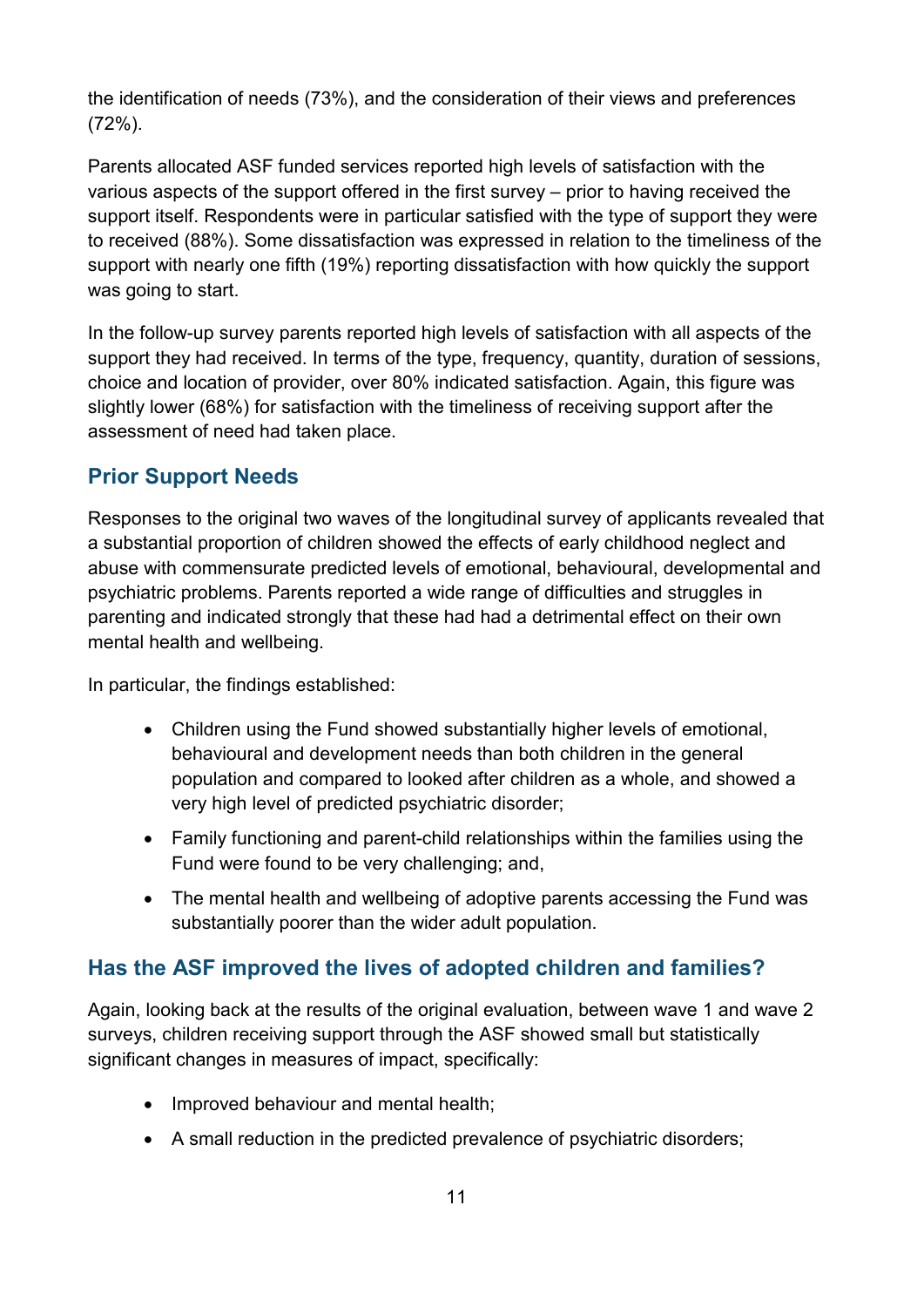the identification of needs (73%), and the consideration of their views and preferences (72%).

Parents allocated ASF funded services reported high levels of satisfaction with the various aspects of the support offered in the first survey – prior to having received the support itself. Respondents were in particular satisfied with the type of support they were to received (88%). Some dissatisfaction was expressed in relation to the timeliness of the support with nearly one fifth (19%) reporting dissatisfaction with how quickly the support was going to start.

In the follow-up survey parents reported high levels of satisfaction with all aspects of the support they had received. In terms of the type, frequency, quantity, duration of sessions, choice and location of provider, over 80% indicated satisfaction. Again, this figure was slightly lower (68%) for satisfaction with the timeliness of receiving support after the assessment of need had taken place.

## Prior Support Needs

Responses to the original two waves of the longitudinal survey of applicants revealed that a substantial proportion of children showed the effects of early childhood neglect and abuse with commensurate predicted levels of emotional, behavioural, developmental and psychiatric problems. Parents reported a wide range of difficulties and struggles in parenting and indicated strongly that these had had a detrimental effect on their own mental health and wellbeing.

In particular, the findings established:

- Children using the Fund showed substantially higher levels of emotional, behavioural and development needs than both children in the general population and compared to looked after children as a whole, and showed a very high level of predicted psychiatric disorder;
- Family functioning and parent-child relationships within the families using the Fund were found to be very challenging; and,
- The mental health and wellbeing of adoptive parents accessing the Fund was substantially poorer than the wider adult population.

## Has the ASF improved the lives of adopted children and families?

Again, looking back at the results of the original evaluation, between wave 1 and wave 2 surveys, children receiving support through the ASF showed small but statistically significant changes in measures of impact, specifically:

- Improved behaviour and mental health;
- A small reduction in the predicted prevalence of psychiatric disorders;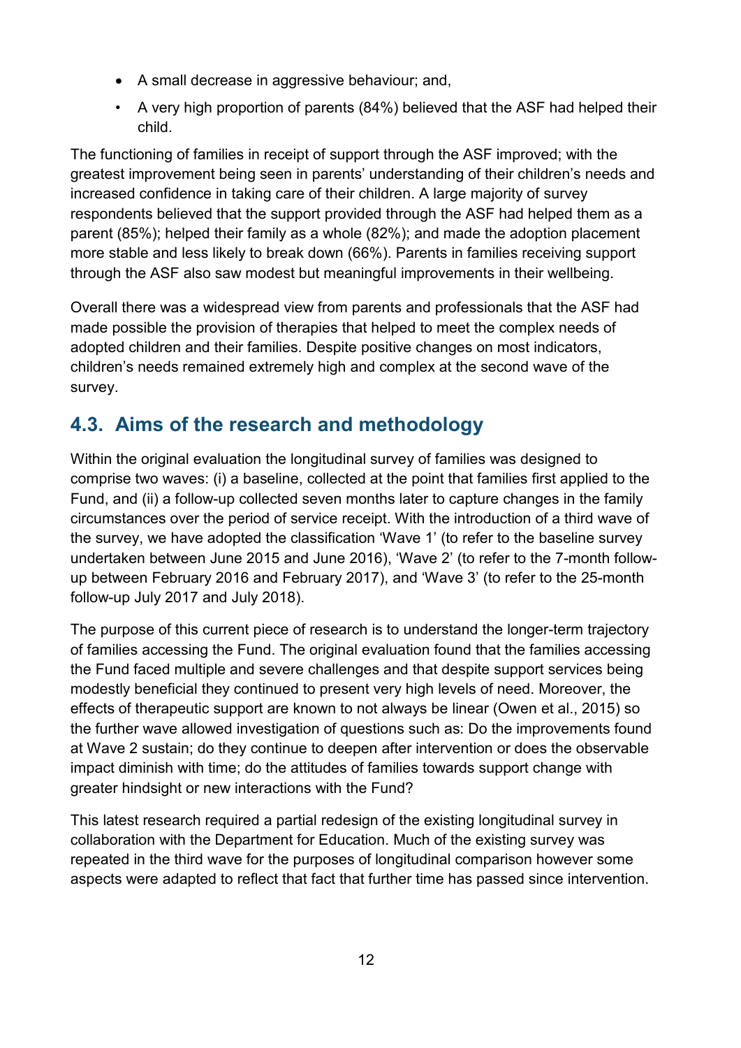- A small decrease in aggressive behaviour; and,
- A very high proportion of parents (84%) believed that the ASF had helped their child.

The functioning of families in receipt of support through the ASF improved; with the greatest improvement being seen in parents' understanding of their children's needs and increased confidence in taking care of their children. A large majority of survey respondents believed that the support provided through the ASF had helped them as a parent (85%); helped their family as a whole (82%); and made the adoption placement more stable and less likely to break down (66%). Parents in families receiving support through the ASF also saw modest but meaningful improvements in their wellbeing.

Overall there was a widespread view from parents and professionals that the ASF had made possible the provision of therapies that helped to meet the complex needs of adopted children and their families. Despite positive changes on most indicators, children's needs remained extremely high and complex at the second wave of the survey.

## 4.3. Aims of the research and methodology

Within the original evaluation the longitudinal survey of families was designed to comprise two waves: (i) a baseline, collected at the point that families first applied to the Fund, and (ii) a follow-up collected seven months later to capture changes in the family circumstances over the period of service receipt. With the introduction of a third wave of the survey, we have adopted the classification 'Wave 1' (to refer to the baseline survey undertaken between June 2015 and June 2016), 'Wave 2' (to refer to the 7-month follow-up between February 2016 and February 2017), and 'Wave 3' (to refer to the 25-month follow-up July 2017 and July 2018).

The purpose of this current piece of research is to understand the longer-term trajectory of families accessing the Fund. The original evaluation found that the families accessing the Fund faced multiple and severe challenges and that despite support services being modestly beneficial they continued to present very high levels of need. Moreover, the effects of therapeutic support are known to not always be linear (Owen et al., 2015) so the further wave allowed investigation of questions such as: Do the improvements found at Wave 2 sustain; do they continue to deepen after intervention or does the observable impact diminish with time; do the attitudes of families towards support change with greater hindsight or new interactions with the Fund?

This latest research required a partial redesign of the existing longitudinal survey in collaboration with the Department for Education. Much of the existing survey was repeated in the third wave for the purposes of longitudinal comparison however some aspects were adapted to reflect that fact that further time has passed since intervention.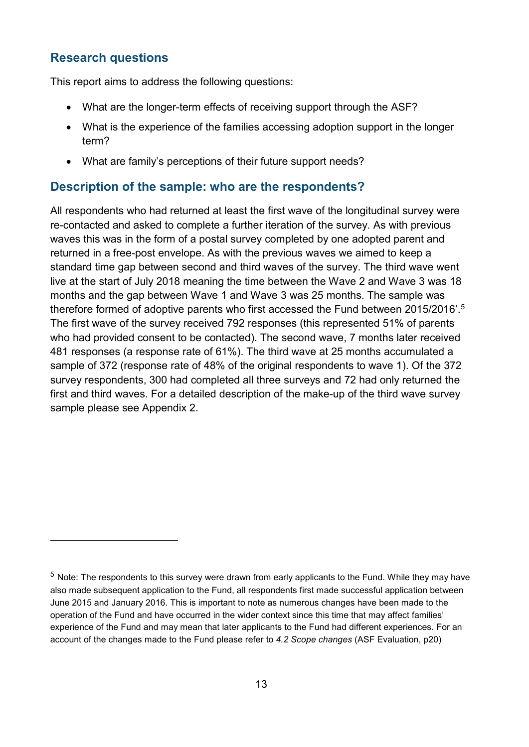## Research questions

This report aims to address the following questions:

- What are the longer-term effects of receiving support through the ASF?
- What is the experience of the families accessing adoption support in the longer term?
- What are family's perceptions of their future support needs?

## Description of the sample: who are the respondents?

All respondents who had returned at least the first wave of the longitudinal survey were re-contacted and asked to complete a further iteration of the survey. As with previous waves this was in the form of a postal survey completed by one adopted parent and returned in a free-post envelope. As with the previous waves we aimed to keep a standard time gap between second and third waves of the survey. The third wave went live at the start of July 2018 meaning the time between the Wave 2 and Wave 3 was 18 months and the gap between Wave 1 and Wave 3 was 25 months. The sample was therefore formed of adoptive parents who first accessed the Fund between 2015/2016'.[5] The first wave of the survey received 792 responses (this represented 51% of parents who had provided consent to be contacted). The second wave, 7 months later received 481 responses (a response rate of 61%). The third wave at 25 months accumulated a sample of 372 (response rate of 48% of the original respondents to wave 1). Of the 372 survey respondents, 300 had completed all three surveys and 72 had only returned the first and third waves. For a detailed description of the make-up of the third wave survey sample please see Appendix 2.

---

[5] Note: The respondents to this survey were drawn from early applicants to the Fund. While they may have also made subsequent application to the Fund, all respondents first made successful application between June 2015 and January 2016. This is important to note as numerous changes have been made to the operation of the Fund and have occurred in the wider context since this time that may affect families' experience of the Fund and may mean that later applicants to the Fund had different experiences. For an account of the changes made to the Fund please refer to *4.2 Scope changes* (ASF Evaluation, p20)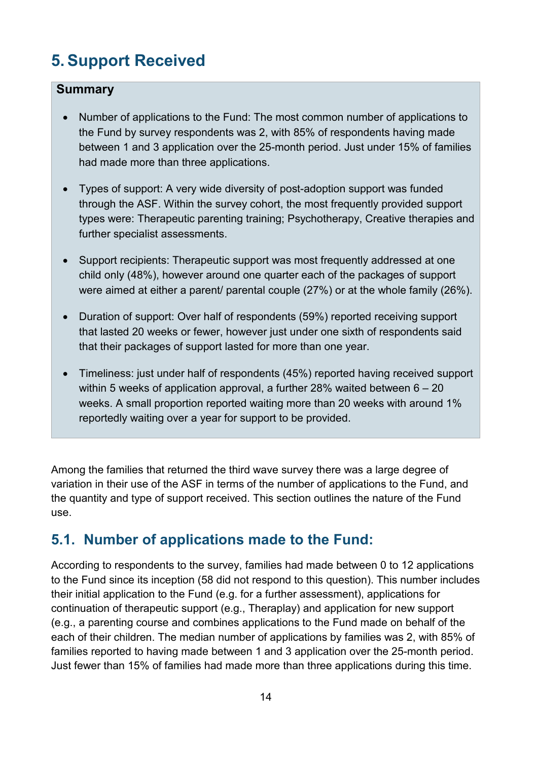# 5. Support Received

**Summary**

- Number of applications to the Fund: The most common number of applications to the Fund by survey respondents was 2, with 85% of respondents having made between 1 and 3 application over the 25-month period. Just under 15% of families had made more than three applications.
- Types of support: A very wide diversity of post-adoption support was funded through the ASF. Within the survey cohort, the most frequently provided support types were: Therapeutic parenting training; Psychotherapy, Creative therapies and further specialist assessments.
- Support recipients: Therapeutic support was most frequently addressed at one child only (48%), however around one quarter each of the packages of support were aimed at either a parent/ parental couple (27%) or at the whole family (26%).
- Duration of support: Over half of respondents (59%) reported receiving support that lasted 20 weeks or fewer, however just under one sixth of respondents said that their packages of support lasted for more than one year.
- Timeliness: just under half of respondents (45%) reported having received support within 5 weeks of application approval, a further 28% waited between 6 – 20 weeks. A small proportion reported waiting more than 20 weeks with around 1% reportedly waiting over a year for support to be provided.

Among the families that returned the third wave survey there was a large degree of variation in their use of the ASF in terms of the number of applications to the Fund, and the quantity and type of support received. This section outlines the nature of the Fund use.

## 5.1. Number of applications made to the Fund:

According to respondents to the survey, families had made between 0 to 12 applications to the Fund since its inception (58 did not respond to this question). This number includes their initial application to the Fund (e.g. for a further assessment), applications for continuation of therapeutic support (e.g., Theraplay) and application for new support (e.g., a parenting course and combines applications to the Fund made on behalf of the each of their children. The median number of applications by families was 2, with 85% of families reported to having made between 1 and 3 application over the 25-month period. Just fewer than 15% of families had made more than three applications during this time.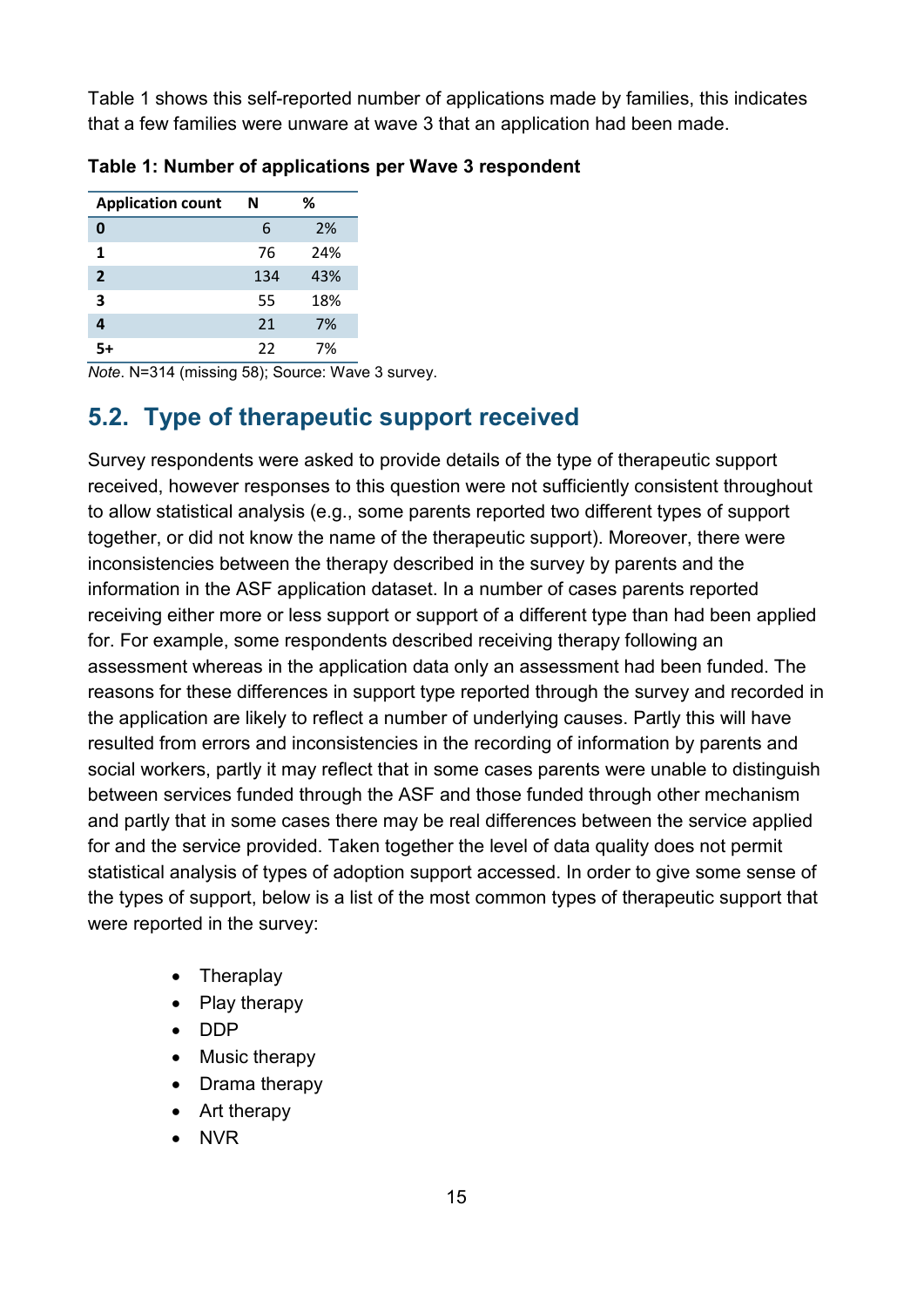Table 1 shows this self-reported number of applications made by families, this indicates that a few families were unware at wave 3 that an application had been made.

**Table 1: Number of applications per Wave 3 respondent**

| Application count | N | % |
|---|---|---|
| **0** | 6 | 2% |
| **1** | 76 | 24% |
| **2** | 134 | 43% |
| **3** | 55 | 18% |
| **4** | 21 | 7% |
| **5+** | 22 | 7% |

*Note*. N=314 (missing 58); Source: Wave 3 survey.

## 5.2. Type of therapeutic support received

Survey respondents were asked to provide details of the type of therapeutic support received, however responses to this question were not sufficiently consistent throughout to allow statistical analysis (e.g., some parents reported two different types of support together, or did not know the name of the therapeutic support). Moreover, there were inconsistencies between the therapy described in the survey by parents and the information in the ASF application dataset. In a number of cases parents reported receiving either more or less support or support of a different type than had been applied for. For example, some respondents described receiving therapy following an assessment whereas in the application data only an assessment had been funded. The reasons for these differences in support type reported through the survey and recorded in the application are likely to reflect a number of underlying causes. Partly this will have resulted from errors and inconsistencies in the recording of information by parents and social workers, partly it may reflect that in some cases parents were unable to distinguish between services funded through the ASF and those funded through other mechanism and partly that in some cases there may be real differences between the service applied for and the service provided. Taken together the level of data quality does not permit statistical analysis of types of adoption support accessed. In order to give some sense of the types of support, below is a list of the most common types of therapeutic support that were reported in the survey:

- Theraplay
- Play therapy
- DDP
- Music therapy
- Drama therapy
- Art therapy
- NVR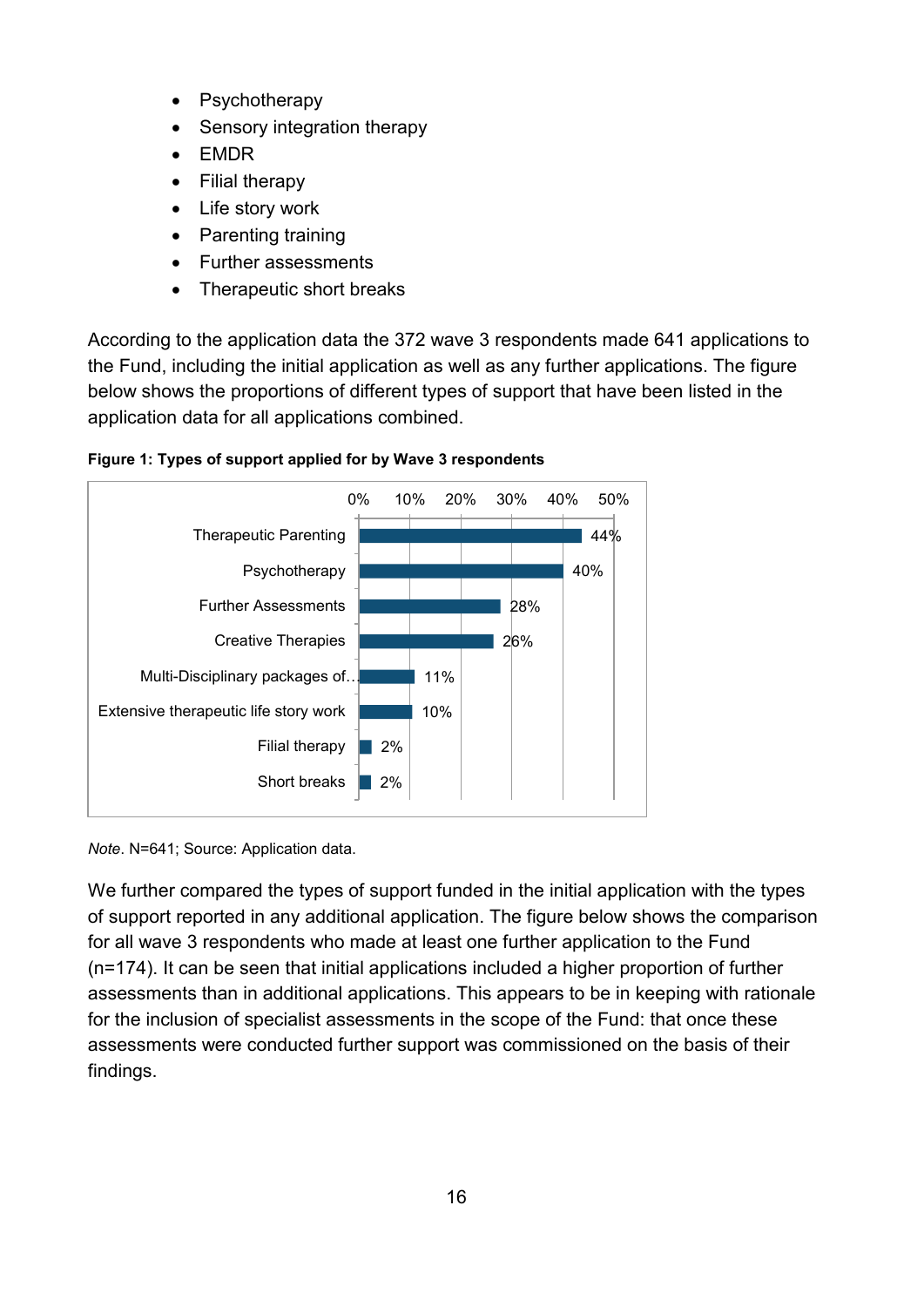- Psychotherapy
- Sensory integration therapy
- EMDR
- Filial therapy
- Life story work
- Parenting training
- Further assessments
- Therapeutic short breaks

According to the application data the 372 wave 3 respondents made 641 applications to the Fund, including the initial application as well as any further applications. The figure below shows the proportions of different types of support that have been listed in the application data for all applications combined.

**Figure 1: Types of support applied for by Wave 3 respondents**

| Type of support | Percentage |
|---|---|
| Therapeutic Parenting | 44% |
| Psychotherapy | 40% |
| Further Assessments | 28% |
| Creative Therapies | 26% |
| Multi-Disciplinary packages of… | 11% |
| Extensive therapeutic life story work | 10% |
| Filial therapy | 2% |
| Short breaks | 2% |

*Note*. N=641; Source: Application data.

We further compared the types of support funded in the initial application with the types of support reported in any additional application. The figure below shows the comparison for all wave 3 respondents who made at least one further application to the Fund (n=174). It can be seen that initial applications included a higher proportion of further assessments than in additional applications. This appears to be in keeping with rationale for the inclusion of specialist assessments in the scope of the Fund: that once these assessments were conducted further support was commissioned on the basis of their findings.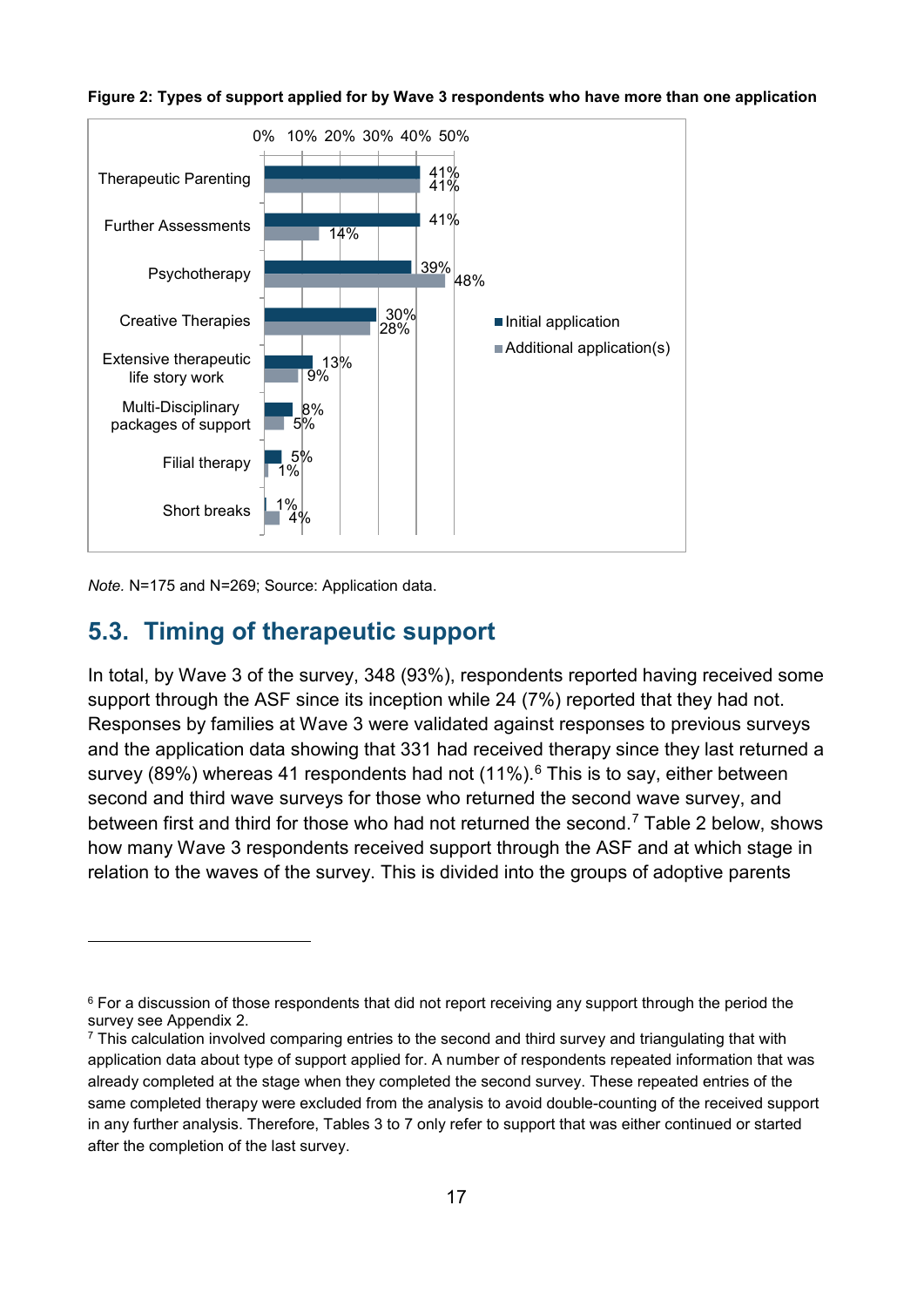**Figure 2: Types of support applied for by Wave 3 respondents who have more than one application**

| Type of support | Initial application | Additional application(s) |
|---|---|---|
| Therapeutic Parenting | 41% | 41% |
| Further Assessments | 41% | 14% |
| Psychotherapy | 39% | 48% |
| Creative Therapies | 30% | 28% |
| Extensive therapeutic life story work | 13% | 9% |
| Multi-Disciplinary packages of support | 8% | 5% |
| Filial therapy | 5% | 1% |
| Short breaks | 1% | 4% |

*Note.* N=175 and N=269; Source: Application data.

## 5.3. Timing of therapeutic support

In total, by Wave 3 of the survey, 348 (93%), respondents reported having received some support through the ASF since its inception while 24 (7%) reported that they had not. Responses by families at Wave 3 were validated against responses to previous surveys and the application data showing that 331 had received therapy since they last returned a survey (89%) whereas 41 respondents had not (11%).[6] This is to say, either between second and third wave surveys for those who returned the second wave survey, and between first and third for those who had not returned the second.[7] Table 2 below, shows how many Wave 3 respondents received support through the ASF and at which stage in relation to the waves of the survey. This is divided into the groups of adoptive parents

---

[6] For a discussion of those respondents that did not report receiving any support through the period the survey see Appendix 2.

[7] This calculation involved comparing entries to the second and third survey and triangulating that with application data about type of support applied for. A number of respondents repeated information that was already completed at the stage when they completed the second survey. These repeated entries of the same completed therapy were excluded from the analysis to avoid double-counting of the received support in any further analysis. Therefore, Tables 3 to 7 only refer to support that was either continued or started after the completion of the last survey.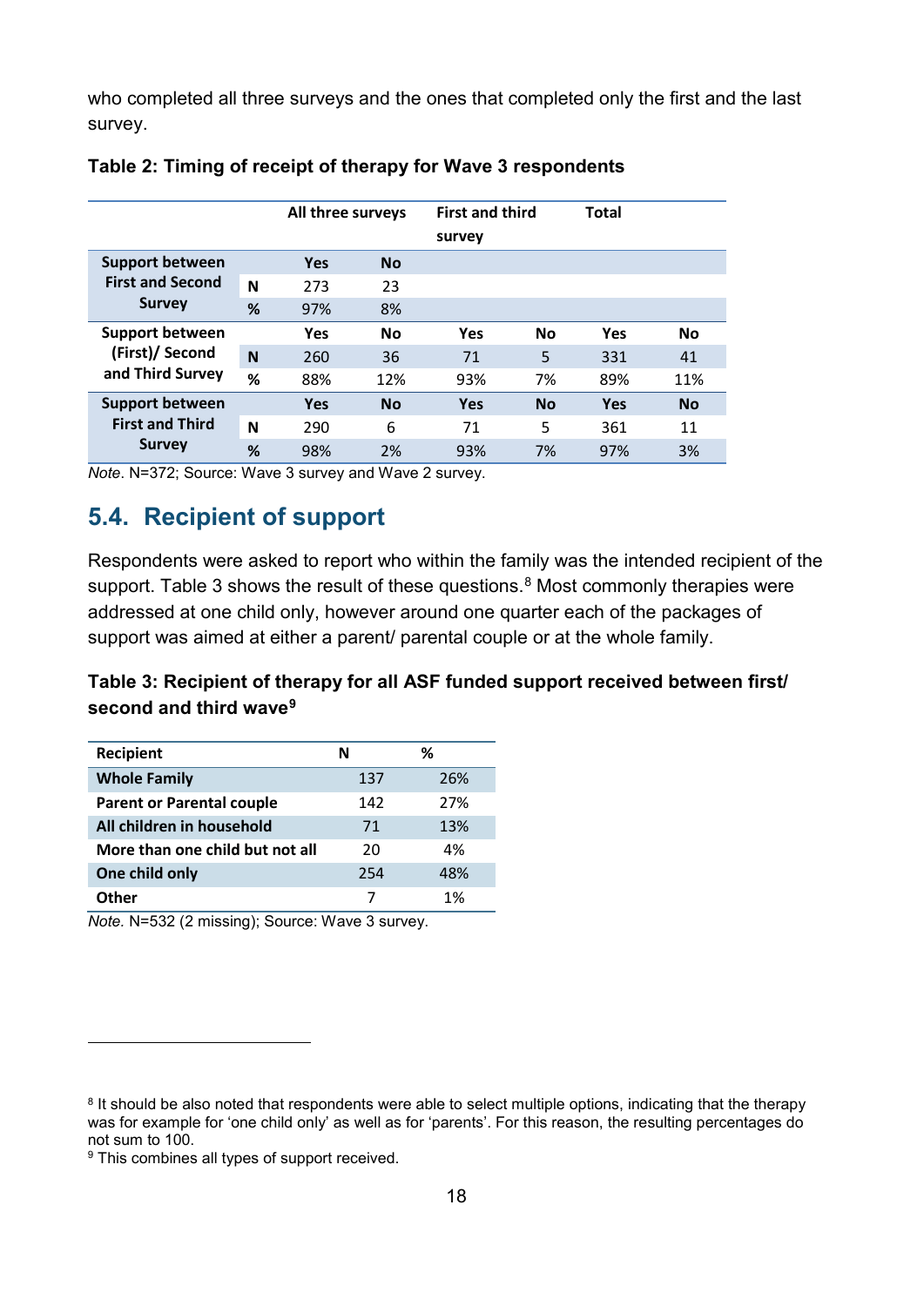who completed all three surveys and the ones that completed only the first and the last survey.

**Table 2: Timing of receipt of therapy for Wave 3 respondents**

| | | All three surveys | | First and third survey | | Total | |
|---|---|---|---|---|---|---|---|
| **Support between First and Second Survey** | | **Yes** | **No** | | | | |
| | **N** | 273 | 23 | | | | |
| | **%** | 97% | 8% | | | | |
| **Support between (First)/ Second and Third Survey** | | **Yes** | **No** | **Yes** | **No** | **Yes** | **No** |
| | **N** | 260 | 36 | 71 | 5 | 331 | 41 |
| | **%** | 88% | 12% | 93% | 7% | 89% | 11% |
| **Support between First and Third Survey** | | **Yes** | **No** | **Yes** | **No** | **Yes** | **No** |
| | **N** | 290 | 6 | 71 | 5 | 361 | 11 |
| | **%** | 98% | 2% | 93% | 7% | 97% | 3% |

*Note*. N=372; Source: Wave 3 survey and Wave 2 survey.

## 5.4. Recipient of support

Respondents were asked to report who within the family was the intended recipient of the support. Table 3 shows the result of these questions.[8] Most commonly therapies were addressed at one child only, however around one quarter each of the packages of support was aimed at either a parent/ parental couple or at the whole family.

**Table 3: Recipient of therapy for all ASF funded support received between first/ second and third wave[9]**

| Recipient | N | % |
|---|---|---|
| **Whole Family** | 137 | 26% |
| **Parent or Parental couple** | 142 | 27% |
| **All children in household** | 71 | 13% |
| **More than one child but not all** | 20 | 4% |
| **One child only** | 254 | 48% |
| **Other** | 7 | 1% |

*Note.* N=532 (2 missing); Source: Wave 3 survey.

[8] It should be also noted that respondents were able to select multiple options, indicating that the therapy was for example for 'one child only' as well as for 'parents'. For this reason, the resulting percentages do not sum to 100.

[9] This combines all types of support received.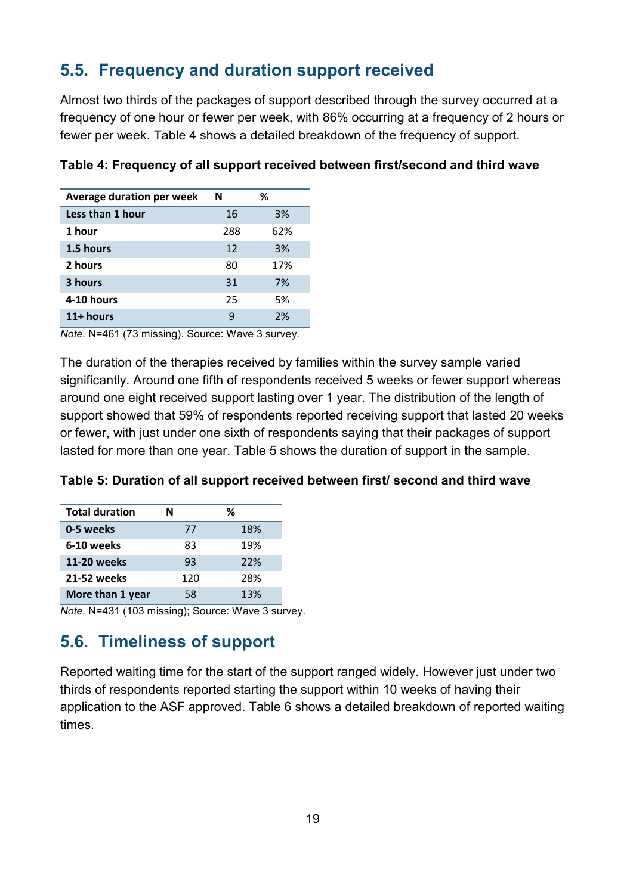## 5.5. Frequency and duration support received

Almost two thirds of the packages of support described through the survey occurred at a frequency of one hour or fewer per week, with 86% occurring at a frequency of 2 hours or fewer per week. Table 4 shows a detailed breakdown of the frequency of support.

**Table 4: Frequency of all support received between first/second and third wave**

| Average duration per week | N | % |
|---|---|---|
| Less than 1 hour | 16 | 3% |
| 1 hour | 288 | 62% |
| 1.5 hours | 12 | 3% |
| 2 hours | 80 | 17% |
| 3 hours | 31 | 7% |
| 4-10 hours | 25 | 5% |
| 11+ hours | 9 | 2% |

*Note.* N=461 (73 missing). Source: Wave 3 survey.

The duration of the therapies received by families within the survey sample varied significantly. Around one fifth of respondents received 5 weeks or fewer support whereas around one eight received support lasting over 1 year. The distribution of the length of support showed that 59% of respondents reported receiving support that lasted 20 weeks or fewer, with just under one sixth of respondents saying that their packages of support lasted for more than one year. Table 5 shows the duration of support in the sample.

**Table 5: Duration of all support received between first/ second and third wave**

| Total duration | N | % |
|---|---|---|
| 0-5 weeks | 77 | 18% |
| 6-10 weeks | 83 | 19% |
| 11-20 weeks | 93 | 22% |
| 21-52 weeks | 120 | 28% |
| More than 1 year | 58 | 13% |

*Note.* N=431 (103 missing); Source: Wave 3 survey.

## 5.6. Timeliness of support

Reported waiting time for the start of the support ranged widely. However just under two thirds of respondents reported starting the support within 10 weeks of having their application to the ASF approved. Table 6 shows a detailed breakdown of reported waiting times.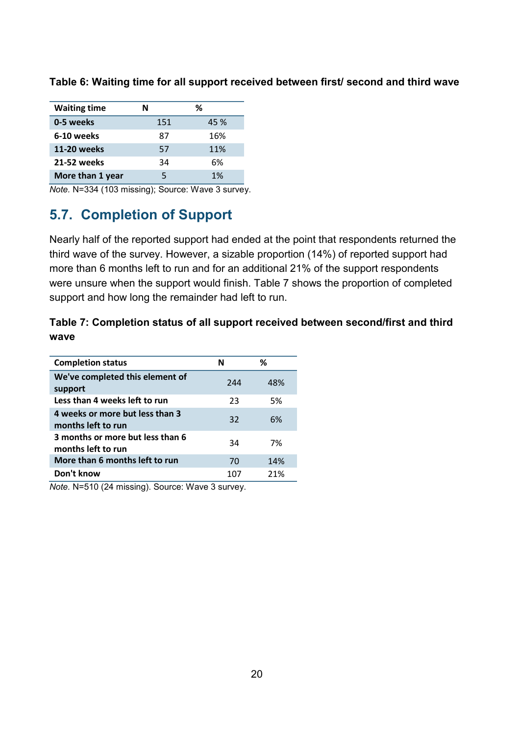**Table 6: Waiting time for all support received between first/ second and third wave**

| Waiting time | N | % |
|---|---|---|
| 0-5 weeks | 151 | 45 % |
| 6-10 weeks | 87 | 16% |
| 11-20 weeks | 57 | 11% |
| 21-52 weeks | 34 | 6% |
| More than 1 year | 5 | 1% |

*Note.* N=334 (103 missing); Source: Wave 3 survey.

## 5.7. Completion of Support

Nearly half of the reported support had ended at the point that respondents returned the third wave of the survey. However, a sizable proportion (14%) of reported support had more than 6 months left to run and for an additional 21% of the support respondents were unsure when the support would finish. Table 7 shows the proportion of completed support and how long the remainder had left to run.

**Table 7: Completion status of all support received between second/first and third wave**

| Completion status | N | % |
|---|---|---|
| We've completed this element of support | 244 | 48% |
| Less than 4 weeks left to run | 23 | 5% |
| 4 weeks or more but less than 3 months left to run | 32 | 6% |
| 3 months or more but less than 6 months left to run | 34 | 7% |
| More than 6 months left to run | 70 | 14% |
| Don't know | 107 | 21% |

*Note.* N=510 (24 missing). Source: Wave 3 survey.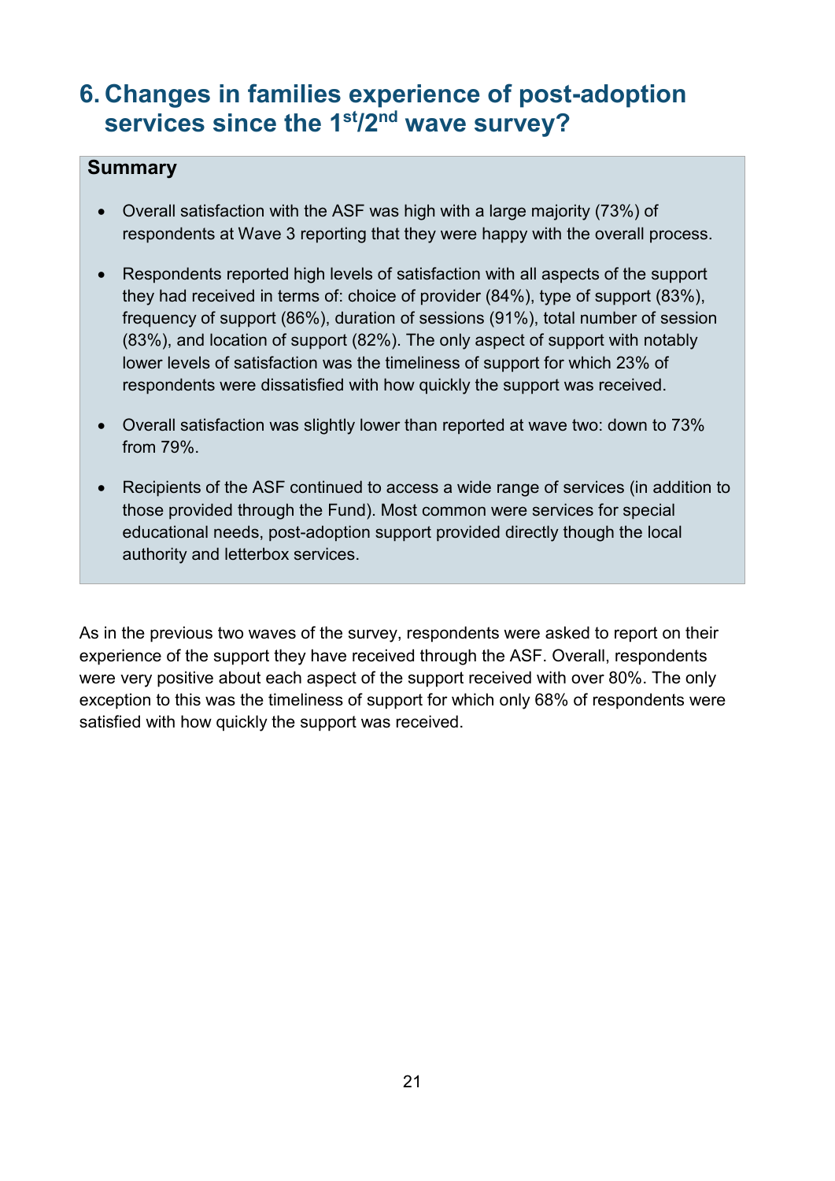# 6. Changes in families experience of post-adoption services since the 1st/2nd wave survey?

**Summary**

- Overall satisfaction with the ASF was high with a large majority (73%) of respondents at Wave 3 reporting that they were happy with the overall process.
- Respondents reported high levels of satisfaction with all aspects of the support they had received in terms of: choice of provider (84%), type of support (83%), frequency of support (86%), duration of sessions (91%), total number of session (83%), and location of support (82%). The only aspect of support with notably lower levels of satisfaction was the timeliness of support for which 23% of respondents were dissatisfied with how quickly the support was received.
- Overall satisfaction was slightly lower than reported at wave two: down to 73% from 79%.
- Recipients of the ASF continued to access a wide range of services (in addition to those provided through the Fund). Most common were services for special educational needs, post-adoption support provided directly though the local authority and letterbox services.

As in the previous two waves of the survey, respondents were asked to report on their experience of the support they have received through the ASF. Overall, respondents were very positive about each aspect of the support received with over 80%. The only exception to this was the timeliness of support for which only 68% of respondents were satisfied with how quickly the support was received.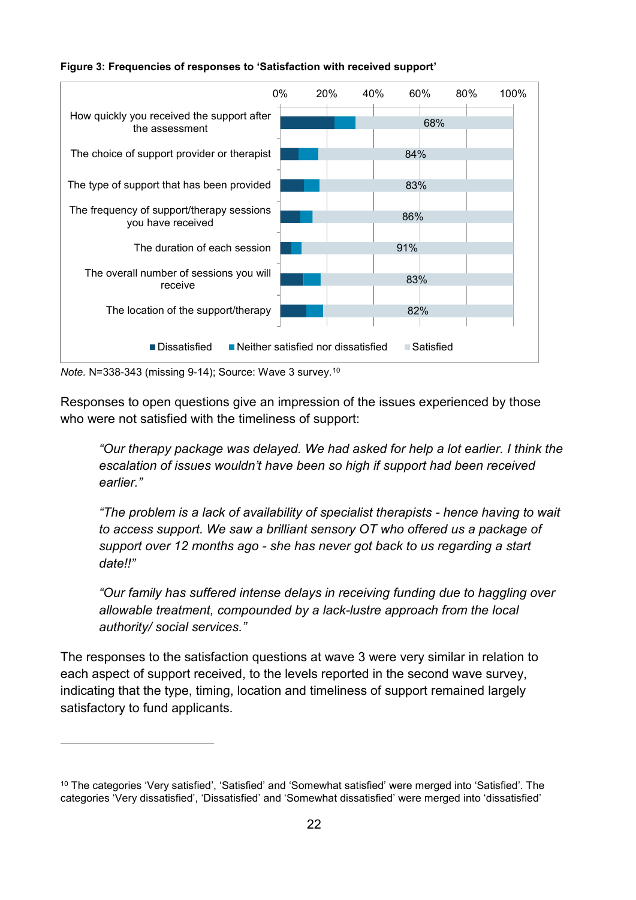**Figure 3: Frequencies of responses to 'Satisfaction with received support'**

| | Satisfied |
|---|---|
| How quickly you received the support after the assessment | 68% |
| The choice of support provider or therapist | 84% |
| The type of support that has been provided | 83% |
| The frequency of support/therapy sessions you have received | 86% |
| The duration of each session | 91% |
| The overall number of sessions you will receive | 83% |
| The location of the support/therapy | 82% |

Legend: Dissatisfied; Neither satisfied nor dissatisfied; Satisfied

*Note.* N=338-343 (missing 9-14); Source: Wave 3 survey.[10]

Responses to open questions give an impression of the issues experienced by those who were not satisfied with the timeliness of support:

> *"Our therapy package was delayed. We had asked for help a lot earlier. I think the escalation of issues wouldn't have been so high if support had been received earlier."*

> *"The problem is a lack of availability of specialist therapists - hence having to wait to access support. We saw a brilliant sensory OT who offered us a package of support over 12 months ago - she has never got back to us regarding a start date!!"*

> *"Our family has suffered intense delays in receiving funding due to haggling over allowable treatment, compounded by a lack-lustre approach from the local authority/ social services."*

The responses to the satisfaction questions at wave 3 were very similar in relation to each aspect of support received, to the levels reported in the second wave survey, indicating that the type, timing, location and timeliness of support remained largely satisfactory to fund applicants.

---

[10] The categories 'Very satisfied', 'Satisfied' and 'Somewhat satisfied' were merged into 'Satisfied'. The categories 'Very dissatisfied', 'Dissatisfied' and 'Somewhat dissatisfied' were merged into 'dissatisfied'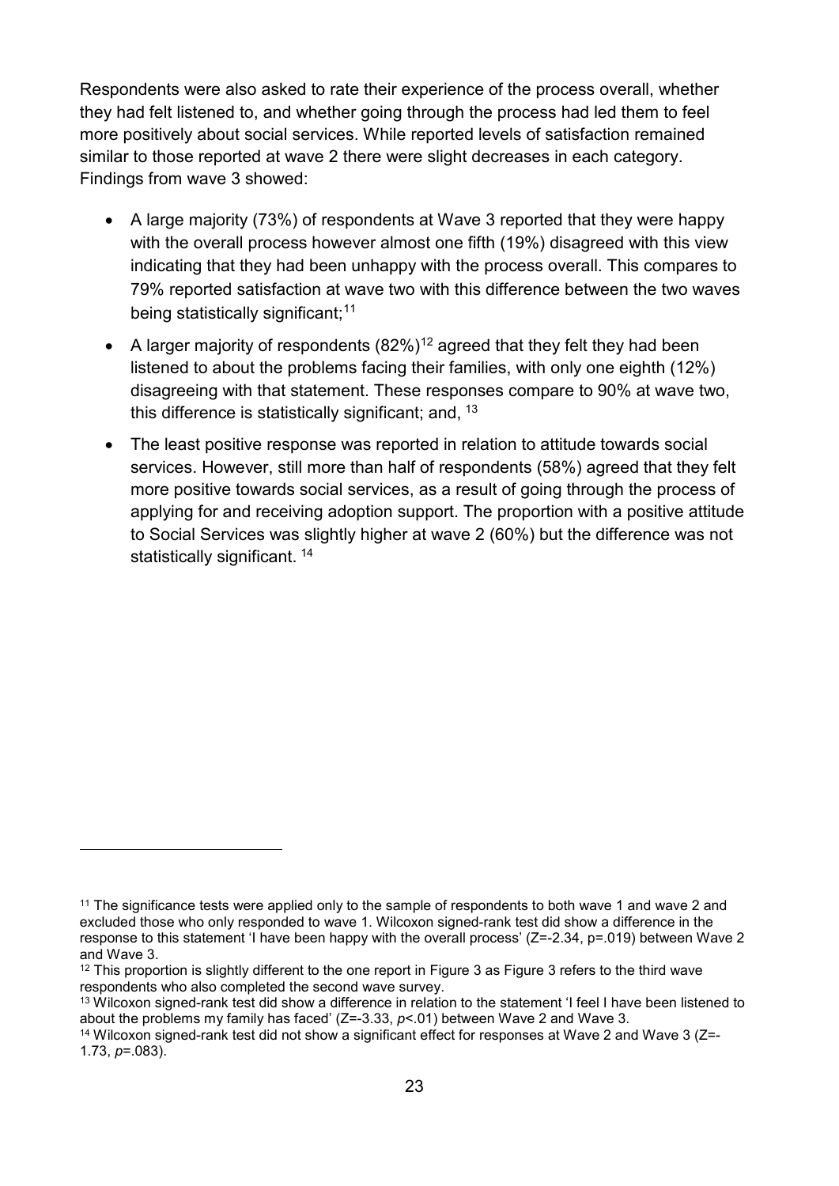Respondents were also asked to rate their experience of the process overall, whether they had felt listened to, and whether going through the process had led them to feel more positively about social services. While reported levels of satisfaction remained similar to those reported at wave 2 there were slight decreases in each category. Findings from wave 3 showed:

- A large majority (73%) of respondents at Wave 3 reported that they were happy with the overall process however almost one fifth (19%) disagreed with this view indicating that they had been unhappy with the process overall. This compares to 79% reported satisfaction at wave two with this difference between the two waves being statistically significant;[11]
- A larger majority of respondents (82%)[12] agreed that they felt they had been listened to about the problems facing their families, with only one eighth (12%) disagreeing with that statement. These responses compare to 90% at wave two, this difference is statistically significant; and, [13]
- The least positive response was reported in relation to attitude towards social services. However, still more than half of respondents (58%) agreed that they felt more positive towards social services, as a result of going through the process of applying for and receiving adoption support. The proportion with a positive attitude to Social Services was slightly higher at wave 2 (60%) but the difference was not statistically significant. [14]

---

[11] The significance tests were applied only to the sample of respondents to both wave 1 and wave 2 and excluded those who only responded to wave 1. Wilcoxon signed-rank test did show a difference in the response to this statement 'I have been happy with the overall process' ($Z=-2.34$, $p=.019$) between Wave 2 and Wave 3.

[12] This proportion is slightly different to the one report in Figure 3 as Figure 3 refers to the third wave respondents who also completed the second wave survey.

[13] Wilcoxon signed-rank test did show a difference in relation to the statement 'I feel I have been listened to about the problems my family has faced' ($Z=-3.33$, $p<.01$) between Wave 2 and Wave 3.

[14] Wilcoxon signed-rank test did not show a significant effect for responses at Wave 2 and Wave 3 ($Z=-1.73$, $p=.083$).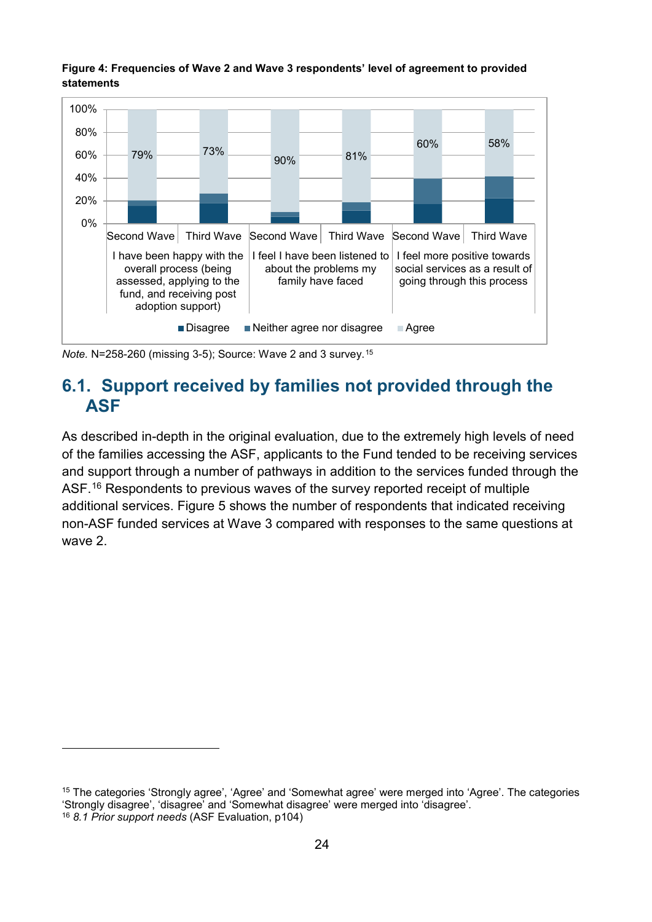**Figure 4: Frequencies of Wave 2 and Wave 3 respondents' level of agreement to provided statements**

| Statement | Wave | Agree |
|---|---|---|
| I have been happy with the overall process (being assessed, applying to the fund, and receiving post adoption support) | Second Wave | 79% |
| | Third Wave | 73% |
| I feel I have been listened to about the problems my family have faced | Second Wave | 90% |
| | Third Wave | 81% |
| I feel more positive towards social services as a result of going through this process | Second Wave | 60% |
| | Third Wave | 58% |

Legend: Disagree, Neither agree nor disagree, Agree

*Note.* N=258-260 (missing 3-5); Source: Wave 2 and 3 survey.[15]

## 6.1. Support received by families not provided through the ASF

As described in-depth in the original evaluation, due to the extremely high levels of need of the families accessing the ASF, applicants to the Fund tended to be receiving services and support through a number of pathways in addition to the services funded through the ASF.[16] Respondents to previous waves of the survey reported receipt of multiple additional services. Figure 5 shows the number of respondents that indicated receiving non-ASF funded services at Wave 3 compared with responses to the same questions at wave 2.

---

[15] The categories 'Strongly agree', 'Agree' and 'Somewhat agree' were merged into 'Agree'. The categories 'Strongly disagree', 'disagree' and 'Somewhat disagree' were merged into 'disagree'.

[16] *8.1 Prior support needs* (ASF Evaluation, p104)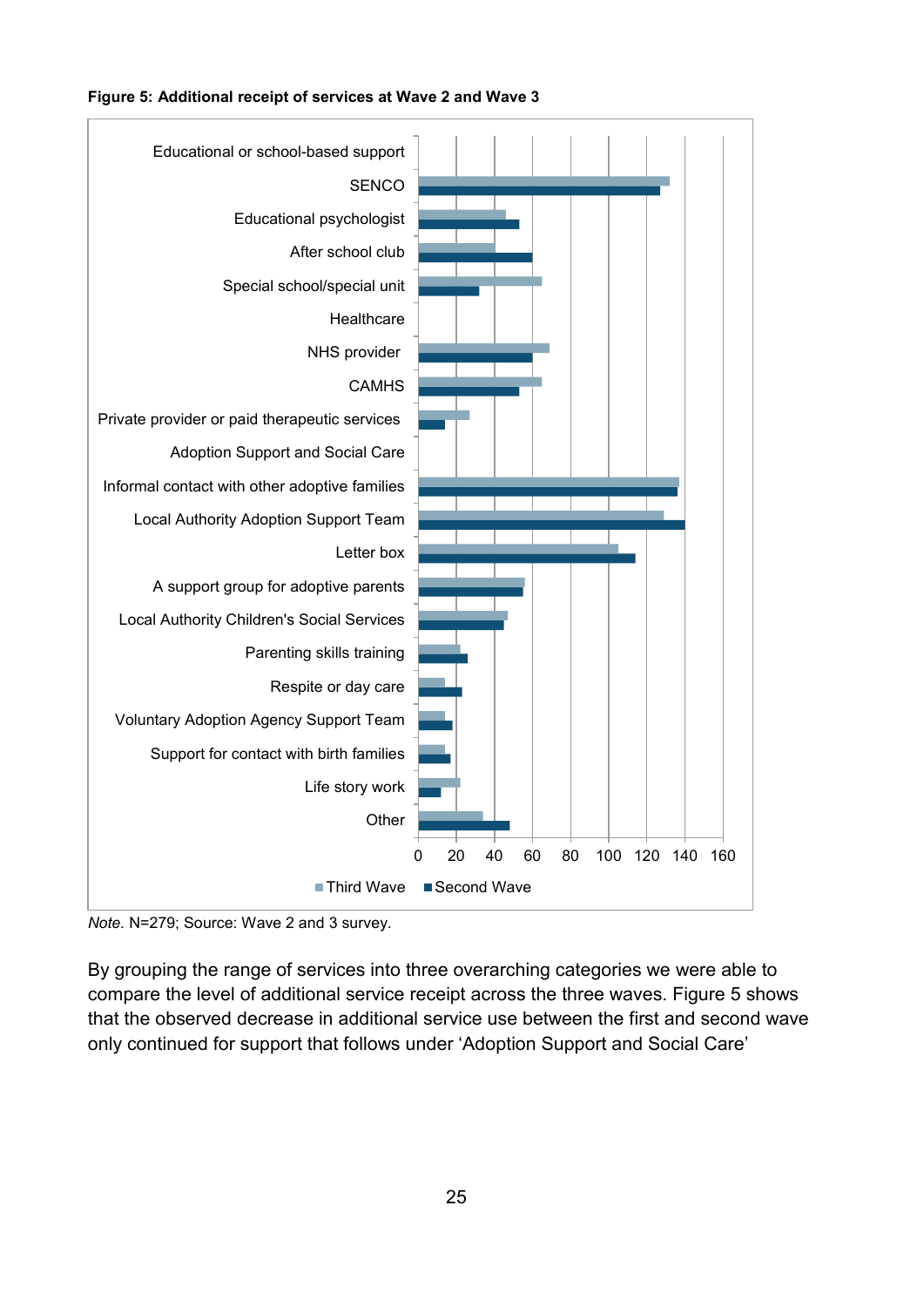**Figure 5: Additional receipt of services at Wave 2 and Wave 3**

*Note.* N=279; Source: Wave 2 and 3 survey.

By grouping the range of services into three overarching categories we were able to compare the level of additional service receipt across the three waves. Figure 5 shows that the observed decrease in additional service use between the first and second wave only continued for support that follows under 'Adoption Support and Social Care'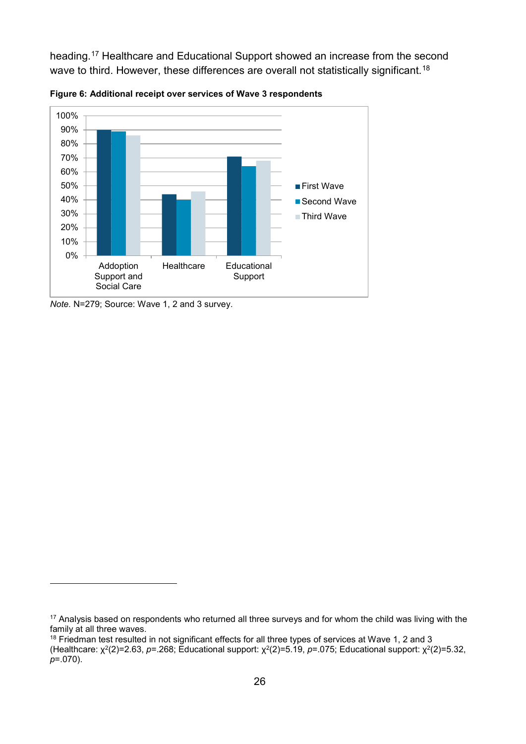heading.[17] Healthcare and Educational Support showed an increase from the second wave to third. However, these differences are overall not statistically significant.[18]

**Figure 6: Additional receipt over services of Wave 3 respondents**

*Note.* N=279; Source: Wave 1, 2 and 3 survey.

---

[17] Analysis based on respondents who returned all three surveys and for whom the child was living with the family at all three waves.

[18] Friedman test resulted in not significant effects for all three types of services at Wave 1, 2 and 3 (Healthcare: $\chi^2(2)=2.63$, $p=.268$; Educational support: $\chi^2(2)=5.19$, $p=.075$; Educational support: $\chi^2(2)=5.32$, $p=.070$).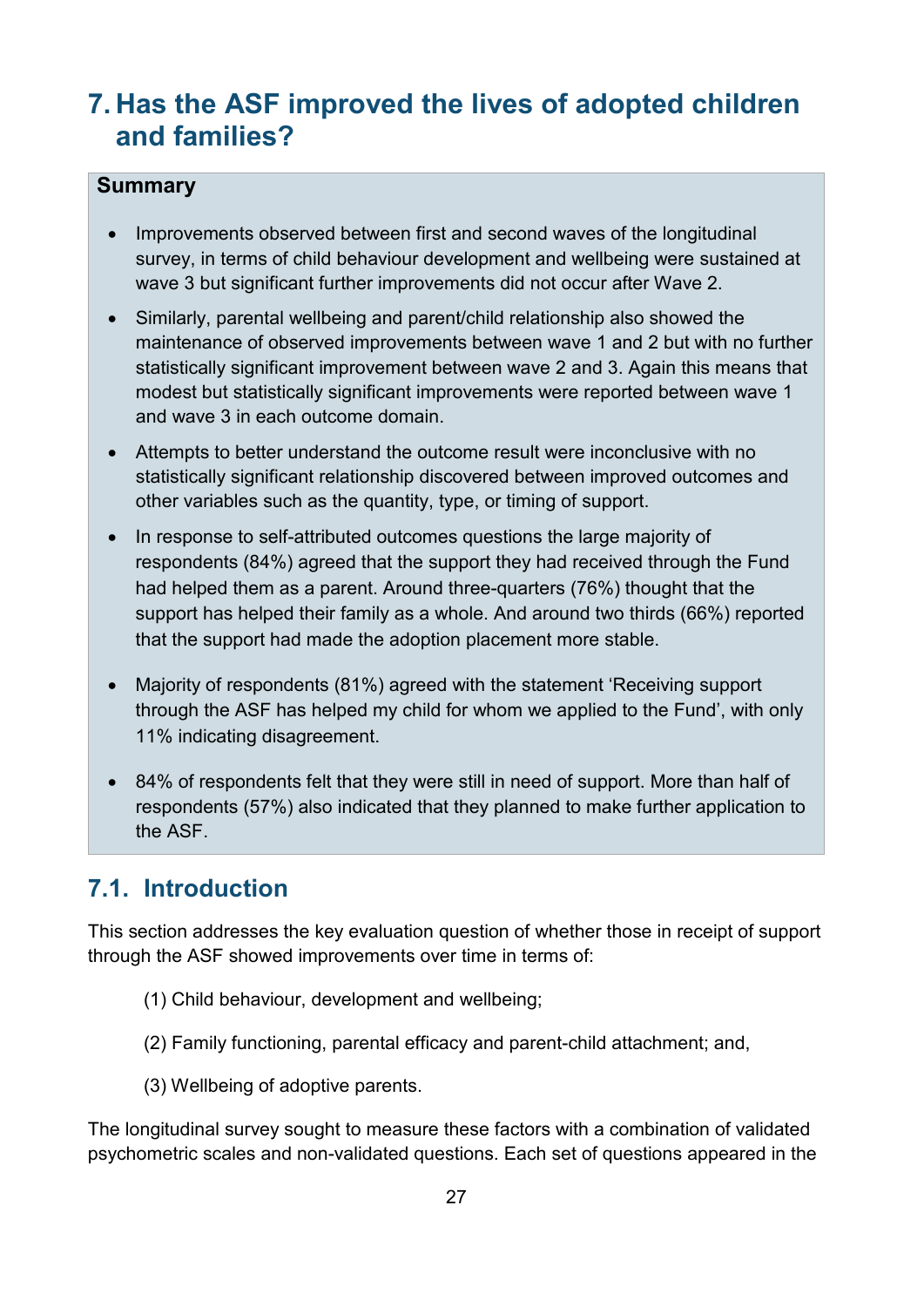# 7. Has the ASF improved the lives of adopted children and families?

**Summary**

- Improvements observed between first and second waves of the longitudinal survey, in terms of child behaviour development and wellbeing were sustained at wave 3 but significant further improvements did not occur after Wave 2.
- Similarly, parental wellbeing and parent/child relationship also showed the maintenance of observed improvements between wave 1 and 2 but with no further statistically significant improvement between wave 2 and 3. Again this means that modest but statistically significant improvements were reported between wave 1 and wave 3 in each outcome domain.
- Attempts to better understand the outcome result were inconclusive with no statistically significant relationship discovered between improved outcomes and other variables such as the quantity, type, or timing of support.
- In response to self-attributed outcomes questions the large majority of respondents (84%) agreed that the support they had received through the Fund had helped them as a parent. Around three-quarters (76%) thought that the support has helped their family as a whole. And around two thirds (66%) reported that the support had made the adoption placement more stable.
- Majority of respondents (81%) agreed with the statement 'Receiving support through the ASF has helped my child for whom we applied to the Fund', with only 11% indicating disagreement.
- 84% of respondents felt that they were still in need of support. More than half of respondents (57%) also indicated that they planned to make further application to the ASF.

## 7.1. Introduction

This section addresses the key evaluation question of whether those in receipt of support through the ASF showed improvements over time in terms of:

(1) Child behaviour, development and wellbeing;

(2) Family functioning, parental efficacy and parent-child attachment; and,

(3) Wellbeing of adoptive parents.

The longitudinal survey sought to measure these factors with a combination of validated psychometric scales and non-validated questions. Each set of questions appeared in the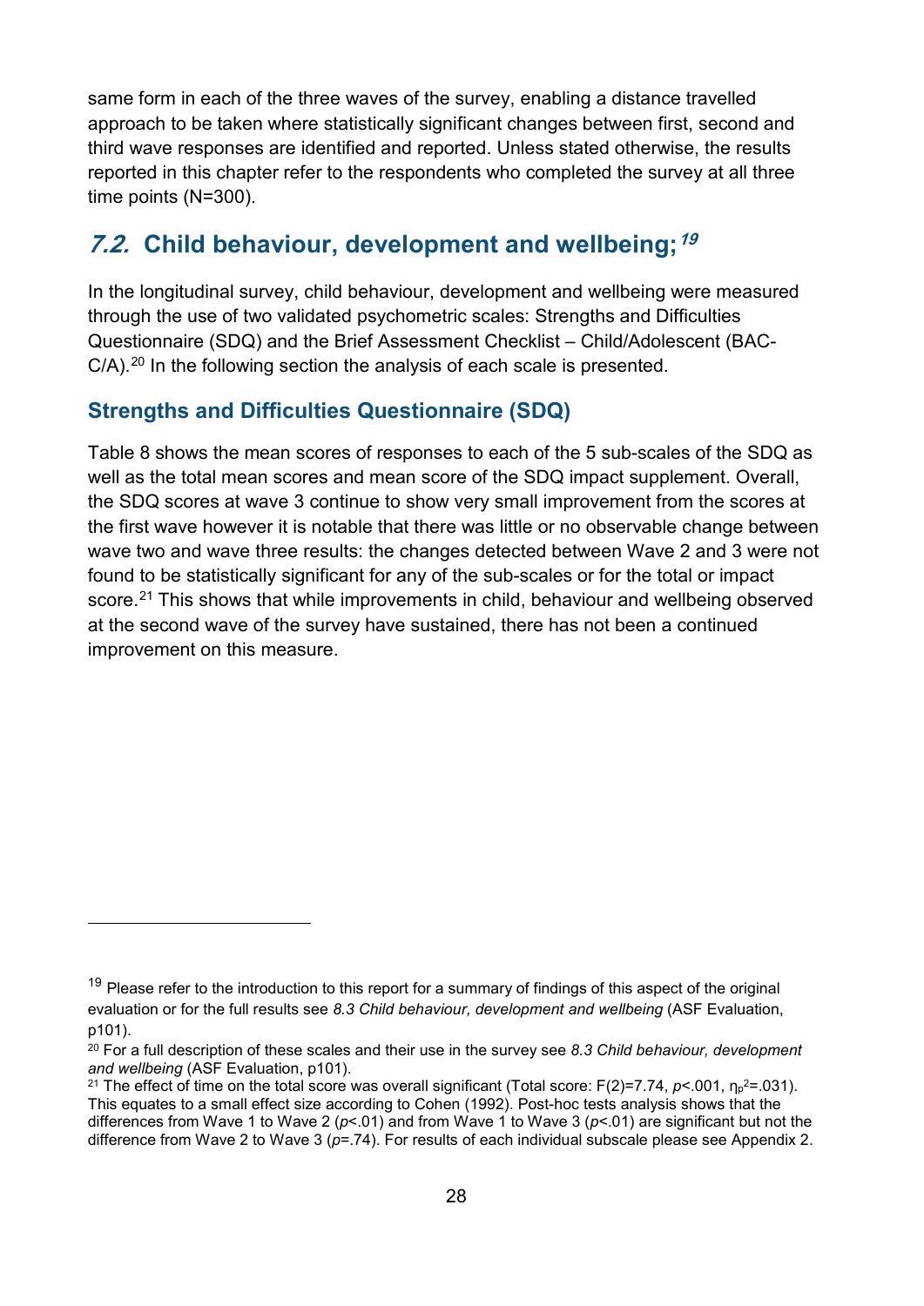same form in each of the three waves of the survey, enabling a distance travelled approach to be taken where statistically significant changes between first, second and third wave responses are identified and reported. Unless stated otherwise, the results reported in this chapter refer to the respondents who completed the survey at all three time points (N=300).

## *7.2.* Child behaviour, development and wellbeing;[19]

In the longitudinal survey, child behaviour, development and wellbeing were measured through the use of two validated psychometric scales: Strengths and Difficulties Questionnaire (SDQ) and the Brief Assessment Checklist – Child/Adolescent (BAC-C/A).[20] In the following section the analysis of each scale is presented.

### Strengths and Difficulties Questionnaire (SDQ)

Table 8 shows the mean scores of responses to each of the 5 sub-scales of the SDQ as well as the total mean scores and mean score of the SDQ impact supplement. Overall, the SDQ scores at wave 3 continue to show very small improvement from the scores at the first wave however it is notable that there was little or no observable change between wave two and wave three results: the changes detected between Wave 2 and 3 were not found to be statistically significant for any of the sub-scales or for the total or impact score.[21] This shows that while improvements in child, behaviour and wellbeing observed at the second wave of the survey have sustained, there has not been a continued improvement on this measure.

---

[19] Please refer to the introduction to this report for a summary of findings of this aspect of the original evaluation or for the full results see *8.3 Child behaviour, development and wellbeing* (ASF Evaluation, p101).

[20] For a full description of these scales and their use in the survey see *8.3 Child behaviour, development and wellbeing* (ASF Evaluation, p101).

[21] The effect of time on the total score was overall significant (Total score: $F(2)=7.74$, $p<.001$, $\eta_p^2=.031$). This equates to a small effect size according to Cohen (1992). Post-hoc tests analysis shows that the differences from Wave 1 to Wave 2 ($p<.01$) and from Wave 1 to Wave 3 ($p<.01$) are significant but not the difference from Wave 2 to Wave 3 ($p=.74$). For results of each individual subscale please see Appendix 2.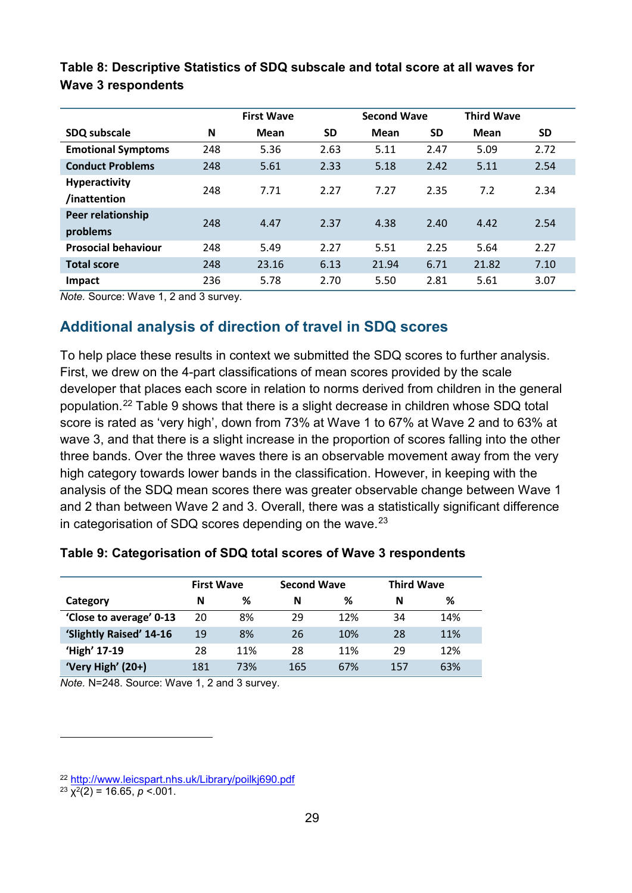**Table 8: Descriptive Statistics of SDQ subscale and total score at all waves for Wave 3 respondents**

| | | First Wave | | Second Wave | | Third Wave | |
|---|---|---|---|---|---|---|---|
| **SDQ subscale** | **N** | **Mean** | **SD** | **Mean** | **SD** | **Mean** | **SD** |
| **Emotional Symptoms** | 248 | 5.36 | 2.63 | 5.11 | 2.47 | 5.09 | 2.72 |
| **Conduct Problems** | 248 | 5.61 | 2.33 | 5.18 | 2.42 | 5.11 | 2.54 |
| **Hyperactivity /inattention** | 248 | 7.71 | 2.27 | 7.27 | 2.35 | 7.2 | 2.34 |
| **Peer relationship problems** | 248 | 4.47 | 2.37 | 4.38 | 2.40 | 4.42 | 2.54 |
| **Prosocial behaviour** | 248 | 5.49 | 2.27 | 5.51 | 2.25 | 5.64 | 2.27 |
| **Total score** | 248 | 23.16 | 6.13 | 21.94 | 6.71 | 21.82 | 7.10 |
| **Impact** | 236 | 5.78 | 2.70 | 5.50 | 2.81 | 5.61 | 3.07 |

*Note.* Source: Wave 1, 2 and 3 survey.

## Additional analysis of direction of travel in SDQ scores

To help place these results in context we submitted the SDQ scores to further analysis. First, we drew on the 4-part classifications of mean scores provided by the scale developer that places each score in relation to norms derived from children in the general population.[22] Table 9 shows that there is a slight decrease in children whose SDQ total score is rated as 'very high', down from 73% at Wave 1 to 67% at Wave 2 and to 63% at wave 3, and that there is a slight increase in the proportion of scores falling into the other three bands. Over the three waves there is an observable movement away from the very high category towards lower bands in the classification. However, in keeping with the analysis of the SDQ mean scores there was greater observable change between Wave 1 and 2 than between Wave 2 and 3. Overall, there was a statistically significant difference in categorisation of SDQ scores depending on the wave.[23]

**Table 9: Categorisation of SDQ total scores of Wave 3 respondents**

| | First Wave | | Second Wave | | Third Wave | |
|---|---|---|---|---|---|---|
| **Category** | **N** | **%** | **N** | **%** | **N** | **%** |
| **'Close to average' 0-13** | 20 | 8% | 29 | 12% | 34 | 14% |
| **'Slightly Raised' 14-16** | 19 | 8% | 26 | 10% | 28 | 11% |
| **'High' 17-19** | 28 | 11% | 28 | 11% | 29 | 12% |
| **'Very High' (20+)** | 181 | 73% | 165 | 67% | 157 | 63% |

*Note.* N=248. Source: Wave 1, 2 and 3 survey.

---

[22] http://www.leicspart.nhs.uk/Library/poilkj690.pdf

[23] $\chi^2(2) = 16.65$, $p < .001$.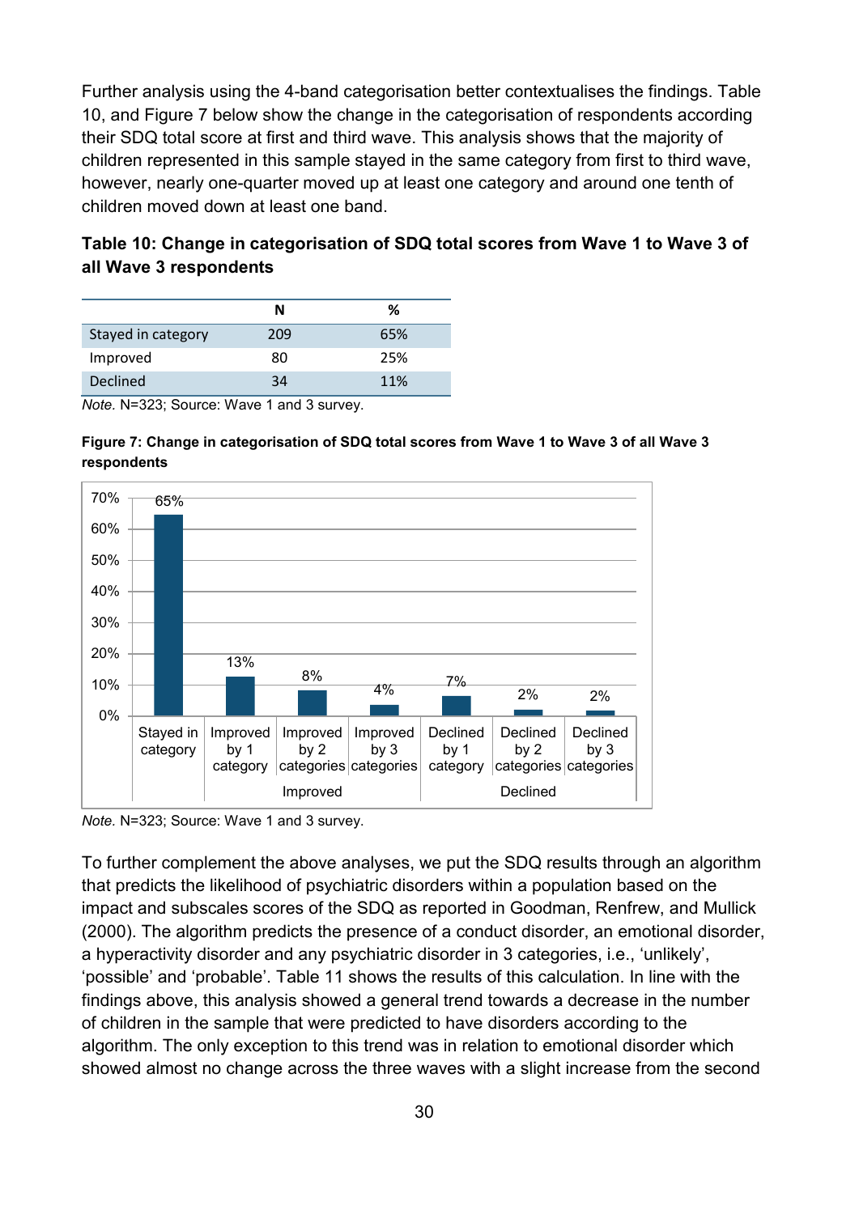Further analysis using the 4-band categorisation better contextualises the findings. Table 10, and Figure 7 below show the change in the categorisation of respondents according their SDQ total score at first and third wave. This analysis shows that the majority of children represented in this sample stayed in the same category from first to third wave, however, nearly one-quarter moved up at least one category and around one tenth of children moved down at least one band.

**Table 10: Change in categorisation of SDQ total scores from Wave 1 to Wave 3 of all Wave 3 respondents**

| | N | % |
|---|---|---|
| Stayed in category | 209 | 65% |
| Improved | 80 | 25% |
| Declined | 34 | 11% |

*Note.* N=323; Source: Wave 1 and 3 survey.

**Figure 7: Change in categorisation of SDQ total scores from Wave 1 to Wave 3 of all Wave 3 respondents**

| Category | Sub-category | % |
|---|---|---|
| | Stayed in category | 65% |
| Improved | Improved by 1 category | 13% |
| Improved | Improved by 2 categories | 8% |
| Improved | Improved by 3 categories | 4% |
| Declined | Declined by 1 category | 7% |
| Declined | Declined by 2 categories | 2% |
| Declined | Declined by 3 categories | 2% |

*Note.* N=323; Source: Wave 1 and 3 survey.

To further complement the above analyses, we put the SDQ results through an algorithm that predicts the likelihood of psychiatric disorders within a population based on the impact and subscales scores of the SDQ as reported in Goodman, Renfrew, and Mullick (2000). The algorithm predicts the presence of a conduct disorder, an emotional disorder, a hyperactivity disorder and any psychiatric disorder in 3 categories, i.e., 'unlikely', 'possible' and 'probable'. Table 11 shows the results of this calculation. In line with the findings above, this analysis showed a general trend towards a decrease in the number of children in the sample that were predicted to have disorders according to the algorithm. The only exception to this trend was in relation to emotional disorder which showed almost no change across the three waves with a slight increase from the second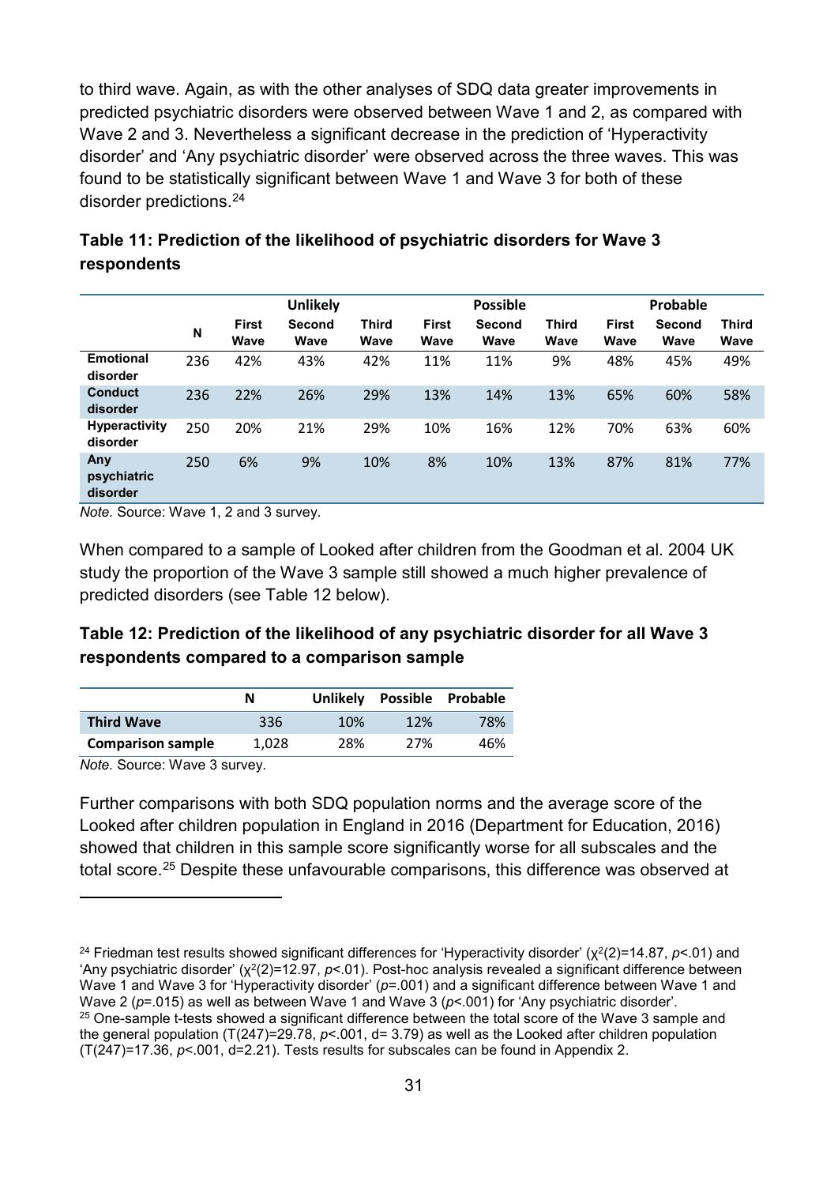to third wave. Again, as with the other analyses of SDQ data greater improvements in predicted psychiatric disorders were observed between Wave 1 and 2, as compared with Wave 2 and 3. Nevertheless a significant decrease in the prediction of 'Hyperactivity disorder' and 'Any psychiatric disorder' were observed across the three waves. This was found to be statistically significant between Wave 1 and Wave 3 for both of these disorder predictions.[24]

**Table 11: Prediction of the likelihood of psychiatric disorders for Wave 3 respondents**

| | | Unlikely | | | Possible | | | Probable | | |
|---|---|---|---|---|---|---|---|---|---|---|
| | N | First Wave | Second Wave | Third Wave | First Wave | Second Wave | Third Wave | First Wave | Second Wave | Third Wave |
| **Emotional disorder** | 236 | 42% | 43% | 42% | 11% | 11% | 9% | 48% | 45% | 49% |
| **Conduct disorder** | 236 | 22% | 26% | 29% | 13% | 14% | 13% | 65% | 60% | 58% |
| **Hyperactivity disorder** | 250 | 20% | 21% | 29% | 10% | 16% | 12% | 70% | 63% | 60% |
| **Any psychiatric disorder** | 250 | 6% | 9% | 10% | 8% | 10% | 13% | 87% | 81% | 77% |

*Note.* Source: Wave 1, 2 and 3 survey.

When compared to a sample of Looked after children from the Goodman et al. 2004 UK study the proportion of the Wave 3 sample still showed a much higher prevalence of predicted disorders (see Table 12 below).

**Table 12: Prediction of the likelihood of any psychiatric disorder for all Wave 3 respondents compared to a comparison sample**

| | N | Unlikely | Possible | Probable |
|---|---|---|---|---|
| **Third Wave** | 336 | 10% | 12% | 78% |
| **Comparison sample** | 1,028 | 28% | 27% | 46% |

*Note.* Source: Wave 3 survey.

Further comparisons with both SDQ population norms and the average score of the Looked after children population in England in 2016 (Department for Education, 2016) showed that children in this sample score significantly worse for all subscales and the total score.[25] Despite these unfavourable comparisons, this difference was observed at

---

[24] Friedman test results showed significant differences for 'Hyperactivity disorder' ($\chi^2(2)=14.87$, $p<.01$) and 'Any psychiatric disorder' ($\chi^2(2)=12.97$, $p<.01$). Post-hoc analysis revealed a significant difference between Wave 1 and Wave 3 for 'Hyperactivity disorder' ($p=.001$) and a significant difference between Wave 1 and Wave 2 ($p=.015$) as well as between Wave 1 and Wave 3 ($p<.001$) for 'Any psychiatric disorder'.

[25] One-sample t-tests showed a significant difference between the total score of the Wave 3 sample and the general population ($T(247)=29.78$, $p<.001$, $d= 3.79$) as well as the Looked after children population ($T(247)=17.36$, $p<.001$, $d=2.21$). Tests results for subscales can be found in Appendix 2.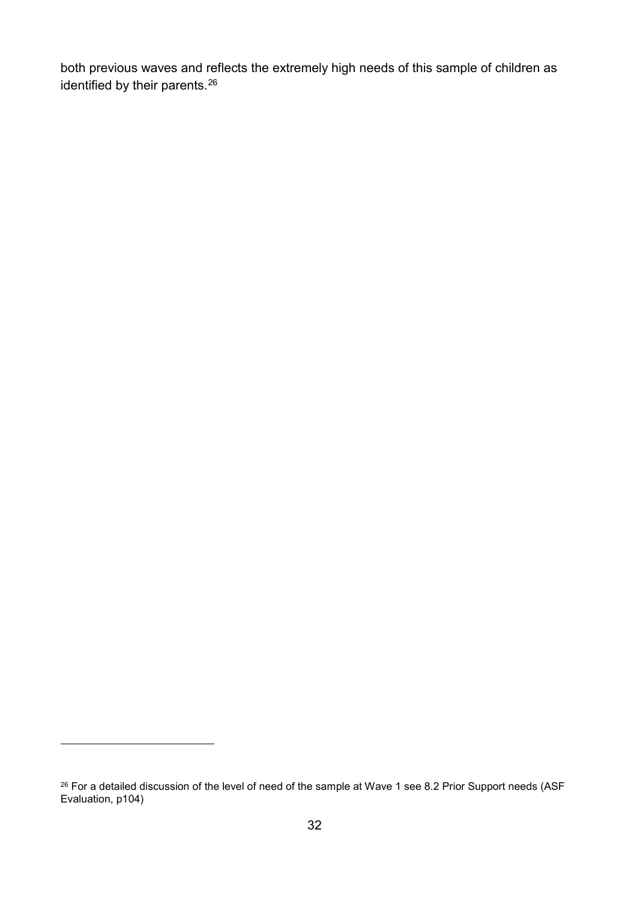both previous waves and reflects the extremely high needs of this sample of children as identified by their parents.[26]

[26] For a detailed discussion of the level of need of the sample at Wave 1 see 8.2 Prior Support needs (ASF Evaluation, p104)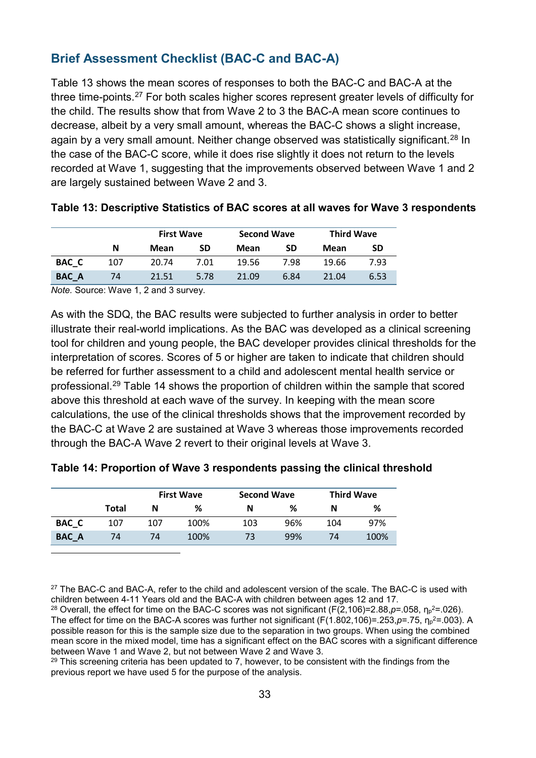## Brief Assessment Checklist (BAC-C and BAC-A)

Table 13 shows the mean scores of responses to both the BAC-C and BAC-A at the three time-points.[27] For both scales higher scores represent greater levels of difficulty for the child. The results show that from Wave 2 to 3 the BAC-A mean score continues to decrease, albeit by a very small amount, whereas the BAC-C shows a slight increase, again by a very small amount. Neither change observed was statistically significant.[28] In the case of the BAC-C score, while it does rise slightly it does not return to the levels recorded at Wave 1, suggesting that the improvements observed between Wave 1 and 2 are largely sustained between Wave 2 and 3.

**Table 13: Descriptive Statistics of BAC scores at all waves for Wave 3 respondents**

| | | First Wave | | Second Wave | | Third Wave | |
|---|---|---|---|---|---|---|---|
| | N | Mean | SD | Mean | SD | Mean | SD |
| BAC_C | 107 | 20.74 | 7.01 | 19.56 | 7.98 | 19.66 | 7.93 |
| BAC_A | 74 | 21.51 | 5.78 | 21.09 | 6.84 | 21.04 | 6.53 |

*Note.* Source: Wave 1, 2 and 3 survey.

As with the SDQ, the BAC results were subjected to further analysis in order to better illustrate their real-world implications. As the BAC was developed as a clinical screening tool for children and young people, the BAC developer provides clinical thresholds for the interpretation of scores. Scores of 5 or higher are taken to indicate that children should be referred for further assessment to a child and adolescent mental health service or professional.[29] Table 14 shows the proportion of children within the sample that scored above this threshold at each wave of the survey. In keeping with the mean score calculations, the use of the clinical thresholds shows that the improvement recorded by the BAC-C at Wave 2 are sustained at Wave 3 whereas those improvements recorded through the BAC-A Wave 2 revert to their original levels at Wave 3.

**Table 14: Proportion of Wave 3 respondents passing the clinical threshold**

| | | First Wave | | Second Wave | | Third Wave | |
|---|---|---|---|---|---|---|---|
| | Total | N | % | N | % | N | % |
| BAC_C | 107 | 107 | 100% | 103 | 96% | 104 | 97% |
| BAC_A | 74 | 74 | 100% | 73 | 99% | 74 | 100% |

[27] The BAC-C and BAC-A, refer to the child and adolescent version of the scale. The BAC-C is used with children between 4-11 Years old and the BAC-A with children between ages 12 and 17.

[28] Overall, the effect for time on the BAC-C scores was not significant ($F(2,106)=2.88, p=.058, \eta_p^2=.026$). The effect for time on the BAC-A scores was further not significant ($F(1.802,106)=.253, p=.75, \eta_p^2=.003$). A possible reason for this is the sample size due to the separation in two groups. When using the combined mean score in the mixed model, time has a significant effect on the BAC scores with a significant difference between Wave 1 and Wave 2, but not between Wave 2 and Wave 3.

[29] This screening criteria has been updated to 7, however, to be consistent with the findings from the previous report we have used 5 for the purpose of the analysis.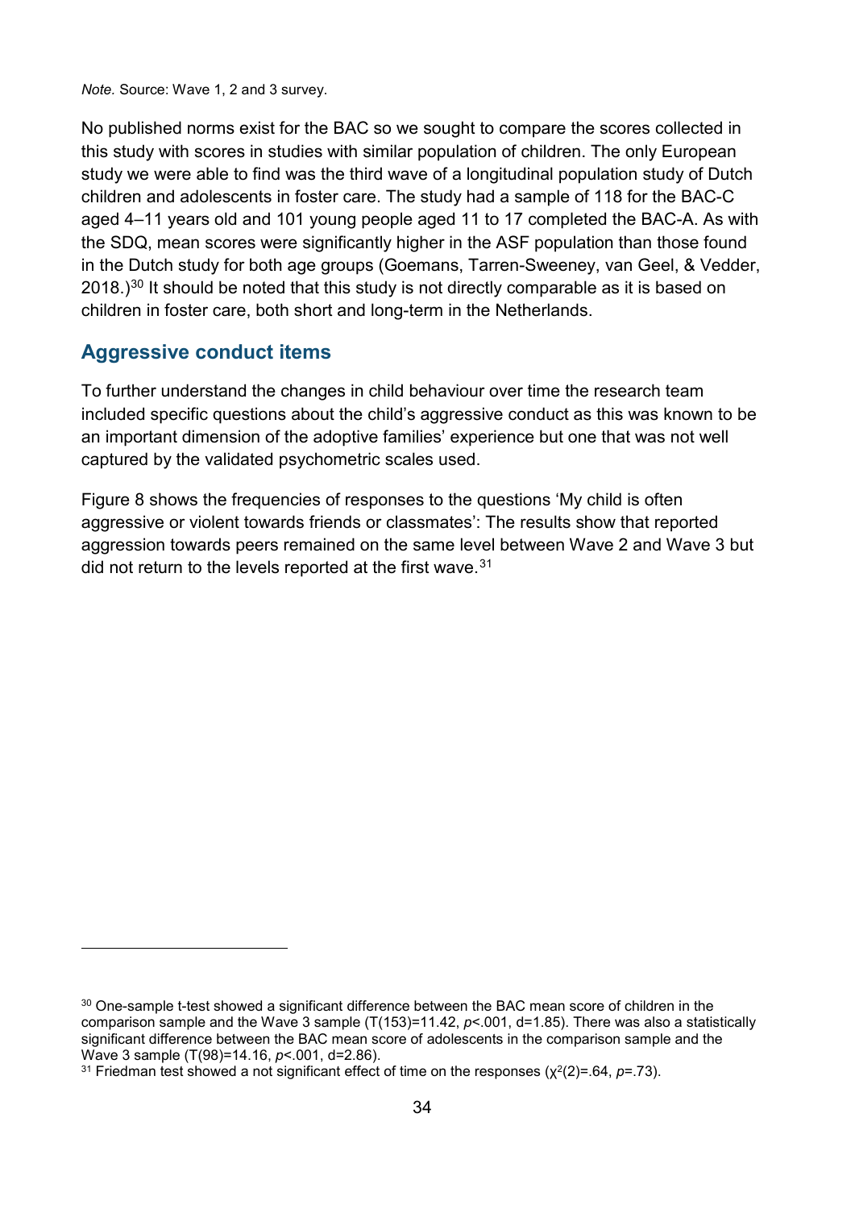*Note.* Source: Wave 1, 2 and 3 survey.

No published norms exist for the BAC so we sought to compare the scores collected in this study with scores in studies with similar population of children. The only European study we were able to find was the third wave of a longitudinal population study of Dutch children and adolescents in foster care. The study had a sample of 118 for the BAC-C aged 4–11 years old and 101 young people aged 11 to 17 completed the BAC-A. As with the SDQ, mean scores were significantly higher in the ASF population than those found in the Dutch study for both age groups (Goemans, Tarren-Sweeney, van Geel, & Vedder, 2018.)[30] It should be noted that this study is not directly comparable as it is based on children in foster care, both short and long-term in the Netherlands.

## Aggressive conduct items

To further understand the changes in child behaviour over time the research team included specific questions about the child's aggressive conduct as this was known to be an important dimension of the adoptive families' experience but one that was not well captured by the validated psychometric scales used.

Figure 8 shows the frequencies of responses to the questions 'My child is often aggressive or violent towards friends or classmates': The results show that reported aggression towards peers remained on the same level between Wave 2 and Wave 3 but did not return to the levels reported at the first wave.[31]

---

[30] One-sample t-test showed a significant difference between the BAC mean score of children in the comparison sample and the Wave 3 sample ($T(153)=11.42$, $p<.001$, $d=1.85$). There was also a statistically significant difference between the BAC mean score of adolescents in the comparison sample and the Wave 3 sample ($T(98)=14.16$, $p<.001$, $d=2.86$).

[31] Friedman test showed a not significant effect of time on the responses ($\chi^2(2)=.64$, $p=.73$).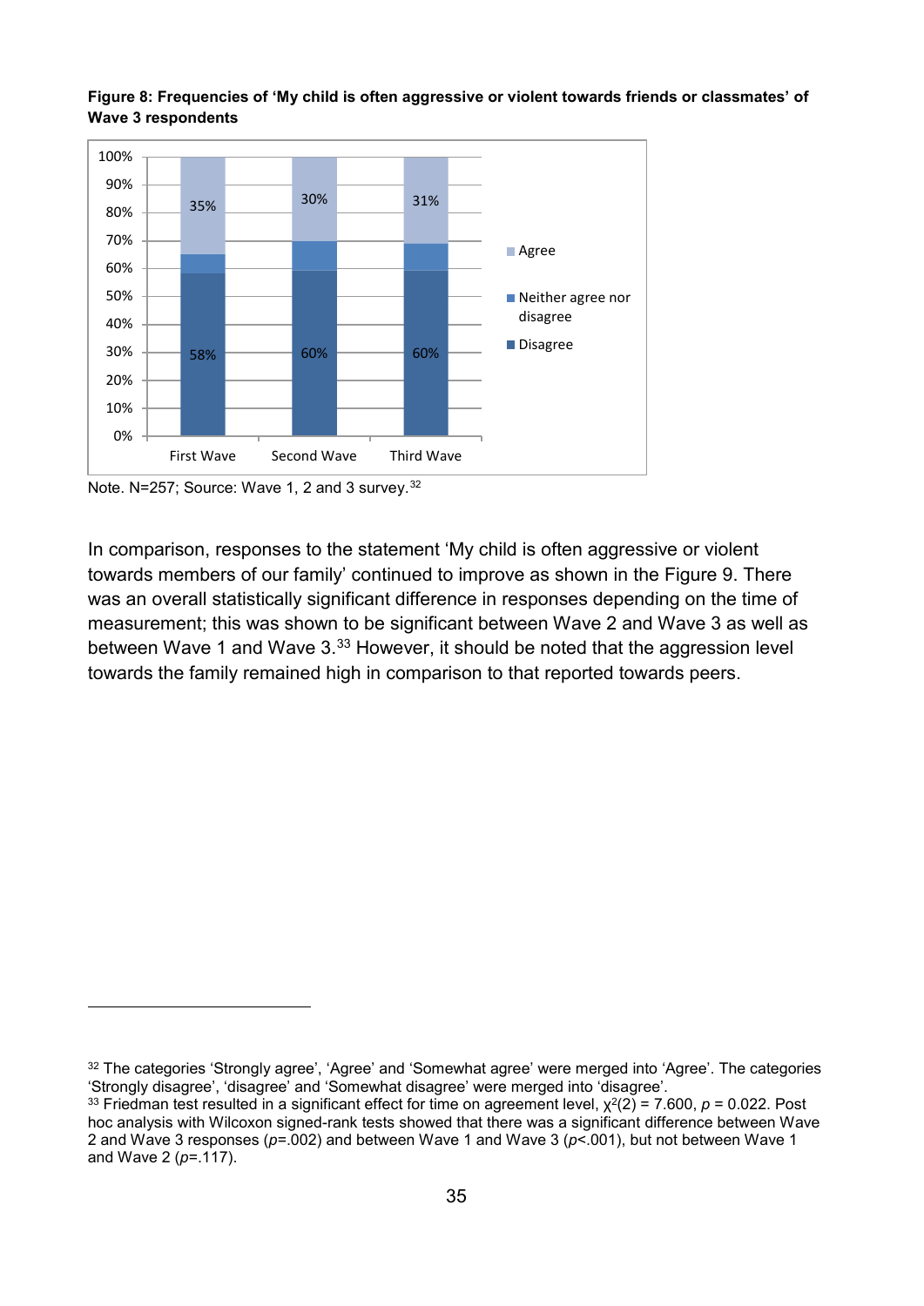**Figure 8: Frequencies of 'My child is often aggressive or violent towards friends or classmates' of Wave 3 respondents**

| | First Wave | Second Wave | Third Wave |
|---|---|---|---|
| Agree | 35% | 30% | 31% |
| Neither agree nor disagree | | | |
| Disagree | 58% | 60% | 60% |

Note. N=257; Source: Wave 1, 2 and 3 survey.[32]

In comparison, responses to the statement 'My child is often aggressive or violent towards members of our family' continued to improve as shown in the Figure 9. There was an overall statistically significant difference in responses depending on the time of measurement; this was shown to be significant between Wave 2 and Wave 3 as well as between Wave 1 and Wave 3.[33] However, it should be noted that the aggression level towards the family remained high in comparison to that reported towards peers.

---

[32] The categories 'Strongly agree', 'Agree' and 'Somewhat agree' were merged into 'Agree'. The categories 'Strongly disagree', 'disagree' and 'Somewhat disagree' were merged into 'disagree'.

[33] Friedman test resulted in a significant effect for time on agreement level, $\chi^2(2) = 7.600$, $p = 0.022$. Post hoc analysis with Wilcoxon signed-rank tests showed that there was a significant difference between Wave 2 and Wave 3 responses ($p$=.002) and between Wave 1 and Wave 3 ($p$<.001), but not between Wave 1 and Wave 2 ($p$=.117).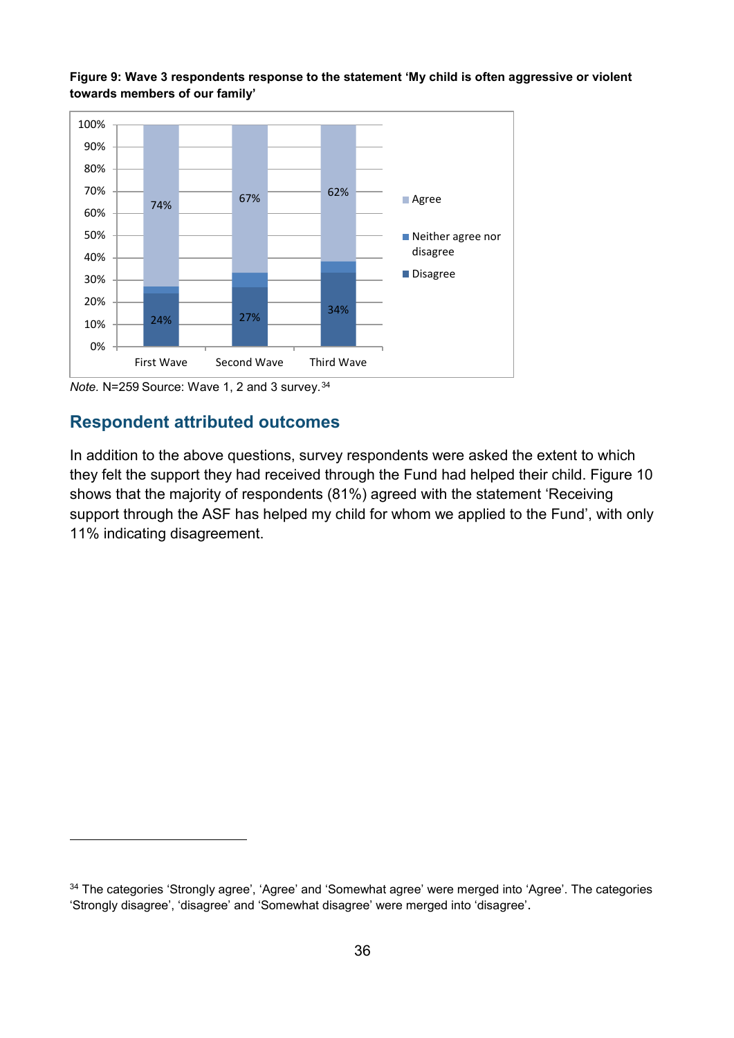**Figure 9: Wave 3 respondents response to the statement 'My child is often aggressive or violent towards members of our family'**

| | Agree | Neither agree nor disagree | Disagree |
|---|---|---|---|
| First Wave | 74% | | 24% |
| Second Wave | 67% | | 27% |
| Third Wave | 62% | | 34% |

*Note.* N=259 Source: Wave 1, 2 and 3 survey.[34]

## Respondent attributed outcomes

In addition to the above questions, survey respondents were asked the extent to which they felt the support they had received through the Fund had helped their child. Figure 10 shows that the majority of respondents (81%) agreed with the statement 'Receiving support through the ASF has helped my child for whom we applied to the Fund', with only 11% indicating disagreement.

---

[34] The categories 'Strongly agree', 'Agree' and 'Somewhat agree' were merged into 'Agree'. The categories 'Strongly disagree', 'disagree' and 'Somewhat disagree' were merged into 'disagree'.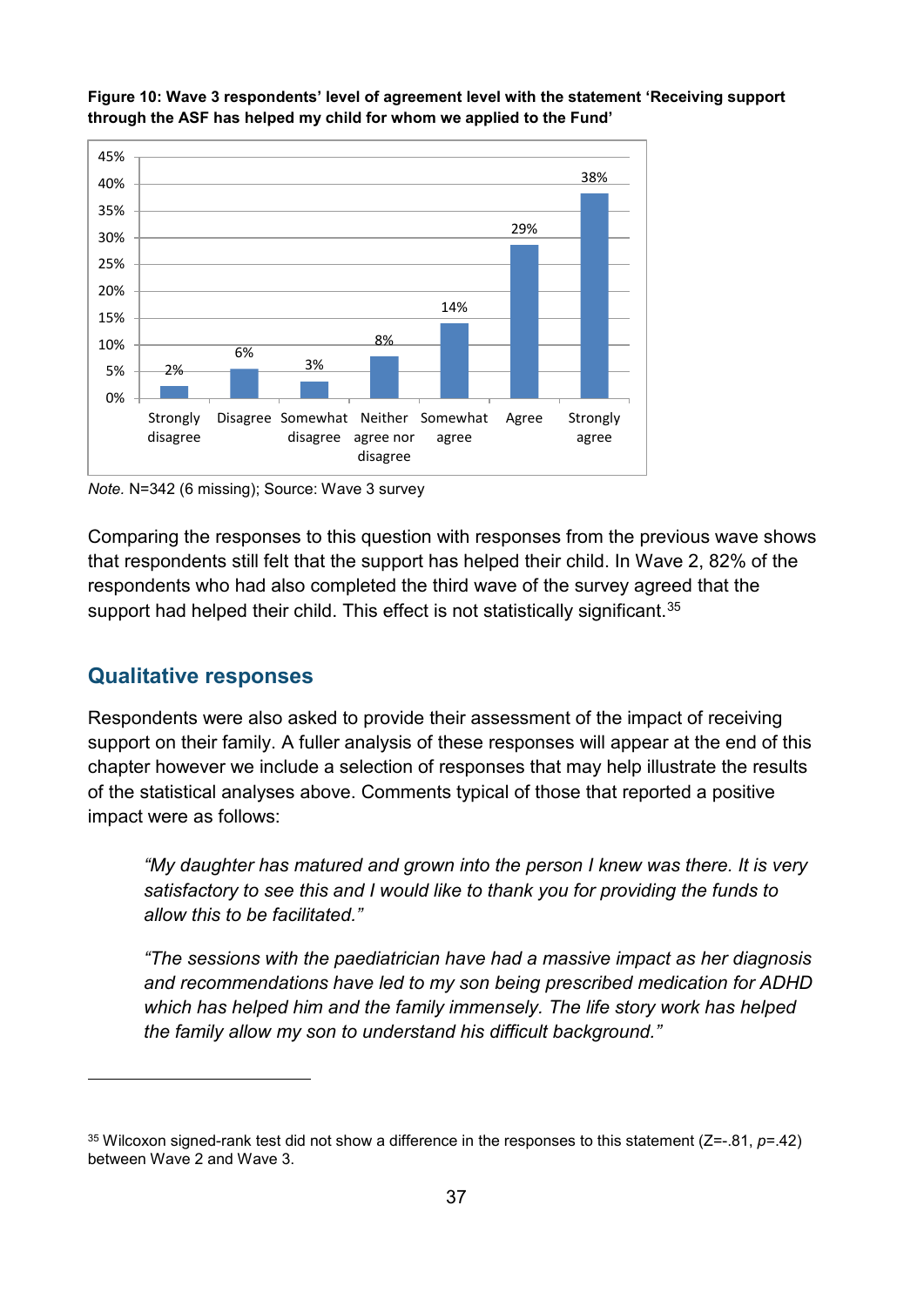**Figure 10: Wave 3 respondents' level of agreement level with the statement 'Receiving support through the ASF has helped my child for whom we applied to the Fund'**

| Response | Percentage |
| --- | --- |
| Strongly disagree | 2% |
| Disagree | 6% |
| Somewhat disagree | 3% |
| Neither agree nor disagree | 8% |
| Somewhat agree | 14% |
| Agree | 29% |
| Strongly agree | 38% |

*Note.* N=342 (6 missing); Source: Wave 3 survey

Comparing the responses to this question with responses from the previous wave shows that respondents still felt that the support has helped their child. In Wave 2, 82% of the respondents who had also completed the third wave of the survey agreed that the support had helped their child. This effect is not statistically significant.[35]

## Qualitative responses

Respondents were also asked to provide their assessment of the impact of receiving support on their family. A fuller analysis of these responses will appear at the end of this chapter however we include a selection of responses that may help illustrate the results of the statistical analyses above. Comments typical of those that reported a positive impact were as follows:

> *"My daughter has matured and grown into the person I knew was there. It is very satisfactory to see this and I would like to thank you for providing the funds to allow this to be facilitated."*

> *"The sessions with the paediatrician have had a massive impact as her diagnosis and recommendations have led to my son being prescribed medication for ADHD which has helped him and the family immensely. The life story work has helped the family allow my son to understand his difficult background."*

---

[35] Wilcoxon signed-rank test did not show a difference in the responses to this statement ($Z=-.81$, $p=.42$) between Wave 2 and Wave 3.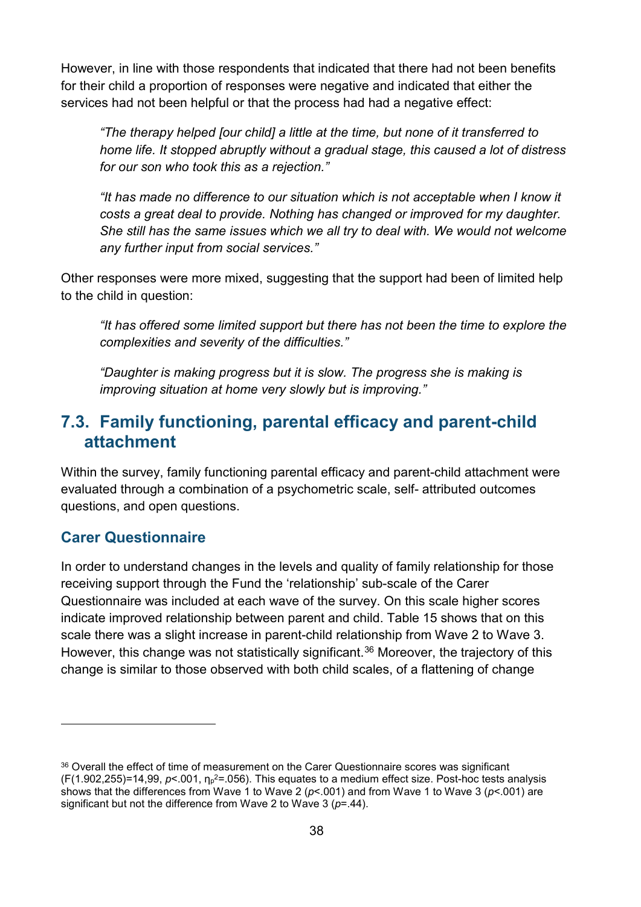However, in line with those respondents that indicated that there had not been benefits for their child a proportion of responses were negative and indicated that either the services had not been helpful or that the process had had a negative effect:

> *"The therapy helped [our child] a little at the time, but none of it transferred to home life. It stopped abruptly without a gradual stage, this caused a lot of distress for our son who took this as a rejection."*

> *"It has made no difference to our situation which is not acceptable when I know it costs a great deal to provide. Nothing has changed or improved for my daughter. She still has the same issues which we all try to deal with. We would not welcome any further input from social services."*

Other responses were more mixed, suggesting that the support had been of limited help to the child in question:

> *"It has offered some limited support but there has not been the time to explore the complexities and severity of the difficulties."*

> *"Daughter is making progress but it is slow. The progress she is making is improving situation at home very slowly but is improving."*

## 7.3. Family functioning, parental efficacy and parent-child attachment

Within the survey, family functioning parental efficacy and parent-child attachment were evaluated through a combination of a psychometric scale, self- attributed outcomes questions, and open questions.

### Carer Questionnaire

In order to understand changes in the levels and quality of family relationship for those receiving support through the Fund the 'relationship' sub-scale of the Carer Questionnaire was included at each wave of the survey. On this scale higher scores indicate improved relationship between parent and child. Table 15 shows that on this scale there was a slight increase in parent-child relationship from Wave 2 to Wave 3. However, this change was not statistically significant.[36] Moreover, the trajectory of this change is similar to those observed with both child scales, of a flattening of change

---

[36] Overall the effect of time of measurement on the Carer Questionnaire scores was significant ($F(1.902,255)=14{,}99$, $p<.001$, $\eta_p^2=.056$). This equates to a medium effect size. Post-hoc tests analysis shows that the differences from Wave 1 to Wave 2 ($p<.001$) and from Wave 1 to Wave 3 ($p<.001$) are significant but not the difference from Wave 2 to Wave 3 ($p=.44$).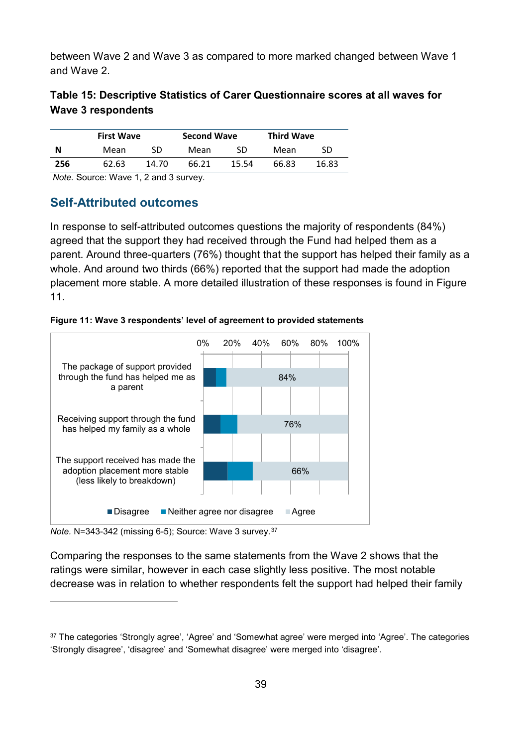between Wave 2 and Wave 3 as compared to more marked changed between Wave 1 and Wave 2.

**Table 15: Descriptive Statistics of Carer Questionnaire scores at all waves for Wave 3 respondents**

| | First Wave | | Second Wave | | Third Wave | |
|---|---|---|---|---|---|---|
| **N** | Mean | SD | Mean | SD | Mean | SD |
| **256** | 62.63 | 14.70 | 66.21 | 15.54 | 66.83 | 16.83 |

*Note.* Source: Wave 1, 2 and 3 survey.

## Self-Attributed outcomes

In response to self-attributed outcomes questions the majority of respondents (84%) agreed that the support they had received through the Fund had helped them as a parent. Around three-quarters (76%) thought that the support has helped their family as a whole. And around two thirds (66%) reported that the support had made the adoption placement more stable. A more detailed illustration of these responses is found in Figure 11.

**Figure 11: Wave 3 respondents' level of agreement to provided statements**

| Statement | Agree |
|---|---|
| The package of support provided through the fund has helped me as a parent | 84% |
| Receiving support through the fund has helped my family as a whole | 76% |
| The support received has made the adoption placement more stable (less likely to breakdown) | 66% |

Legend: Disagree, Neither agree nor disagree, Agree

*Note.* N=343-342 (missing 6-5); Source: Wave 3 survey.[37]

Comparing the responses to the same statements from the Wave 2 shows that the ratings were similar, however in each case slightly less positive. The most notable decrease was in relation to whether respondents felt the support had helped their family

[37] The categories 'Strongly agree', 'Agree' and 'Somewhat agree' were merged into 'Agree'. The categories 'Strongly disagree', 'disagree' and 'Somewhat disagree' were merged into 'disagree'.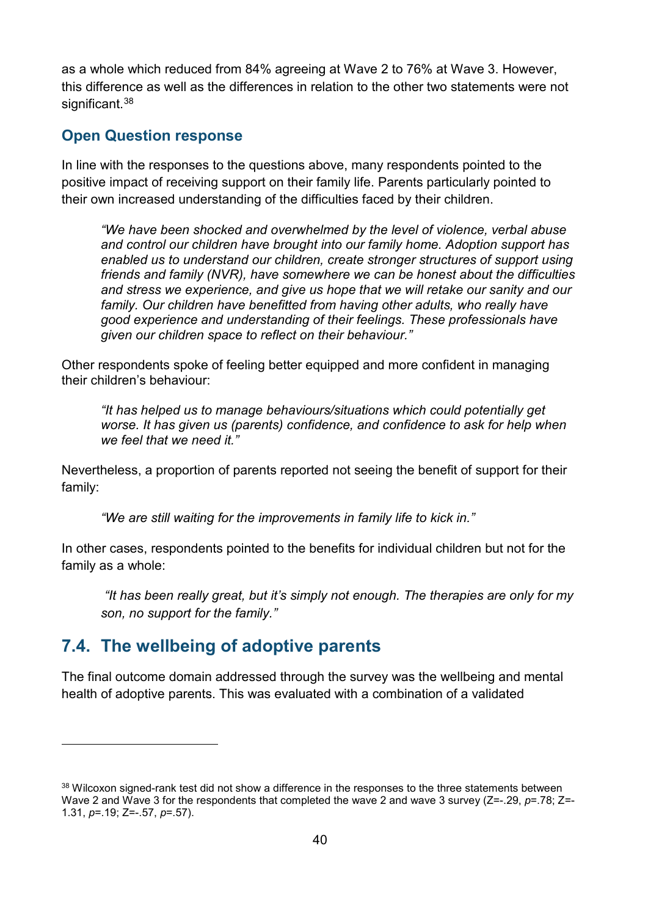as a whole which reduced from 84% agreeing at Wave 2 to 76% at Wave 3. However, this difference as well as the differences in relation to the other two statements were not significant.[38]

### Open Question response

In line with the responses to the questions above, many respondents pointed to the positive impact of receiving support on their family life. Parents particularly pointed to their own increased understanding of the difficulties faced by their children.

> *"We have been shocked and overwhelmed by the level of violence, verbal abuse and control our children have brought into our family home. Adoption support has enabled us to understand our children, create stronger structures of support using friends and family (NVR), have somewhere we can be honest about the difficulties and stress we experience, and give us hope that we will retake our sanity and our family. Our children have benefitted from having other adults, who really have good experience and understanding of their feelings. These professionals have given our children space to reflect on their behaviour."*

Other respondents spoke of feeling better equipped and more confident in managing their children's behaviour:

> *"It has helped us to manage behaviours/situations which could potentially get worse. It has given us (parents) confidence, and confidence to ask for help when we feel that we need it."*

Nevertheless, a proportion of parents reported not seeing the benefit of support for their family:

> *"We are still waiting for the improvements in family life to kick in."*

In other cases, respondents pointed to the benefits for individual children but not for the family as a whole:

> *"It has been really great, but it's simply not enough. The therapies are only for my son, no support for the family."*

## 7.4. The wellbeing of adoptive parents

The final outcome domain addressed through the survey was the wellbeing and mental health of adoptive parents. This was evaluated with a combination of a validated

---

[38] Wilcoxon signed-rank test did not show a difference in the responses to the three statements between Wave 2 and Wave 3 for the respondents that completed the wave 2 and wave 3 survey ($Z=-.29$, $p=.78$; $Z=-1.31$, $p=.19$; $Z=-.57$, $p=.57$).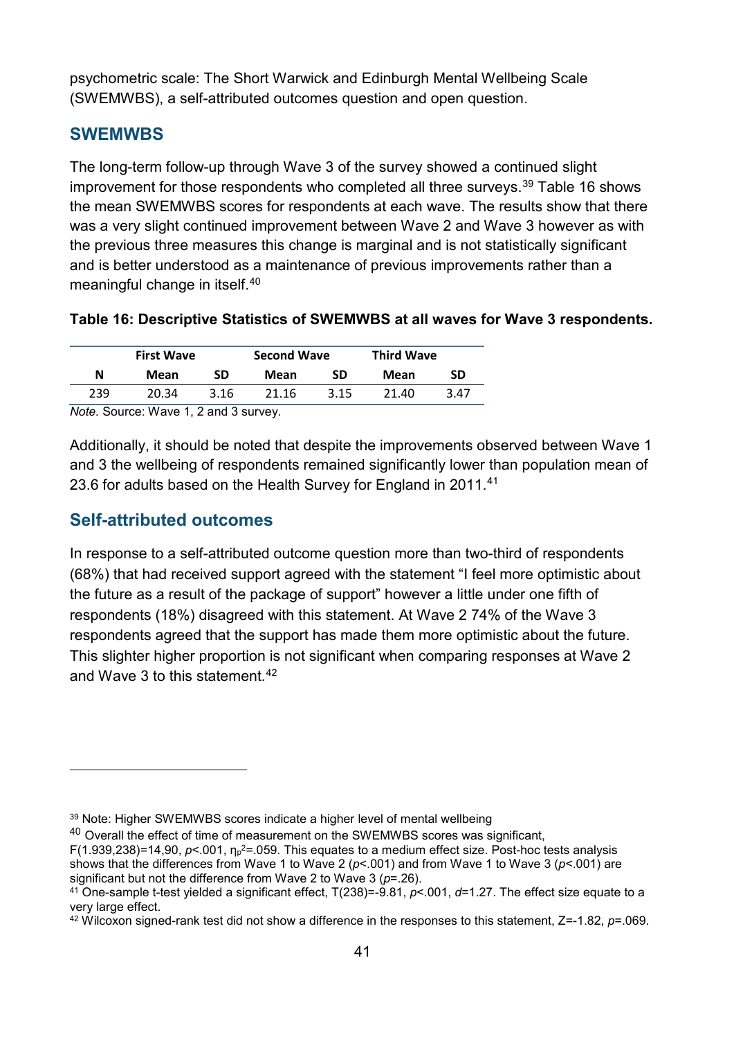psychometric scale: The Short Warwick and Edinburgh Mental Wellbeing Scale (SWEMWBS), a self-attributed outcomes question and open question.

## SWEMWBS

The long-term follow-up through Wave 3 of the survey showed a continued slight improvement for those respondents who completed all three surveys.[39] Table 16 shows the mean SWEMWBS scores for respondents at each wave. The results show that there was a very slight continued improvement between Wave 2 and Wave 3 however as with the previous three measures this change is marginal and is not statistically significant and is better understood as a maintenance of previous improvements rather than a meaningful change in itself.[40]

**Table 16: Descriptive Statistics of SWEMWBS at all waves for Wave 3 respondents.**

| | First Wave | | Second Wave | | Third Wave | |
|---|---|---|---|---|---|---|
| **N** | **Mean** | **SD** | **Mean** | **SD** | **Mean** | **SD** |
| 239 | 20.34 | 3.16 | 21.16 | 3.15 | 21.40 | 3.47 |

*Note.* Source: Wave 1, 2 and 3 survey.

Additionally, it should be noted that despite the improvements observed between Wave 1 and 3 the wellbeing of respondents remained significantly lower than population mean of 23.6 for adults based on the Health Survey for England in 2011.[41]

## Self-attributed outcomes

In response to a self-attributed outcome question more than two-third of respondents (68%) that had received support agreed with the statement "I feel more optimistic about the future as a result of the package of support" however a little under one fifth of respondents (18%) disagreed with this statement. At Wave 2 74% of the Wave 3 respondents agreed that the support has made them more optimistic about the future. This slighter higher proportion is not significant when comparing responses at Wave 2 and Wave 3 to this statement.[42]

---

[39] Note: Higher SWEMWBS scores indicate a higher level of mental wellbeing

[40] Overall the effect of time of measurement on the SWEMWBS scores was significant, $F(1.939,238)=14{,}90$, $p<.001$, $\eta_p^2=.059$. This equates to a medium effect size. Post-hoc tests analysis shows that the differences from Wave 1 to Wave 2 ($p<.001$) and from Wave 1 to Wave 3 ($p<.001$) are significant but not the difference from Wave 2 to Wave 3 ($p=.26$).

[41] One-sample t-test yielded a significant effect, $T(238)=-9.81$, $p<.001$, $d=1.27$. The effect size equate to a very large effect.

[42] Wilcoxon signed-rank test did not show a difference in the responses to this statement, $Z=-1.82$, $p=.069$.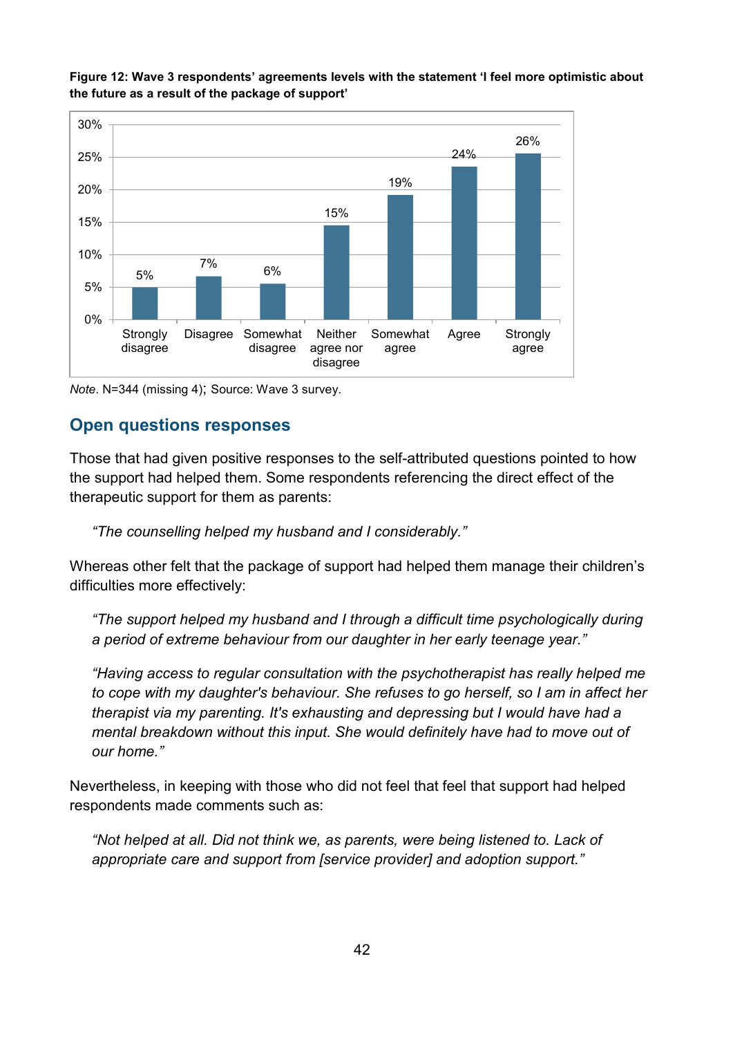**Figure 12: Wave 3 respondents' agreements levels with the statement 'I feel more optimistic about the future as a result of the package of support'**

| Response | Percentage |
|---|---|
| Strongly disagree | 5% |
| Disagree | 7% |
| Somewhat disagree | 6% |
| Neither agree nor disagree | 15% |
| Somewhat agree | 19% |
| Agree | 24% |
| Strongly agree | 26% |

*Note*. N=344 (missing 4); Source: Wave 3 survey.

## Open questions responses

Those that had given positive responses to the self-attributed questions pointed to how the support had helped them. Some respondents referencing the direct effect of the therapeutic support for them as parents:

> *"The counselling helped my husband and I considerably."*

Whereas other felt that the package of support had helped them manage their children's difficulties more effectively:

> *"The support helped my husband and I through a difficult time psychologically during a period of extreme behaviour from our daughter in her early teenage year."*

> *"Having access to regular consultation with the psychotherapist has really helped me to cope with my daughter's behaviour. She refuses to go herself, so I am in affect her therapist via my parenting. It's exhausting and depressing but I would have had a mental breakdown without this input. She would definitely have had to move out of our home."*

Nevertheless, in keeping with those who did not feel that feel that support had helped respondents made comments such as:

> *"Not helped at all. Did not think we, as parents, were being listened to. Lack of appropriate care and support from [service provider] and adoption support."*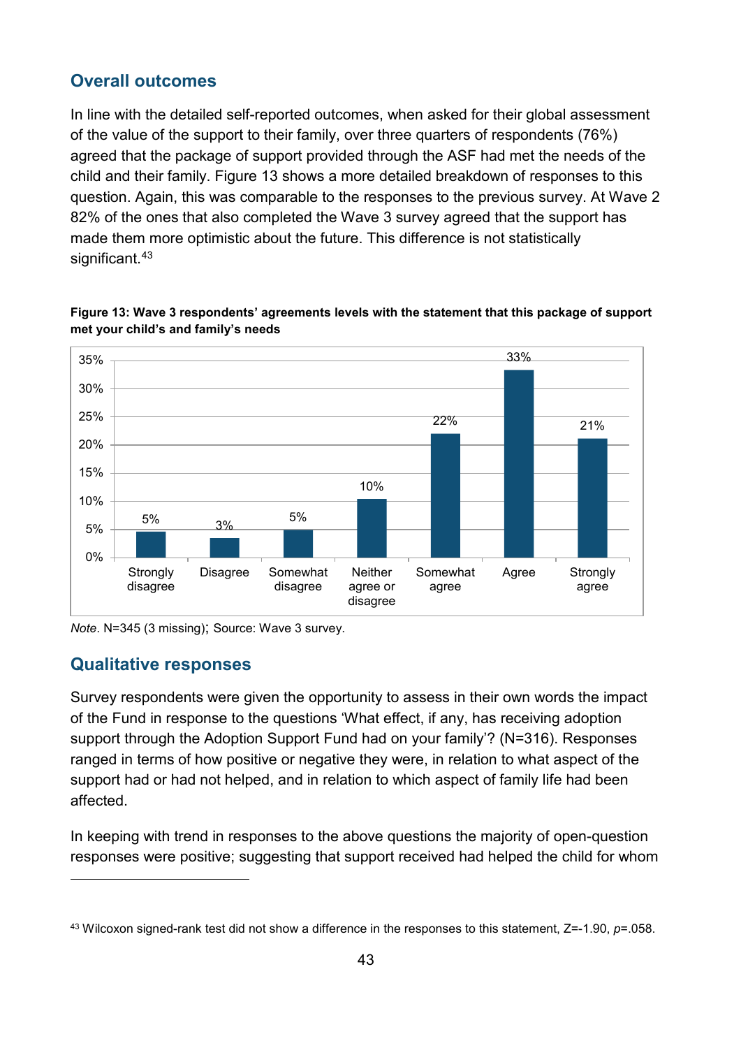## Overall outcomes

In line with the detailed self-reported outcomes, when asked for their global assessment of the value of the support to their family, over three quarters of respondents (76%) agreed that the package of support provided through the ASF had met the needs of the child and their family. Figure 13 shows a more detailed breakdown of responses to this question. Again, this was comparable to the responses to the previous survey. At Wave 2 82% of the ones that also completed the Wave 3 survey agreed that the support has made them more optimistic about the future. This difference is not statistically significant.[43]

**Figure 13: Wave 3 respondents' agreements levels with the statement that this package of support met your child's and family's needs**

| Response | Percentage |
|---|---|
| Strongly disagree | 5% |
| Disagree | 3% |
| Somewhat disagree | 5% |
| Neither agree or disagree | 10% |
| Somewhat agree | 22% |
| Agree | 33% |
| Strongly agree | 21% |

*Note*. N=345 (3 missing); Source: Wave 3 survey.

## Qualitative responses

Survey respondents were given the opportunity to assess in their own words the impact of the Fund in response to the questions 'What effect, if any, has receiving adoption support through the Adoption Support Fund had on your family'? (N=316). Responses ranged in terms of how positive or negative they were, in relation to what aspect of the support had or had not helped, and in relation to which aspect of family life had been affected.

In keeping with trend in responses to the above questions the majority of open-question responses were positive; suggesting that support received had helped the child for whom

[43] Wilcoxon signed-rank test did not show a difference in the responses to this statement, $Z=-1.90$, $p=.058$.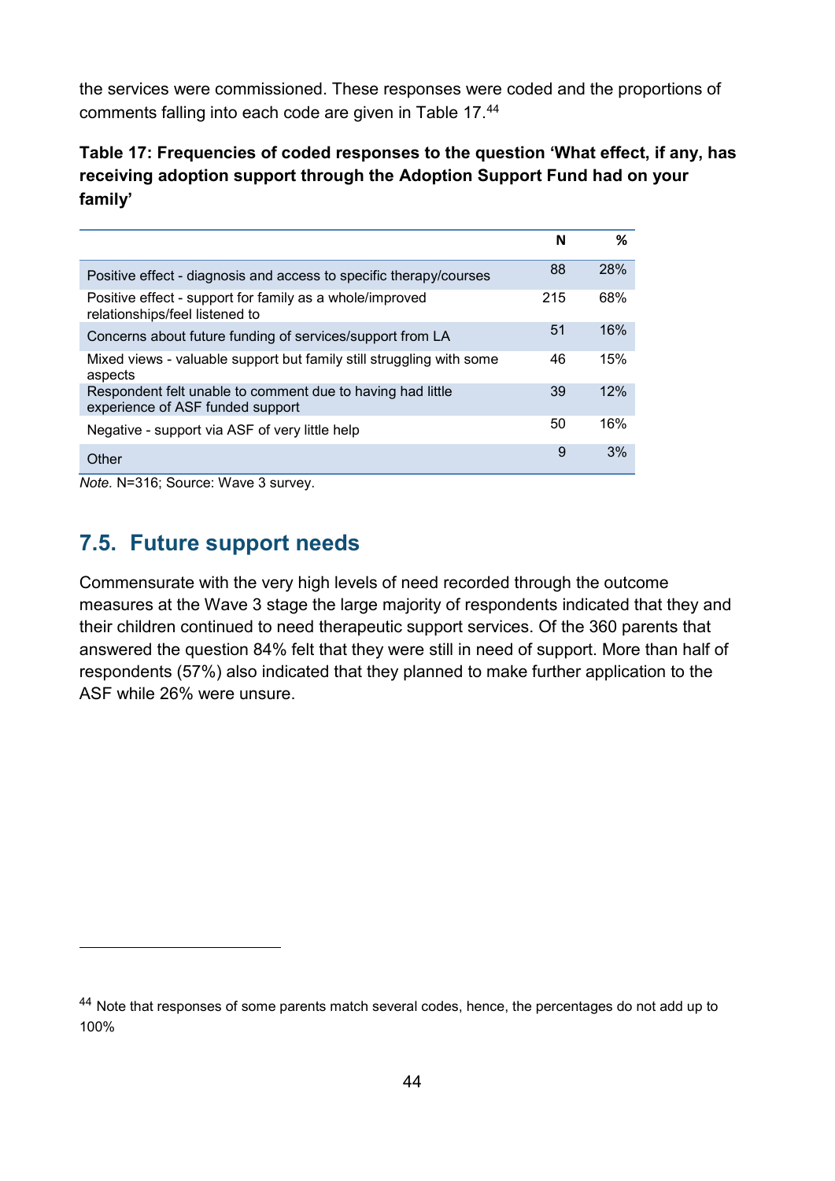the services were commissioned. These responses were coded and the proportions of comments falling into each code are given in Table 17.[44]

**Table 17: Frequencies of coded responses to the question 'What effect, if any, has receiving adoption support through the Adoption Support Fund had on your family'**

| | N | % |
|---|---|---|
| Positive effect - diagnosis and access to specific therapy/courses | 88 | 28% |
| Positive effect - support for family as a whole/improved relationships/feel listened to | 215 | 68% |
| Concerns about future funding of services/support from LA | 51 | 16% |
| Mixed views - valuable support but family still struggling with some aspects | 46 | 15% |
| Respondent felt unable to comment due to having had little experience of ASF funded support | 39 | 12% |
| Negative - support via ASF of very little help | 50 | 16% |
| Other | 9 | 3% |

*Note.* N=316; Source: Wave 3 survey.

## 7.5. Future support needs

Commensurate with the very high levels of need recorded through the outcome measures at the Wave 3 stage the large majority of respondents indicated that they and their children continued to need therapeutic support services. Of the 360 parents that answered the question 84% felt that they were still in need of support. More than half of respondents (57%) also indicated that they planned to make further application to the ASF while 26% were unsure.

[44] Note that responses of some parents match several codes, hence, the percentages do not add up to 100%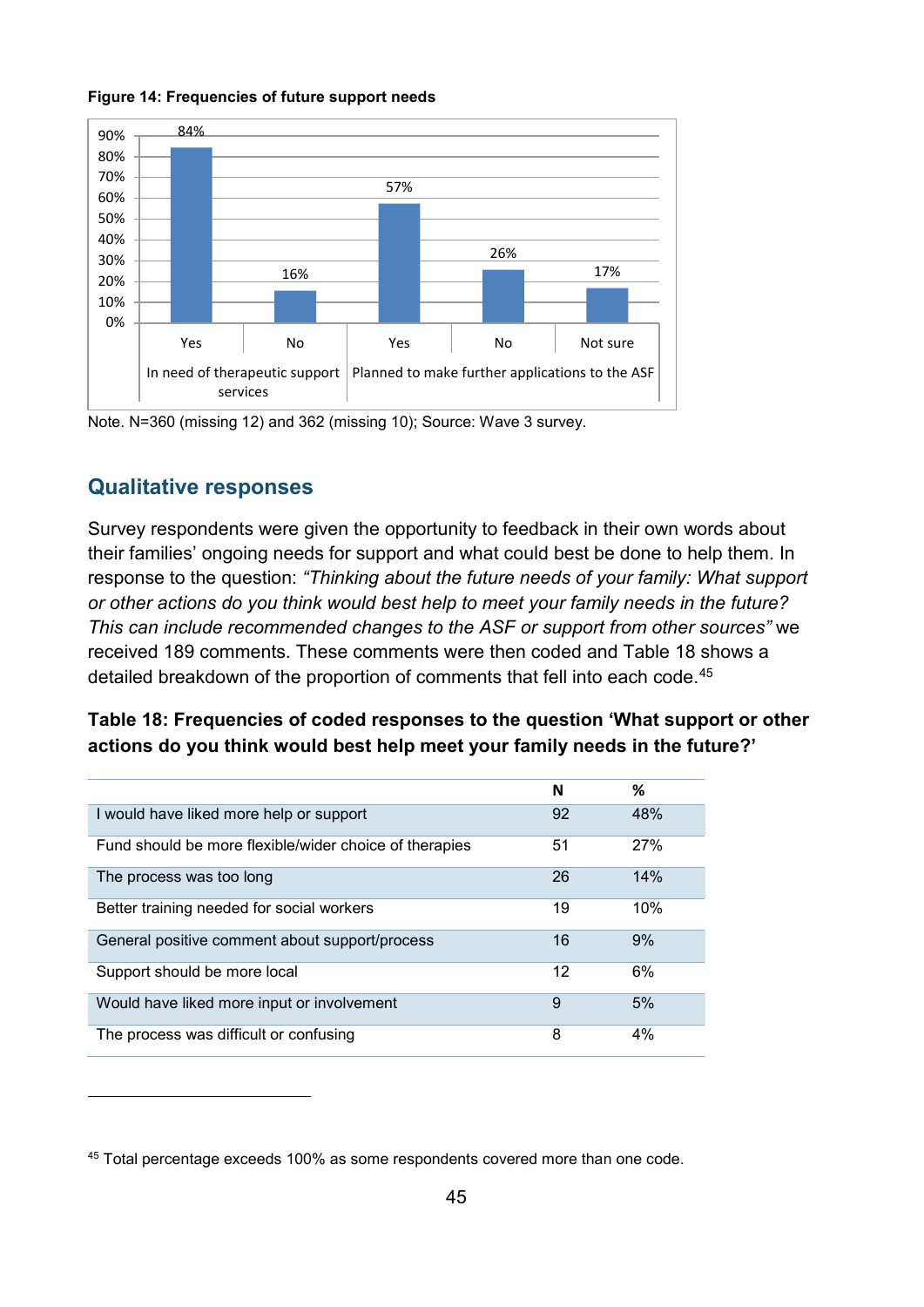**Figure 14: Frequencies of future support needs**

| | In need of therapeutic support services | | Planned to make further applications to the ASF | | |
|---|---|---|---|---|---|
| | Yes | No | Yes | No | Not sure |
| % | 84% | 16% | 57% | 26% | 17% |

Note. N=360 (missing 12) and 362 (missing 10); Source: Wave 3 survey.

## Qualitative responses

Survey respondents were given the opportunity to feedback in their own words about their families' ongoing needs for support and what could best be done to help them. In response to the question: *"Thinking about the future needs of your family: What support or other actions do you think would best help to meet your family needs in the future? This can include recommended changes to the ASF or support from other sources"* we received 189 comments. These comments were then coded and Table 18 shows a detailed breakdown of the proportion of comments that fell into each code.[45]

**Table 18: Frequencies of coded responses to the question 'What support or other actions do you think would best help meet your family needs in the future?'**

| | N | % |
|---|---|---|
| I would have liked more help or support | 92 | 48% |
| Fund should be more flexible/wider choice of therapies | 51 | 27% |
| The process was too long | 26 | 14% |
| Better training needed for social workers | 19 | 10% |
| General positive comment about support/process | 16 | 9% |
| Support should be more local | 12 | 6% |
| Would have liked more input or involvement | 9 | 5% |
| The process was difficult or confusing | 8 | 4% |

[45] Total percentage exceeds 100% as some respondents covered more than one code.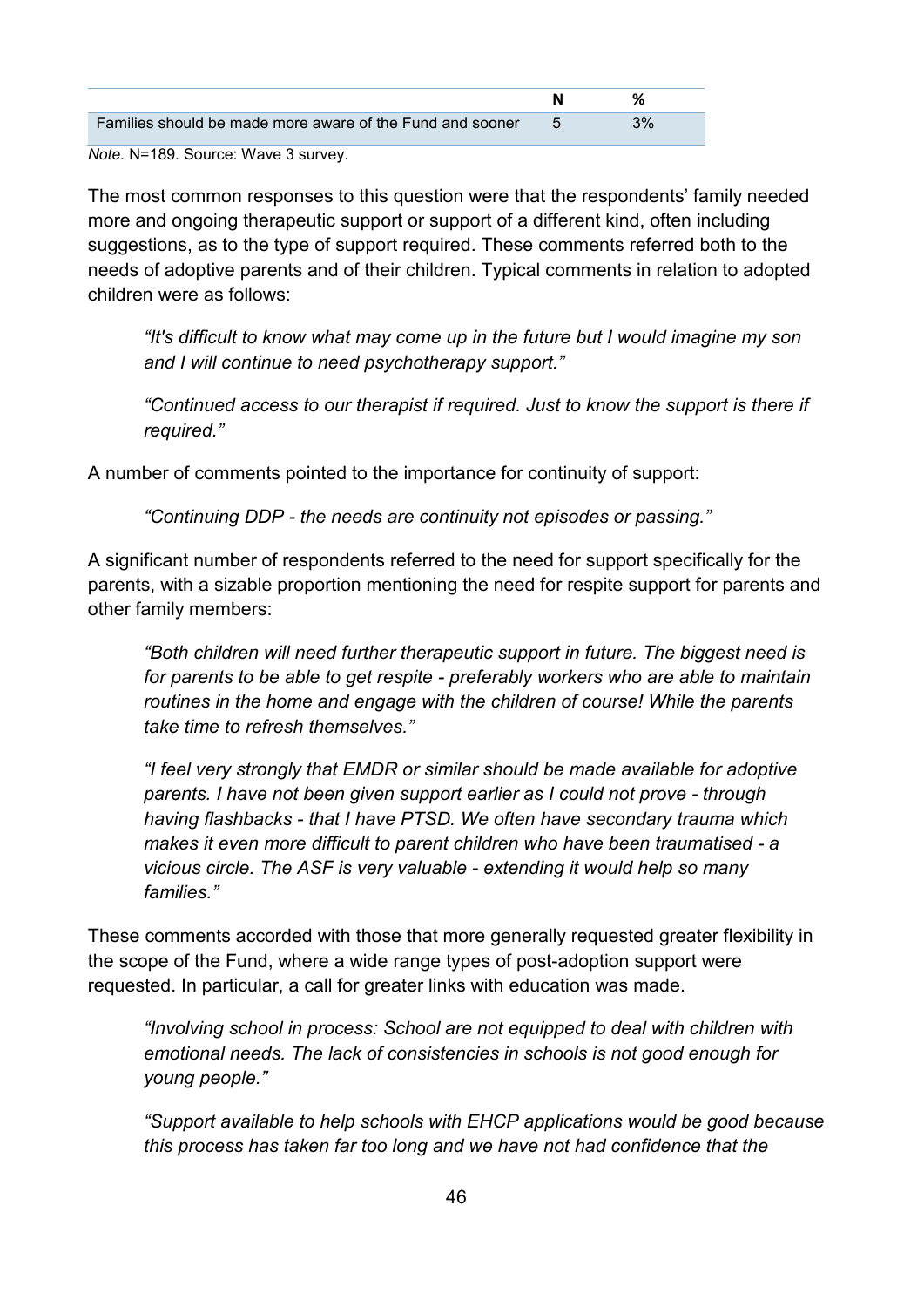| | N | % |
|---|---|---|
| Families should be made more aware of the Fund and sooner | 5 | 3% |

*Note.* N=189. Source: Wave 3 survey.

The most common responses to this question were that the respondents' family needed more and ongoing therapeutic support or support of a different kind, often including suggestions, as to the type of support required. These comments referred both to the needs of adoptive parents and of their children. Typical comments in relation to adopted children were as follows:

> *"It's difficult to know what may come up in the future but I would imagine my son and I will continue to need psychotherapy support."*

> *"Continued access to our therapist if required. Just to know the support is there if required."*

A number of comments pointed to the importance for continuity of support:

> *"Continuing DDP - the needs are continuity not episodes or passing."*

A significant number of respondents referred to the need for support specifically for the parents, with a sizable proportion mentioning the need for respite support for parents and other family members:

> *"Both children will need further therapeutic support in future. The biggest need is for parents to be able to get respite - preferably workers who are able to maintain routines in the home and engage with the children of course! While the parents take time to refresh themselves."*

> *"I feel very strongly that EMDR or similar should be made available for adoptive parents. I have not been given support earlier as I could not prove - through having flashbacks - that I have PTSD. We often have secondary trauma which makes it even more difficult to parent children who have been traumatised - a vicious circle. The ASF is very valuable - extending it would help so many families."*

These comments accorded with those that more generally requested greater flexibility in the scope of the Fund, where a wide range types of post-adoption support were requested. In particular, a call for greater links with education was made.

> *"Involving school in process: School are not equipped to deal with children with emotional needs. The lack of consistencies in schools is not good enough for young people."*

> *"Support available to help schools with EHCP applications would be good because this process has taken far too long and we have not had confidence that the*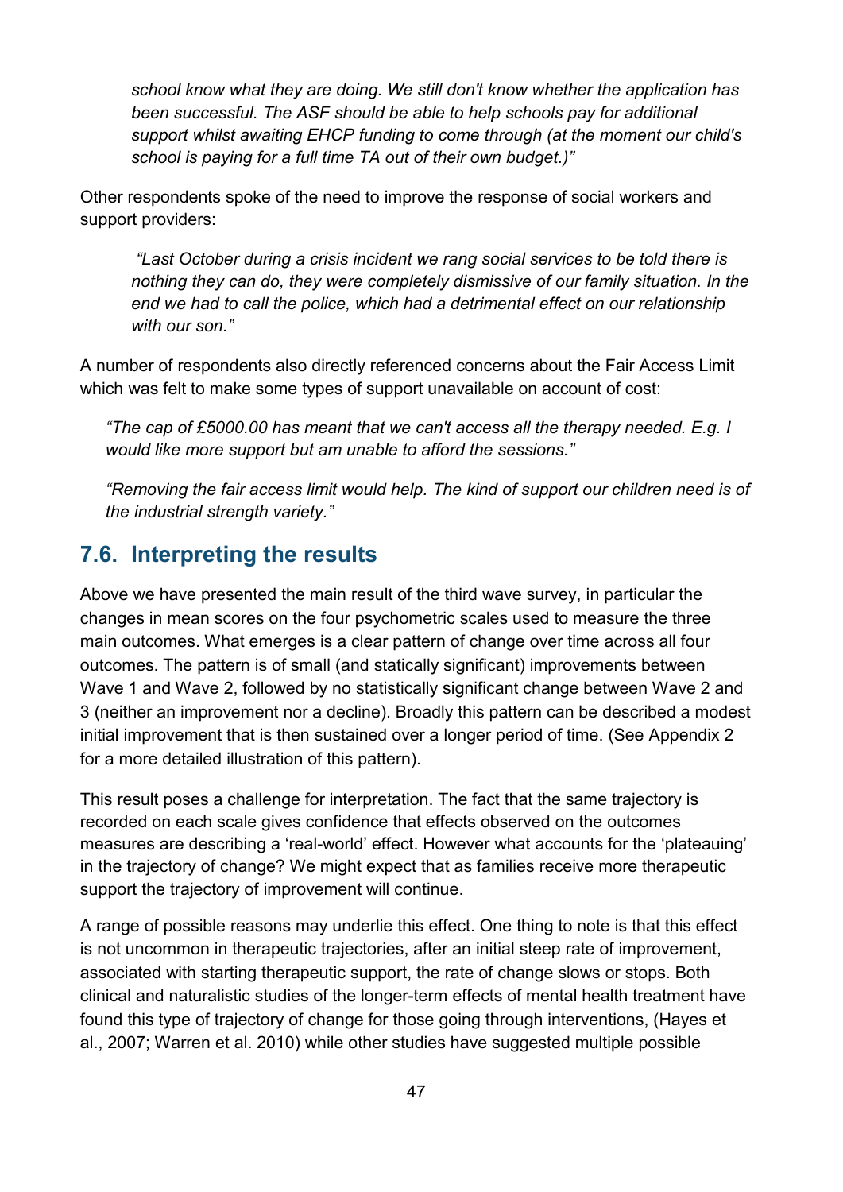*school know what they are doing. We still don't know whether the application has been successful. The ASF should be able to help schools pay for additional support whilst awaiting EHCP funding to come through (at the moment our child's school is paying for a full time TA out of their own budget.)"*

Other respondents spoke of the need to improve the response of social workers and support providers:

> *"Last October during a crisis incident we rang social services to be told there is nothing they can do, they were completely dismissive of our family situation. In the end we had to call the police, which had a detrimental effect on our relationship with our son."*

A number of respondents also directly referenced concerns about the Fair Access Limit which was felt to make some types of support unavailable on account of cost:

> *"The cap of £5000.00 has meant that we can't access all the therapy needed. E.g. I would like more support but am unable to afford the sessions."*
>
> *"Removing the fair access limit would help. The kind of support our children need is of the industrial strength variety."*

## 7.6. Interpreting the results

Above we have presented the main result of the third wave survey, in particular the changes in mean scores on the four psychometric scales used to measure the three main outcomes. What emerges is a clear pattern of change over time across all four outcomes. The pattern is of small (and statically significant) improvements between Wave 1 and Wave 2, followed by no statistically significant change between Wave 2 and 3 (neither an improvement nor a decline). Broadly this pattern can be described a modest initial improvement that is then sustained over a longer period of time. (See Appendix 2 for a more detailed illustration of this pattern).

This result poses a challenge for interpretation. The fact that the same trajectory is recorded on each scale gives confidence that effects observed on the outcomes measures are describing a 'real-world' effect. However what accounts for the 'plateauing' in the trajectory of change? We might expect that as families receive more therapeutic support the trajectory of improvement will continue.

A range of possible reasons may underlie this effect. One thing to note is that this effect is not uncommon in therapeutic trajectories, after an initial steep rate of improvement, associated with starting therapeutic support, the rate of change slows or stops. Both clinical and naturalistic studies of the longer-term effects of mental health treatment have found this type of trajectory of change for those going through interventions, (Hayes et al., 2007; Warren et al. 2010) while other studies have suggested multiple possible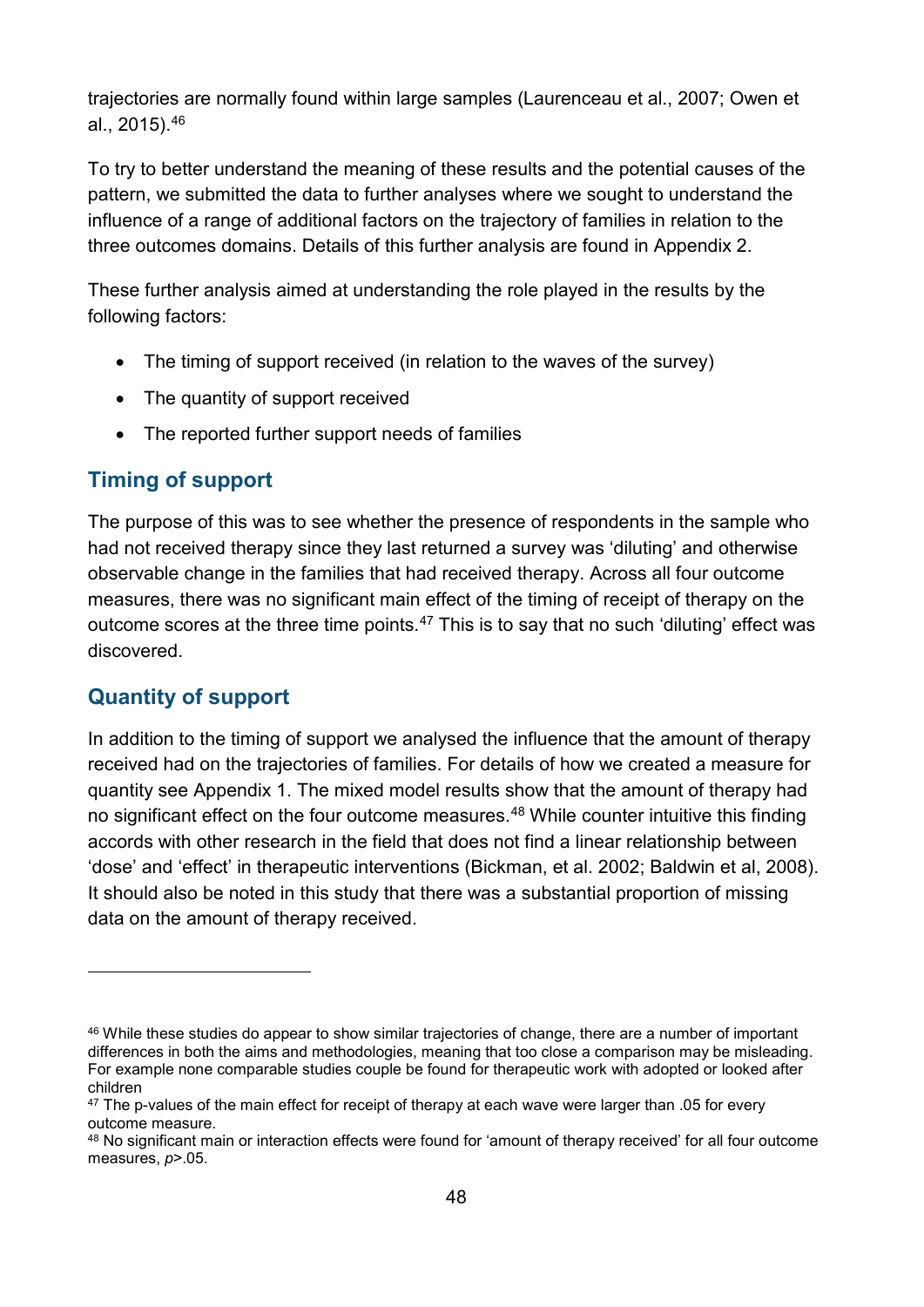trajectories are normally found within large samples (Laurenceau et al., 2007; Owen et al., 2015).[46]

To try to better understand the meaning of these results and the potential causes of the pattern, we submitted the data to further analyses where we sought to understand the influence of a range of additional factors on the trajectory of families in relation to the three outcomes domains. Details of this further analysis are found in Appendix 2.

These further analysis aimed at understanding the role played in the results by the following factors:

- The timing of support received (in relation to the waves of the survey)
- The quantity of support received
- The reported further support needs of families

## Timing of support

The purpose of this was to see whether the presence of respondents in the sample who had not received therapy since they last returned a survey was 'diluting' and otherwise observable change in the families that had received therapy. Across all four outcome measures, there was no significant main effect of the timing of receipt of therapy on the outcome scores at the three time points.[47] This is to say that no such 'diluting' effect was discovered.

## Quantity of support

In addition to the timing of support we analysed the influence that the amount of therapy received had on the trajectories of families. For details of how we created a measure for quantity see Appendix 1. The mixed model results show that the amount of therapy had no significant effect on the four outcome measures.[48] While counter intuitive this finding accords with other research in the field that does not find a linear relationship between 'dose' and 'effect' in therapeutic interventions (Bickman, et al. 2002; Baldwin et al, 2008). It should also be noted in this study that there was a substantial proportion of missing data on the amount of therapy received.

---

[46] While these studies do appear to show similar trajectories of change, there are a number of important differences in both the aims and methodologies, meaning that too close a comparison may be misleading. For example none comparable studies couple be found for therapeutic work with adopted or looked after children

[47] The p-values of the main effect for receipt of therapy at each wave were larger than .05 for every outcome measure.

[48] No significant main or interaction effects were found for 'amount of therapy received' for all four outcome measures, $p > .05$.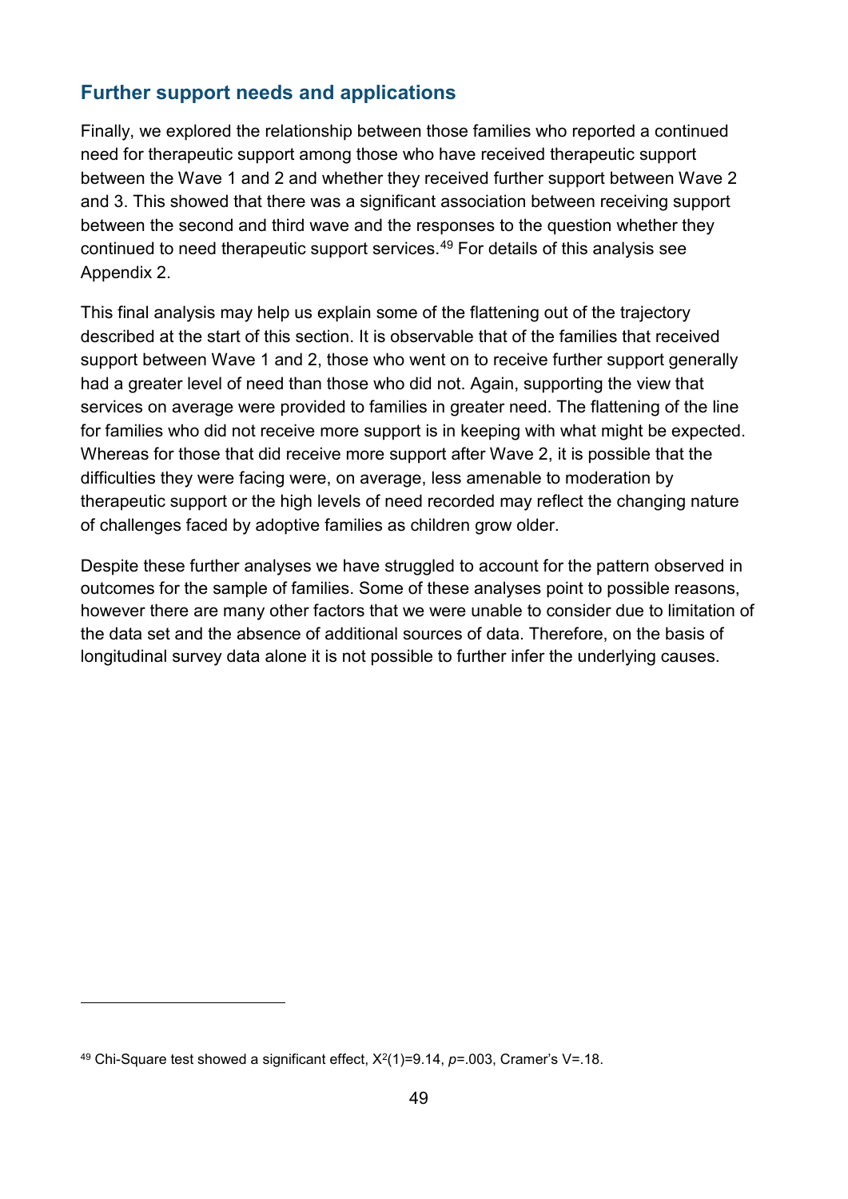## Further support needs and applications

Finally, we explored the relationship between those families who reported a continued need for therapeutic support among those who have received therapeutic support between the Wave 1 and 2 and whether they received further support between Wave 2 and 3. This showed that there was a significant association between receiving support between the second and third wave and the responses to the question whether they continued to need therapeutic support services.[49] For details of this analysis see Appendix 2.

This final analysis may help us explain some of the flattening out of the trajectory described at the start of this section. It is observable that of the families that received support between Wave 1 and 2, those who went on to receive further support generally had a greater level of need than those who did not. Again, supporting the view that services on average were provided to families in greater need. The flattening of the line for families who did not receive more support is in keeping with what might be expected. Whereas for those that did receive more support after Wave 2, it is possible that the difficulties they were facing were, on average, less amenable to moderation by therapeutic support or the high levels of need recorded may reflect the changing nature of challenges faced by adoptive families as children grow older.

Despite these further analyses we have struggled to account for the pattern observed in outcomes for the sample of families. Some of these analyses point to possible reasons, however there are many other factors that we were unable to consider due to limitation of the data set and the absence of additional sources of data. Therefore, on the basis of longitudinal survey data alone it is not possible to further infer the underlying causes.

[49] Chi-Square test showed a significant effect, $X^2(1)=9.14$, $p=.003$, Cramer's V=.18.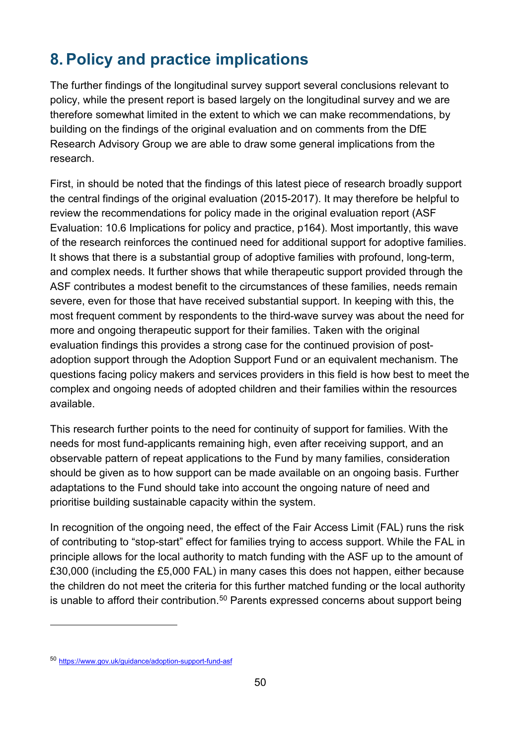# 8. Policy and practice implications

The further findings of the longitudinal survey support several conclusions relevant to policy, while the present report is based largely on the longitudinal survey and we are therefore somewhat limited in the extent to which we can make recommendations, by building on the findings of the original evaluation and on comments from the DfE Research Advisory Group we are able to draw some general implications from the research.

First, in should be noted that the findings of this latest piece of research broadly support the central findings of the original evaluation (2015-2017). It may therefore be helpful to review the recommendations for policy made in the original evaluation report (ASF Evaluation: 10.6 Implications for policy and practice, p164). Most importantly, this wave of the research reinforces the continued need for additional support for adoptive families. It shows that there is a substantial group of adoptive families with profound, long-term, and complex needs. It further shows that while therapeutic support provided through the ASF contributes a modest benefit to the circumstances of these families, needs remain severe, even for those that have received substantial support. In keeping with this, the most frequent comment by respondents to the third-wave survey was about the need for more and ongoing therapeutic support for their families. Taken with the original evaluation findings this provides a strong case for the continued provision of post-adoption support through the Adoption Support Fund or an equivalent mechanism. The questions facing policy makers and services providers in this field is how best to meet the complex and ongoing needs of adopted children and their families within the resources available.

This research further points to the need for continuity of support for families. With the needs for most fund-applicants remaining high, even after receiving support, and an observable pattern of repeat applications to the Fund by many families, consideration should be given as to how support can be made available on an ongoing basis. Further adaptations to the Fund should take into account the ongoing nature of need and prioritise building sustainable capacity within the system.

In recognition of the ongoing need, the effect of the Fair Access Limit (FAL) runs the risk of contributing to "stop-start" effect for families trying to access support. While the FAL in principle allows for the local authority to match funding with the ASF up to the amount of £30,000 (including the £5,000 FAL) in many cases this does not happen, either because the children do not meet the criteria for this further matched funding or the local authority is unable to afford their contribution.[50] Parents expressed concerns about support being

[50] https://www.gov.uk/guidance/adoption-support-fund-asf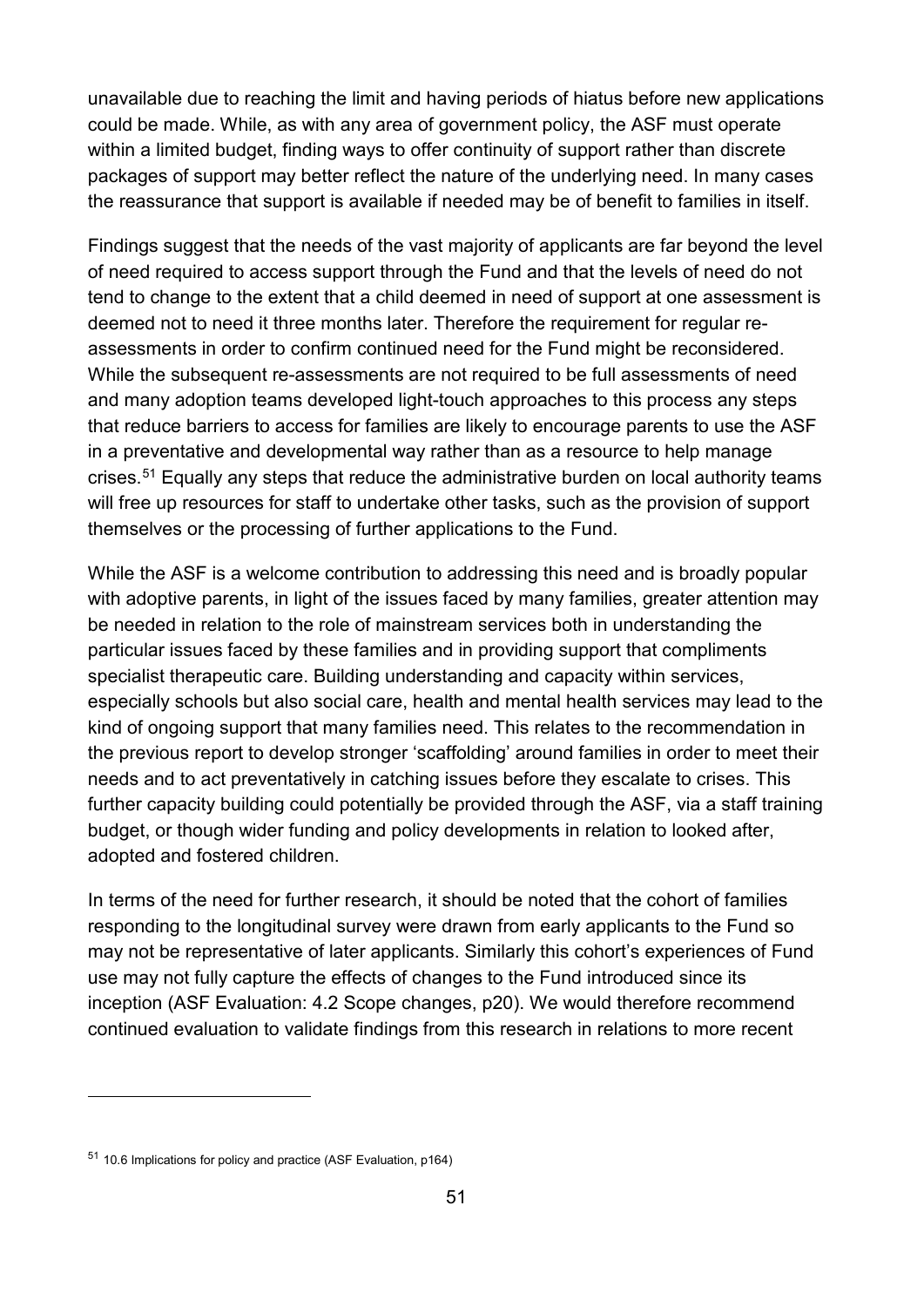unavailable due to reaching the limit and having periods of hiatus before new applications could be made. While, as with any area of government policy, the ASF must operate within a limited budget, finding ways to offer continuity of support rather than discrete packages of support may better reflect the nature of the underlying need. In many cases the reassurance that support is available if needed may be of benefit to families in itself.

Findings suggest that the needs of the vast majority of applicants are far beyond the level of need required to access support through the Fund and that the levels of need do not tend to change to the extent that a child deemed in need of support at one assessment is deemed not to need it three months later. Therefore the requirement for regular re-assessments in order to confirm continued need for the Fund might be reconsidered. While the subsequent re-assessments are not required to be full assessments of need and many adoption teams developed light-touch approaches to this process any steps that reduce barriers to access for families are likely to encourage parents to use the ASF in a preventative and developmental way rather than as a resource to help manage crises.[51] Equally any steps that reduce the administrative burden on local authority teams will free up resources for staff to undertake other tasks, such as the provision of support themselves or the processing of further applications to the Fund.

While the ASF is a welcome contribution to addressing this need and is broadly popular with adoptive parents, in light of the issues faced by many families, greater attention may be needed in relation to the role of mainstream services both in understanding the particular issues faced by these families and in providing support that compliments specialist therapeutic care. Building understanding and capacity within services, especially schools but also social care, health and mental health services may lead to the kind of ongoing support that many families need. This relates to the recommendation in the previous report to develop stronger 'scaffolding' around families in order to meet their needs and to act preventatively in catching issues before they escalate to crises. This further capacity building could potentially be provided through the ASF, via a staff training budget, or though wider funding and policy developments in relation to looked after, adopted and fostered children.

In terms of the need for further research, it should be noted that the cohort of families responding to the longitudinal survey were drawn from early applicants to the Fund so may not be representative of later applicants. Similarly this cohort's experiences of Fund use may not fully capture the effects of changes to the Fund introduced since its inception (ASF Evaluation: 4.2 Scope changes, p20). We would therefore recommend continued evaluation to validate findings from this research in relations to more recent

---

[51] 10.6 Implications for policy and practice (ASF Evaluation, p164)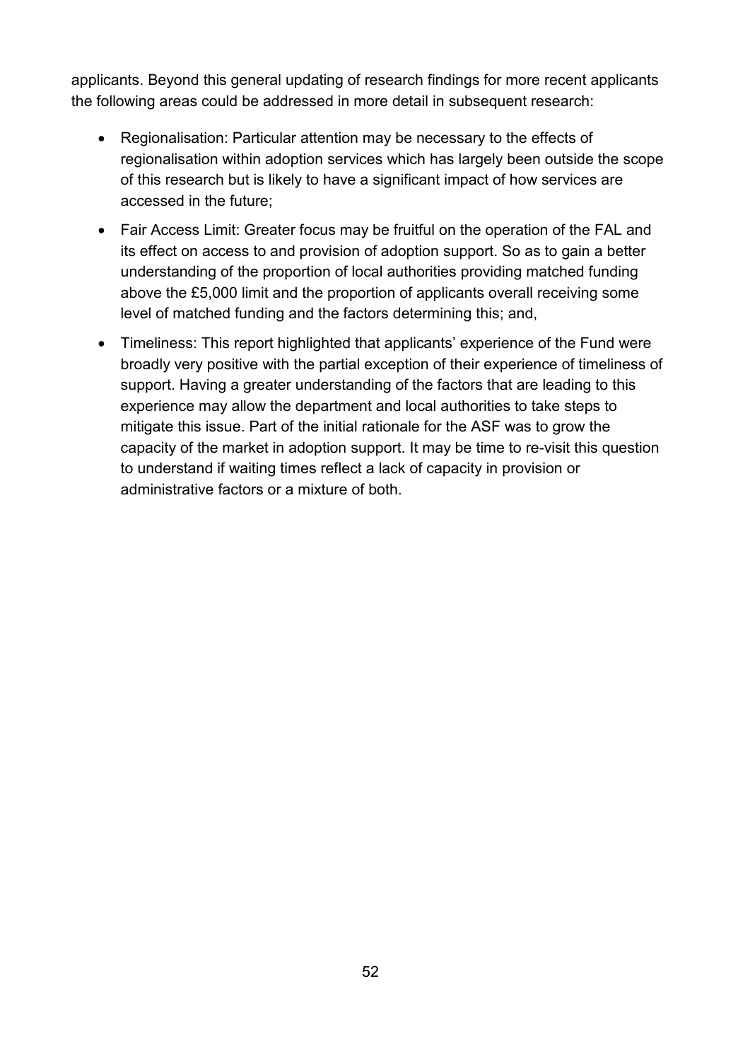applicants. Beyond this general updating of research findings for more recent applicants the following areas could be addressed in more detail in subsequent research:

- Regionalisation: Particular attention may be necessary to the effects of regionalisation within adoption services which has largely been outside the scope of this research but is likely to have a significant impact of how services are accessed in the future;
- Fair Access Limit: Greater focus may be fruitful on the operation of the FAL and its effect on access to and provision of adoption support. So as to gain a better understanding of the proportion of local authorities providing matched funding above the £5,000 limit and the proportion of applicants overall receiving some level of matched funding and the factors determining this; and,
- Timeliness: This report highlighted that applicants' experience of the Fund were broadly very positive with the partial exception of their experience of timeliness of support. Having a greater understanding of the factors that are leading to this experience may allow the department and local authorities to take steps to mitigate this issue. Part of the initial rationale for the ASF was to grow the capacity of the market in adoption support. It may be time to re-visit this question to understand if waiting times reflect a lack of capacity in provision or administrative factors or a mixture of both.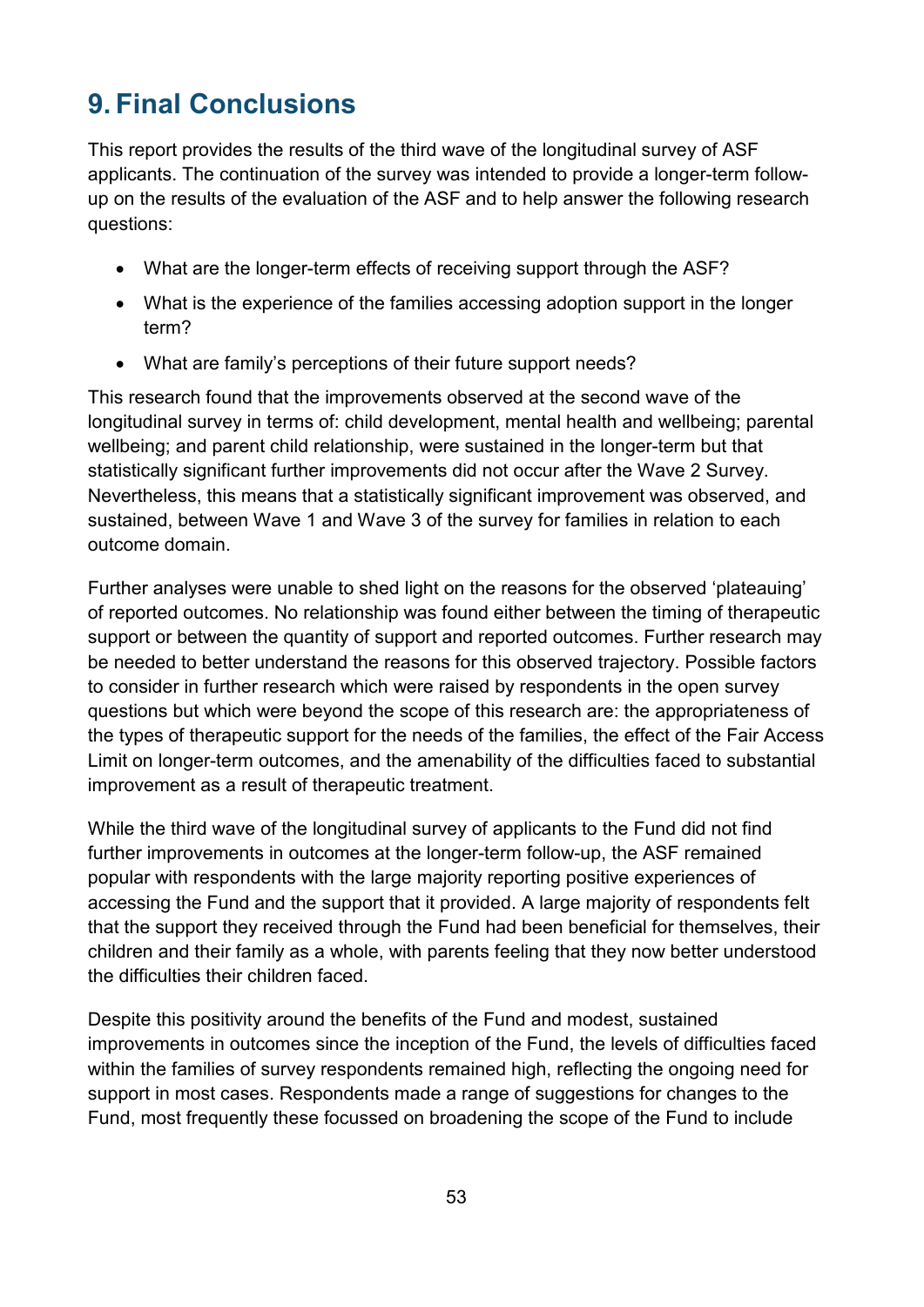# 9. Final Conclusions

This report provides the results of the third wave of the longitudinal survey of ASF applicants. The continuation of the survey was intended to provide a longer-term follow-up on the results of the evaluation of the ASF and to help answer the following research questions:

- What are the longer-term effects of receiving support through the ASF?
- What is the experience of the families accessing adoption support in the longer term?
- What are family's perceptions of their future support needs?

This research found that the improvements observed at the second wave of the longitudinal survey in terms of: child development, mental health and wellbeing; parental wellbeing; and parent child relationship, were sustained in the longer-term but that statistically significant further improvements did not occur after the Wave 2 Survey. Nevertheless, this means that a statistically significant improvement was observed, and sustained, between Wave 1 and Wave 3 of the survey for families in relation to each outcome domain.

Further analyses were unable to shed light on the reasons for the observed 'plateauing' of reported outcomes. No relationship was found either between the timing of therapeutic support or between the quantity of support and reported outcomes. Further research may be needed to better understand the reasons for this observed trajectory. Possible factors to consider in further research which were raised by respondents in the open survey questions but which were beyond the scope of this research are: the appropriateness of the types of therapeutic support for the needs of the families, the effect of the Fair Access Limit on longer-term outcomes, and the amenability of the difficulties faced to substantial improvement as a result of therapeutic treatment.

While the third wave of the longitudinal survey of applicants to the Fund did not find further improvements in outcomes at the longer-term follow-up, the ASF remained popular with respondents with the large majority reporting positive experiences of accessing the Fund and the support that it provided. A large majority of respondents felt that the support they received through the Fund had been beneficial for themselves, their children and their family as a whole, with parents feeling that they now better understood the difficulties their children faced.

Despite this positivity around the benefits of the Fund and modest, sustained improvements in outcomes since the inception of the Fund, the levels of difficulties faced within the families of survey respondents remained high, reflecting the ongoing need for support in most cases. Respondents made a range of suggestions for changes to the Fund, most frequently these focussed on broadening the scope of the Fund to include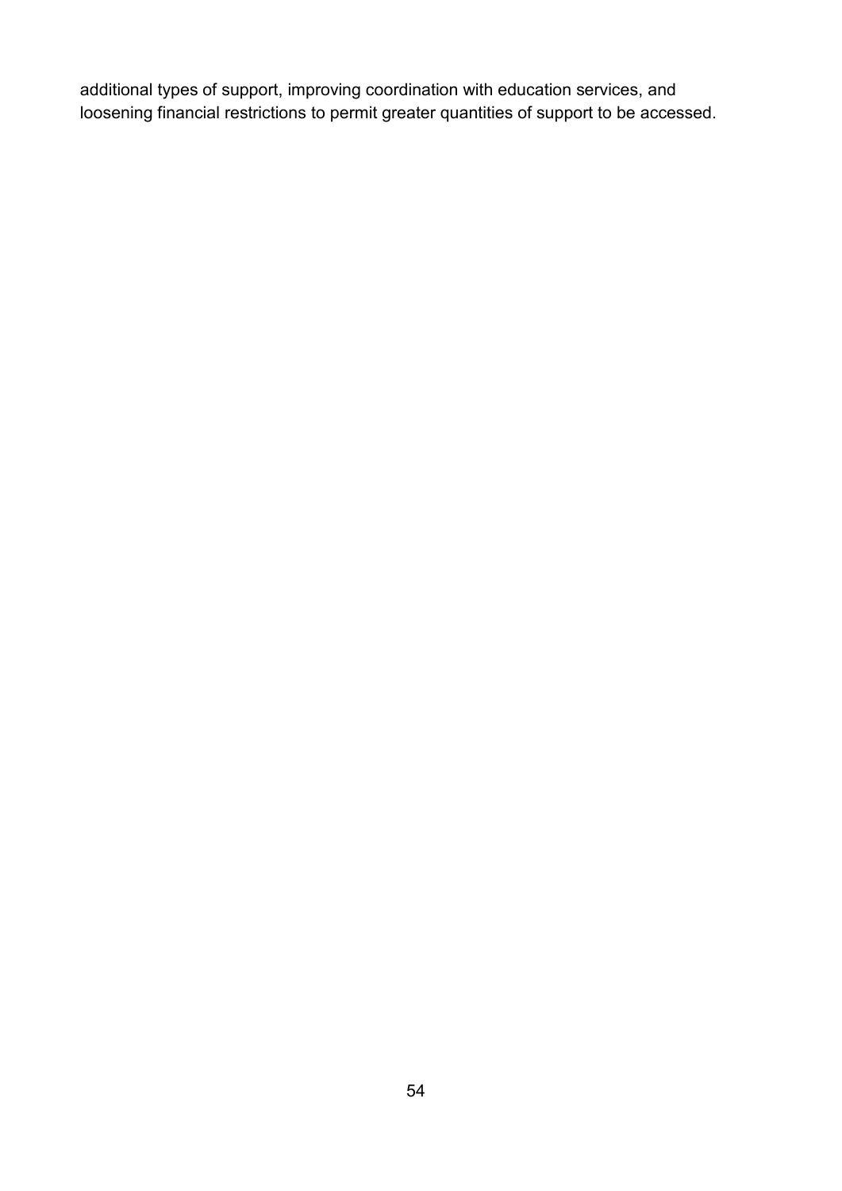additional types of support, improving coordination with education services, and loosening financial restrictions to permit greater quantities of support to be accessed.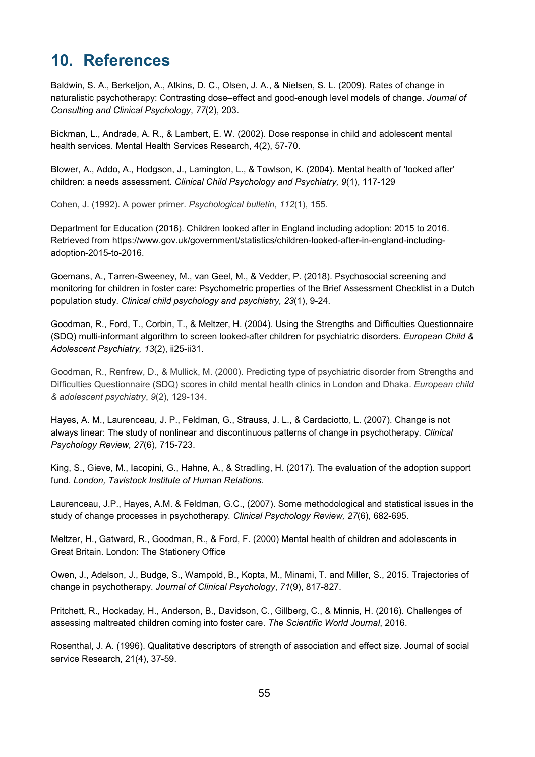# 10. References

Baldwin, S. A., Berkeljon, A., Atkins, D. C., Olsen, J. A., & Nielsen, S. L. (2009). Rates of change in naturalistic psychotherapy: Contrasting dose–effect and good-enough level models of change. *Journal of Consulting and Clinical Psychology*, *77*(2), 203.

Bickman, L., Andrade, A. R., & Lambert, E. W. (2002). Dose response in child and adolescent mental health services. Mental Health Services Research, 4(2), 57-70.

Blower, A., Addo, A., Hodgson, J., Lamington, L., & Towlson, K. (2004). Mental health of 'looked after' children: a needs assessment. *Clinical Child Psychology and Psychiatry, 9*(1), 117-129

Cohen, J. (1992). A power primer. *Psychological bulletin*, *112*(1), 155.

Department for Education (2016). Children looked after in England including adoption: 2015 to 2016. Retrieved from https://www.gov.uk/government/statistics/children-looked-after-in-england-including-adoption-2015-to-2016.

Goemans, A., Tarren-Sweeney, M., van Geel, M., & Vedder, P. (2018). Psychosocial screening and monitoring for children in foster care: Psychometric properties of the Brief Assessment Checklist in a Dutch population study. *Clinical child psychology and psychiatry, 23*(1), 9-24.

Goodman, R., Ford, T., Corbin, T., & Meltzer, H. (2004). Using the Strengths and Difficulties Questionnaire (SDQ) multi-informant algorithm to screen looked-after children for psychiatric disorders. *European Child & Adolescent Psychiatry, 13*(2), ii25-ii31.

Goodman, R., Renfrew, D., & Mullick, M. (2000). Predicting type of psychiatric disorder from Strengths and Difficulties Questionnaire (SDQ) scores in child mental health clinics in London and Dhaka. *European child & adolescent psychiatry*, *9*(2), 129-134.

Hayes, A. M., Laurenceau, J. P., Feldman, G., Strauss, J. L., & Cardaciotto, L. (2007). Change is not always linear: The study of nonlinear and discontinuous patterns of change in psychotherapy. *Clinical Psychology Review, 27*(6), 715-723.

King, S., Gieve, M., Iacopini, G., Hahne, A., & Stradling, H. (2017). The evaluation of the adoption support fund. *London, Tavistock Institute of Human Relations*.

Laurenceau, J.P., Hayes, A.M. & Feldman, G.C., (2007). Some methodological and statistical issues in the study of change processes in psychotherapy*. Clinical Psychology Review, 27*(6), 682-695.

Meltzer, H., Gatward, R., Goodman, R., & Ford, F. (2000) Mental health of children and adolescents in Great Britain. London: The Stationery Office

Owen, J., Adelson, J., Budge, S., Wampold, B., Kopta, M., Minami, T. and Miller, S., 2015. Trajectories of change in psychotherapy. *Journal of Clinical Psychology*, *71*(9), 817-827.

Pritchett, R., Hockaday, H., Anderson, B., Davidson, C., Gillberg, C., & Minnis, H. (2016). Challenges of assessing maltreated children coming into foster care. *The Scientific World Journal*, 2016.

Rosenthal, J. A. (1996). Qualitative descriptors of strength of association and effect size. Journal of social service Research, 21(4), 37-59.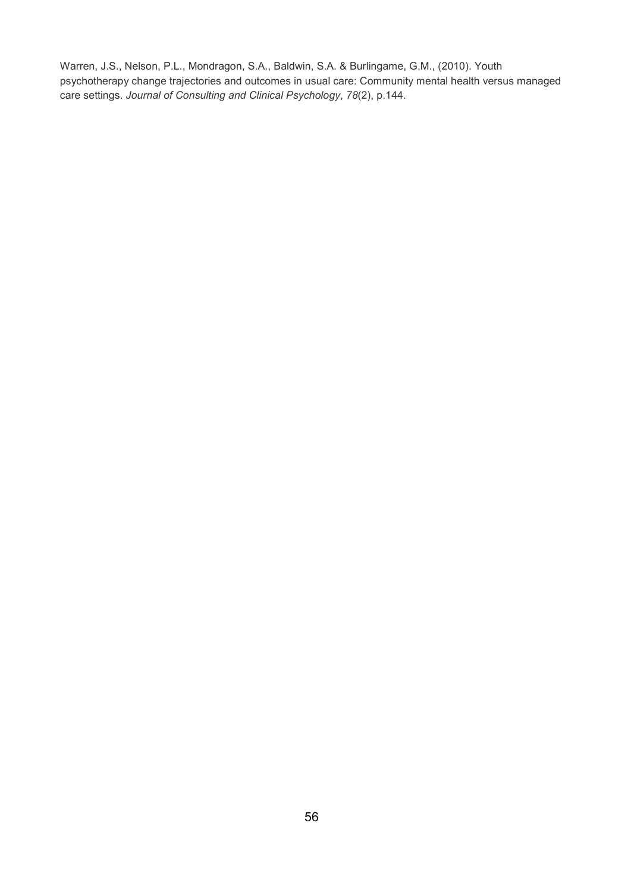Warren, J.S., Nelson, P.L., Mondragon, S.A., Baldwin, S.A. & Burlingame, G.M., (2010). Youth psychotherapy change trajectories and outcomes in usual care: Community mental health versus managed care settings. *Journal of Consulting and Clinical Psychology*, *78*(2), p.144.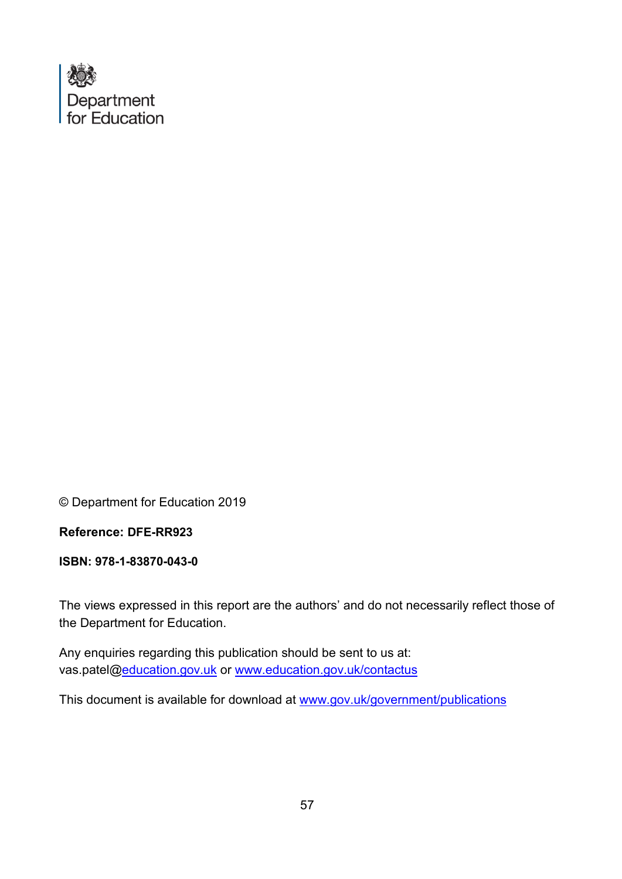Department for Education

© Department for Education 2019

**Reference: DFE-RR923**

**ISBN: 978-1-83870-043-0**

The views expressed in this report are the authors' and do not necessarily reflect those of the Department for Education.

Any enquiries regarding this publication should be sent to us at: vas.patel@education.gov.uk or www.education.gov.uk/contactus

This document is available for download at www.gov.uk/government/publications